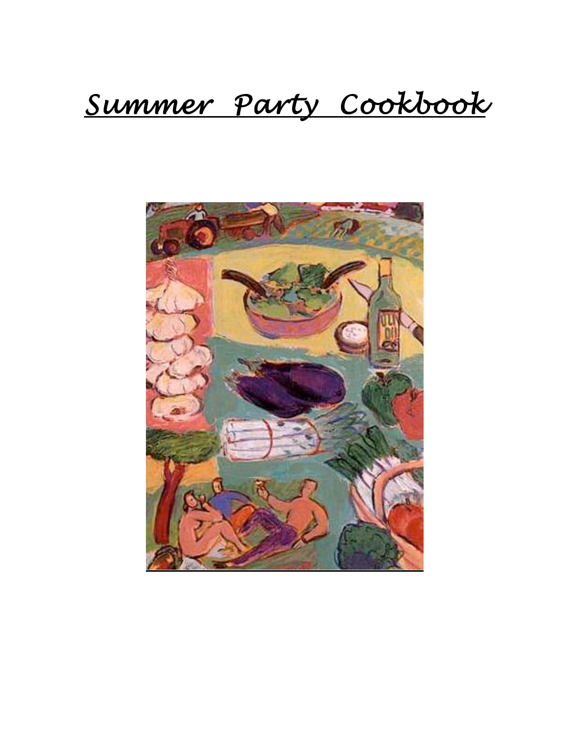# Summer Party Cookbook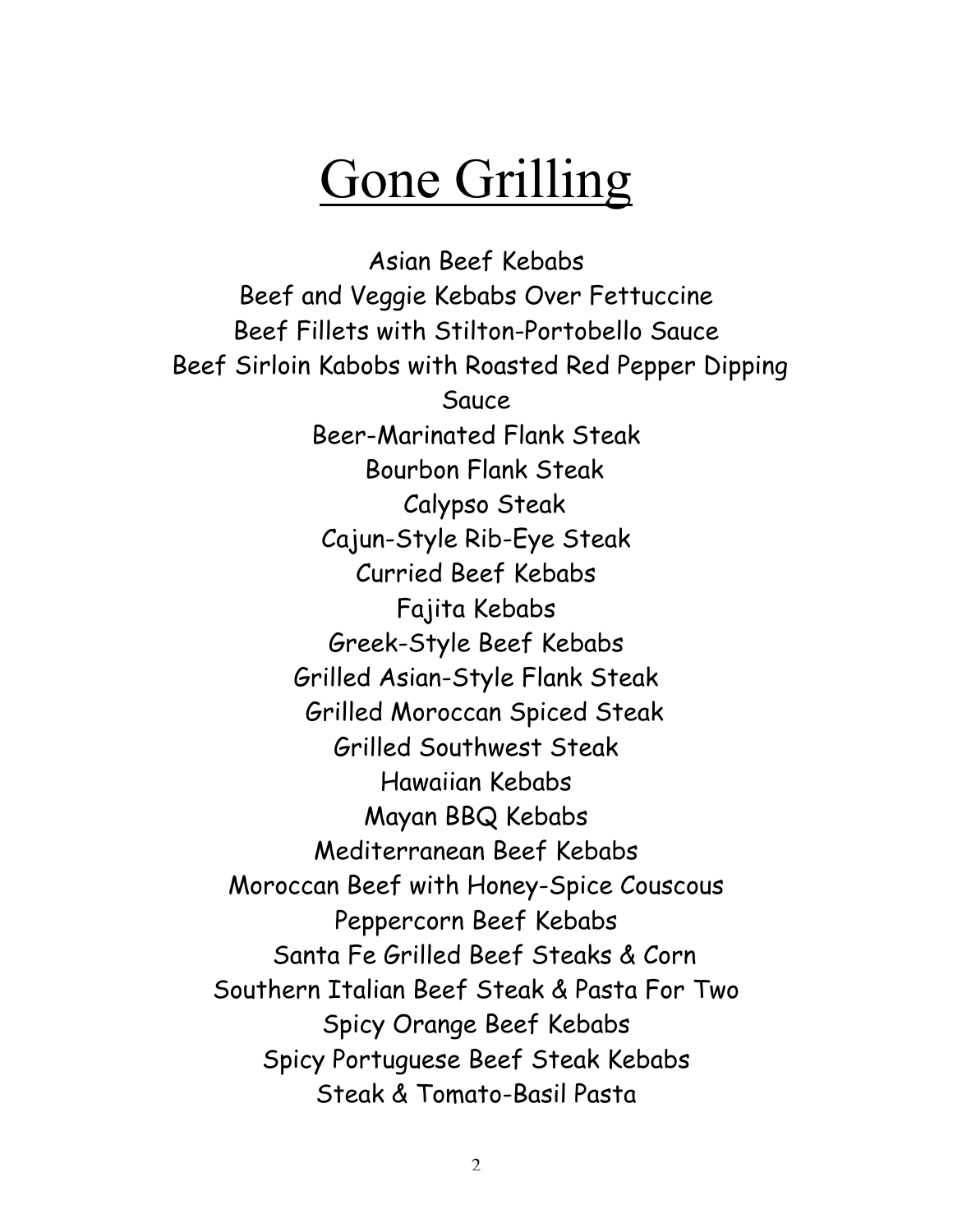# Gone Grilling

Asian Beef Kebabs
Beef and Veggie Kebabs Over Fettuccine
Beef Fillets with Stilton-Portobello Sauce
Beef Sirloin Kabobs with Roasted Red Pepper Dipping Sauce
Beer-Marinated Flank Steak
Bourbon Flank Steak
Calypso Steak
Cajun-Style Rib-Eye Steak
Curried Beef Kebabs
Fajita Kebabs
Greek-Style Beef Kebabs
Grilled Asian-Style Flank Steak
Grilled Moroccan Spiced Steak
Grilled Southwest Steak
Hawaiian Kebabs
Mayan BBQ Kebabs
Mediterranean Beef Kebabs
Moroccan Beef with Honey-Spice Couscous
Peppercorn Beef Kebabs
Santa Fe Grilled Beef Steaks & Corn
Southern Italian Beef Steak & Pasta For Two
Spicy Orange Beef Kebabs
Spicy Portuguese Beef Steak Kebabs
Steak & Tomato-Basil Pasta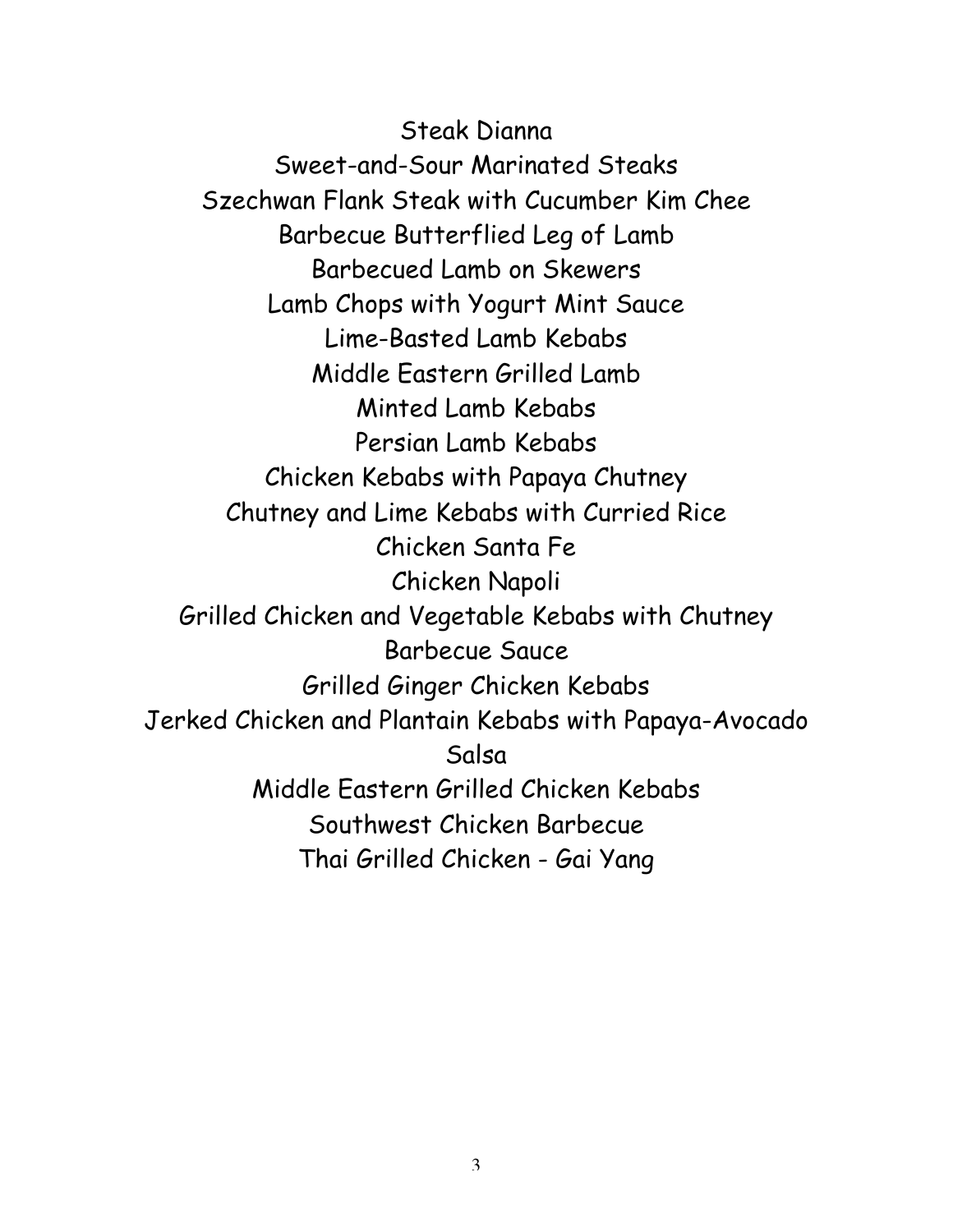Steak Dianna

Sweet-and-Sour Marinated Steaks

Szechwan Flank Steak with Cucumber Kim Chee

Barbecue Butterflied Leg of Lamb

Barbecued Lamb on Skewers

Lamb Chops with Yogurt Mint Sauce

Lime-Basted Lamb Kebabs

Middle Eastern Grilled Lamb

Minted Lamb Kebabs

Persian Lamb Kebabs

Chicken Kebabs with Papaya Chutney

Chutney and Lime Kebabs with Curried Rice

Chicken Santa Fe

Chicken Napoli

Grilled Chicken and Vegetable Kebabs with Chutney Barbecue Sauce

Grilled Ginger Chicken Kebabs

Jerked Chicken and Plantain Kebabs with Papaya-Avocado Salsa

Middle Eastern Grilled Chicken Kebabs

Southwest Chicken Barbecue

Thai Grilled Chicken - Gai Yang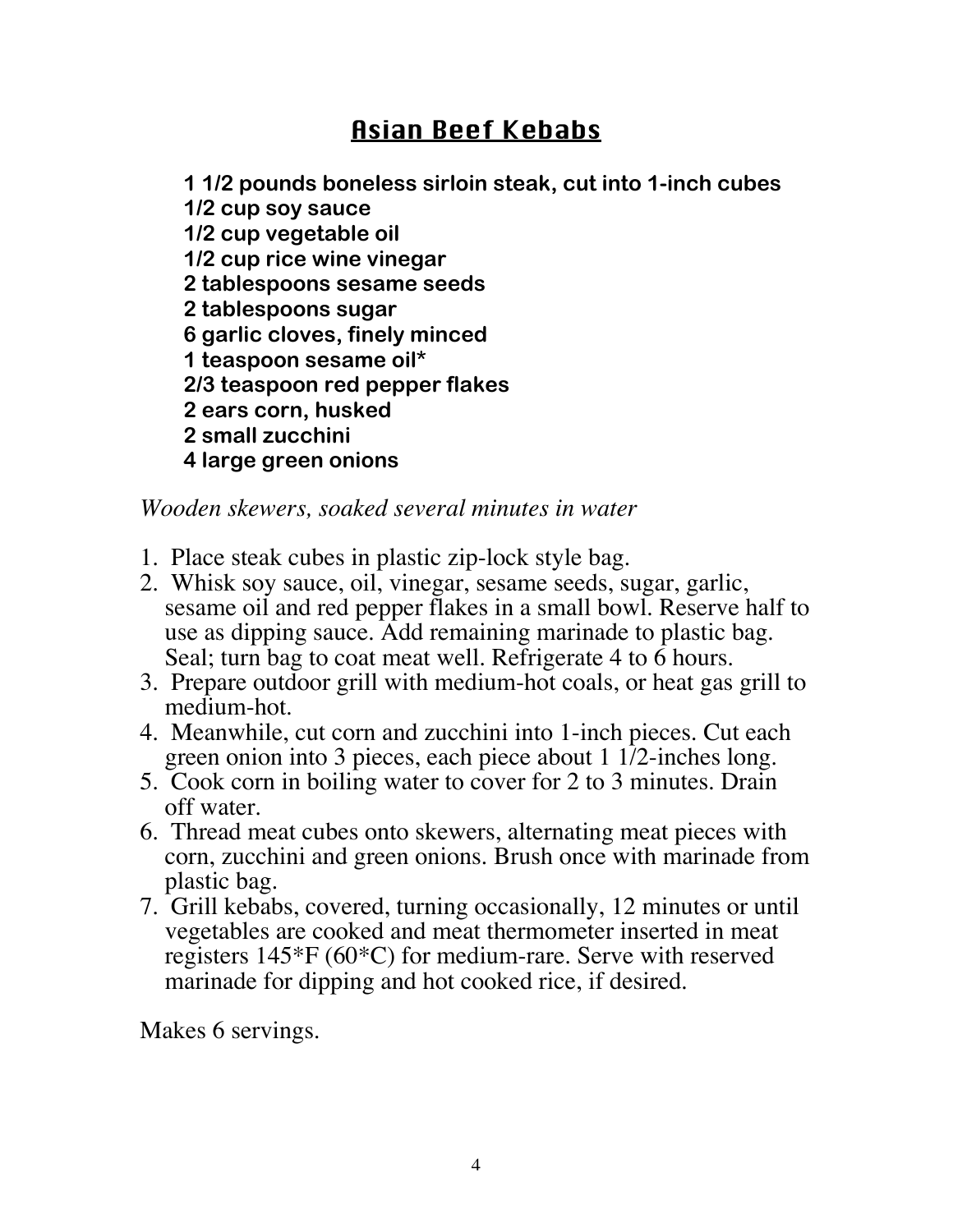# Asian Beef Kebabs

**1 1/2 pounds boneless sirloin steak, cut into 1-inch cubes**
**1/2 cup soy sauce**
**1/2 cup vegetable oil**
**1/2 cup rice wine vinegar**
**2 tablespoons sesame seeds**
**2 tablespoons sugar**
**6 garlic cloves, finely minced**
**1 teaspoon sesame oil***
**2/3 teaspoon red pepper flakes**
**2 ears corn, husked**
**2 small zucchini**
**4 large green onions**

*Wooden skewers, soaked several minutes in water*

1. Place steak cubes in plastic zip-lock style bag.
2. Whisk soy sauce, oil, vinegar, sesame seeds, sugar, garlic, sesame oil and red pepper flakes in a small bowl. Reserve half to use as dipping sauce. Add remaining marinade to plastic bag. Seal; turn bag to coat meat well. Refrigerate 4 to 6 hours.
3. Prepare outdoor grill with medium-hot coals, or heat gas grill to medium-hot.
4. Meanwhile, cut corn and zucchini into 1-inch pieces. Cut each green onion into 3 pieces, each piece about 1 1/2-inches long.
5. Cook corn in boiling water to cover for 2 to 3 minutes. Drain off water.
6. Thread meat cubes onto skewers, alternating meat pieces with corn, zucchini and green onions. Brush once with marinade from plastic bag.
7. Grill kebabs, covered, turning occasionally, 12 minutes or until vegetables are cooked and meat thermometer inserted in meat registers 145*F (60*C) for medium-rare. Serve with reserved marinade for dipping and hot cooked rice, if desired.

Makes 6 servings.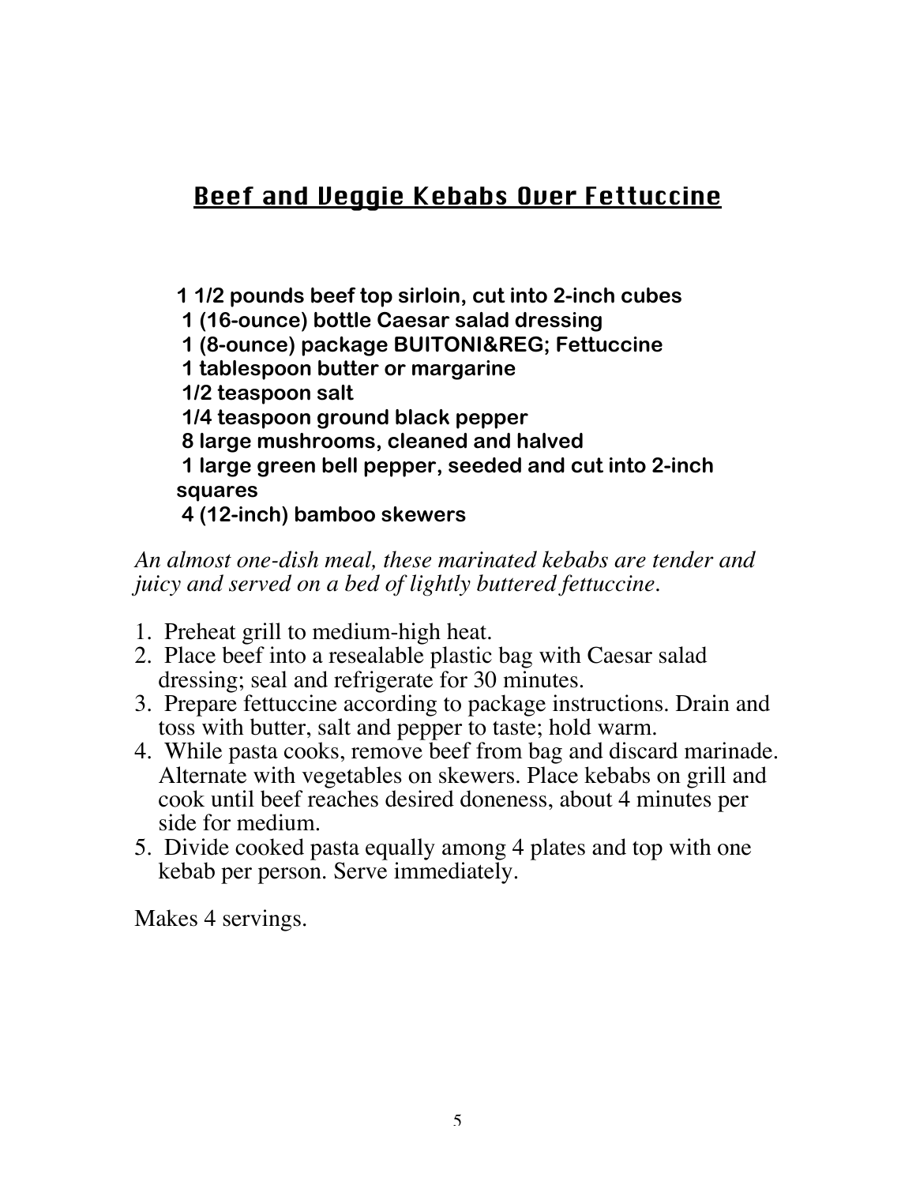## Beef and Veggie Kebabs Over Fettuccine

**1 1/2 pounds beef top sirloin, cut into 2-inch cubes**
**1 (16-ounce) bottle Caesar salad dressing**
**1 (8-ounce) package BUITONI&REG; Fettuccine**
**1 tablespoon butter or margarine**
**1/2 teaspoon salt**
**1/4 teaspoon ground black pepper**
**8 large mushrooms, cleaned and halved**
**1 large green bell pepper, seeded and cut into 2-inch squares**
**4 (12-inch) bamboo skewers**

*An almost one-dish meal, these marinated kebabs are tender and juicy and served on a bed of lightly buttered fettuccine.*

1. Preheat grill to medium-high heat.
2. Place beef into a resealable plastic bag with Caesar salad dressing; seal and refrigerate for 30 minutes.
3. Prepare fettuccine according to package instructions. Drain and toss with butter, salt and pepper to taste; hold warm.
4. While pasta cooks, remove beef from bag and discard marinade. Alternate with vegetables on skewers. Place kebabs on grill and cook until beef reaches desired doneness, about 4 minutes per side for medium.
5. Divide cooked pasta equally among 4 plates and top with one kebab per person. Serve immediately.

Makes 4 servings.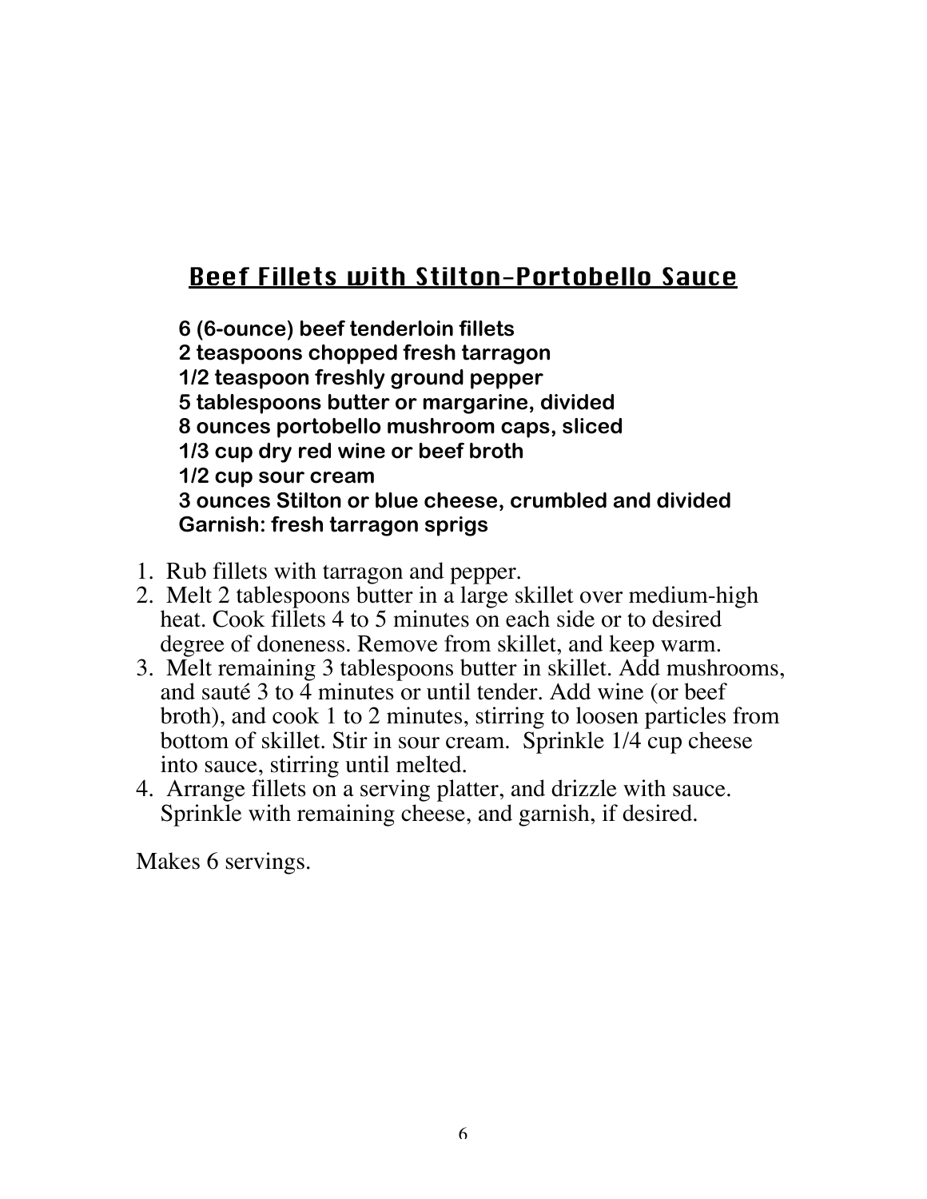## Beef Fillets with Stilton-Portobello Sauce

**6 (6-ounce) beef tenderloin fillets**
**2 teaspoons chopped fresh tarragon**
**1/2 teaspoon freshly ground pepper**
**5 tablespoons butter or margarine, divided**
**8 ounces portobello mushroom caps, sliced**
**1/3 cup dry red wine or beef broth**
**1/2 cup sour cream**
**3 ounces Stilton or blue cheese, crumbled and divided**
**Garnish: fresh tarragon sprigs**

1. Rub fillets with tarragon and pepper.
2. Melt 2 tablespoons butter in a large skillet over medium-high heat. Cook fillets 4 to 5 minutes on each side or to desired degree of doneness. Remove from skillet, and keep warm.
3. Melt remaining 3 tablespoons butter in skillet. Add mushrooms, and sauté 3 to 4 minutes or until tender. Add wine (or beef broth), and cook 1 to 2 minutes, stirring to loosen particles from bottom of skillet. Stir in sour cream. Sprinkle 1/4 cup cheese into sauce, stirring until melted.
4. Arrange fillets on a serving platter, and drizzle with sauce. Sprinkle with remaining cheese, and garnish, if desired.

Makes 6 servings.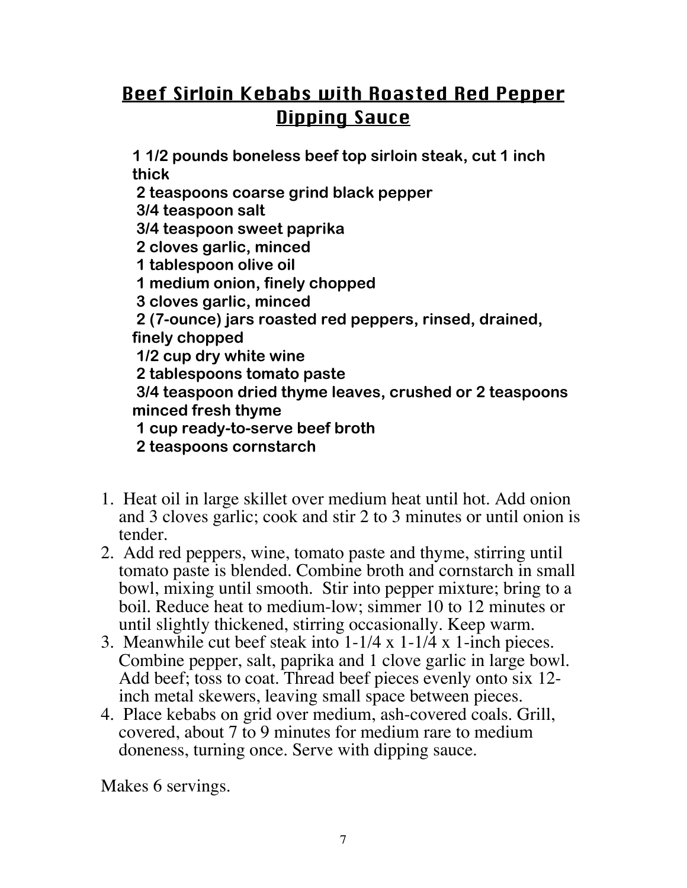## Beef Sirloin Kebabs with Roasted Red Pepper Dipping Sauce

**1 1/2 pounds boneless beef top sirloin steak, cut 1 inch thick**
**2 teaspoons coarse grind black pepper**
**3/4 teaspoon salt**
**3/4 teaspoon sweet paprika**
**2 cloves garlic, minced**
**1 tablespoon olive oil**
**1 medium onion, finely chopped**
**3 cloves garlic, minced**
**2 (7-ounce) jars roasted red peppers, rinsed, drained, finely chopped**
**1/2 cup dry white wine**
**2 tablespoons tomato paste**
**3/4 teaspoon dried thyme leaves, crushed or 2 teaspoons minced fresh thyme**
**1 cup ready-to-serve beef broth**
**2 teaspoons cornstarch**

1. Heat oil in large skillet over medium heat until hot. Add onion and 3 cloves garlic; cook and stir 2 to 3 minutes or until onion is tender.
2. Add red peppers, wine, tomato paste and thyme, stirring until tomato paste is blended. Combine broth and cornstarch in small bowl, mixing until smooth. Stir into pepper mixture; bring to a boil. Reduce heat to medium-low; simmer 10 to 12 minutes or until slightly thickened, stirring occasionally. Keep warm.
3. Meanwhile cut beef steak into 1-1/4 x 1-1/4 x 1-inch pieces. Combine pepper, salt, paprika and 1 clove garlic in large bowl. Add beef; toss to coat. Thread beef pieces evenly onto six 12-inch metal skewers, leaving small space between pieces.
4. Place kebabs on grid over medium, ash-covered coals. Grill, covered, about 7 to 9 minutes for medium rare to medium doneness, turning once. Serve with dipping sauce.

Makes 6 servings.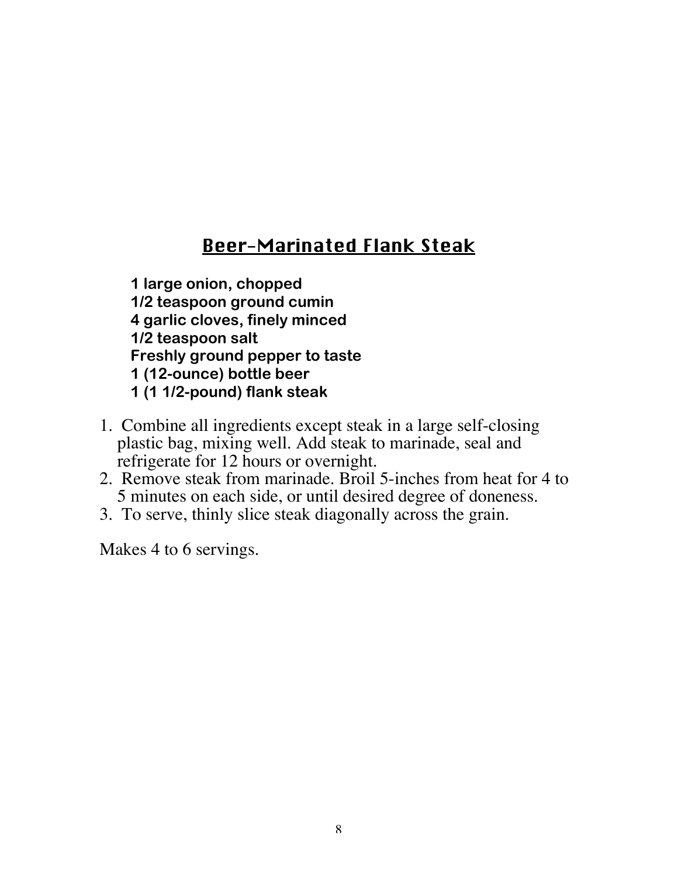## Beer-Marinated Flank Steak

**1 large onion, chopped**
**1/2 teaspoon ground cumin**
**4 garlic cloves, finely minced**
**1/2 teaspoon salt**
**Freshly ground pepper to taste**
**1 (12-ounce) bottle beer**
**1 (1 1/2-pound) flank steak**

1. Combine all ingredients except steak in a large self-closing plastic bag, mixing well. Add steak to marinade, seal and refrigerate for 12 hours or overnight.
2. Remove steak from marinade. Broil 5-inches from heat for 4 to 5 minutes on each side, or until desired degree of doneness.
3. To serve, thinly slice steak diagonally across the grain.

Makes 4 to 6 servings.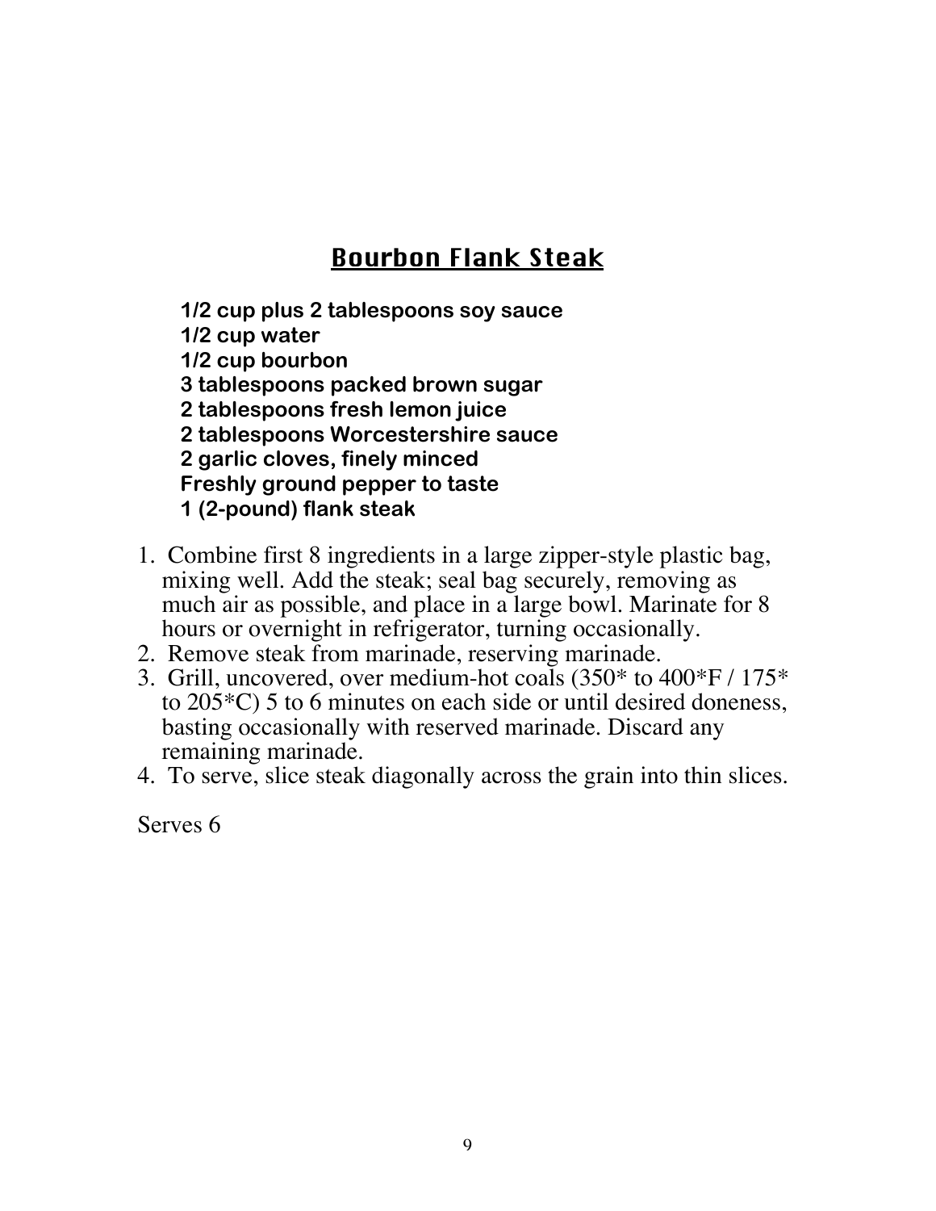## Bourbon Flank Steak

**1/2 cup plus 2 tablespoons soy sauce**
**1/2 cup water**
**1/2 cup bourbon**
**3 tablespoons packed brown sugar**
**2 tablespoons fresh lemon juice**
**2 tablespoons Worcestershire sauce**
**2 garlic cloves, finely minced**
**Freshly ground pepper to taste**
**1 (2-pound) flank steak**

1. Combine first 8 ingredients in a large zipper-style plastic bag, mixing well. Add the steak; seal bag securely, removing as much air as possible, and place in a large bowl. Marinate for 8 hours or overnight in refrigerator, turning occasionally.
2. Remove steak from marinade, reserving marinade.
3. Grill, uncovered, over medium-hot coals (350* to 400*F / 175* to 205*C) 5 to 6 minutes on each side or until desired doneness, basting occasionally with reserved marinade. Discard any remaining marinade.
4. To serve, slice steak diagonally across the grain into thin slices.

Serves 6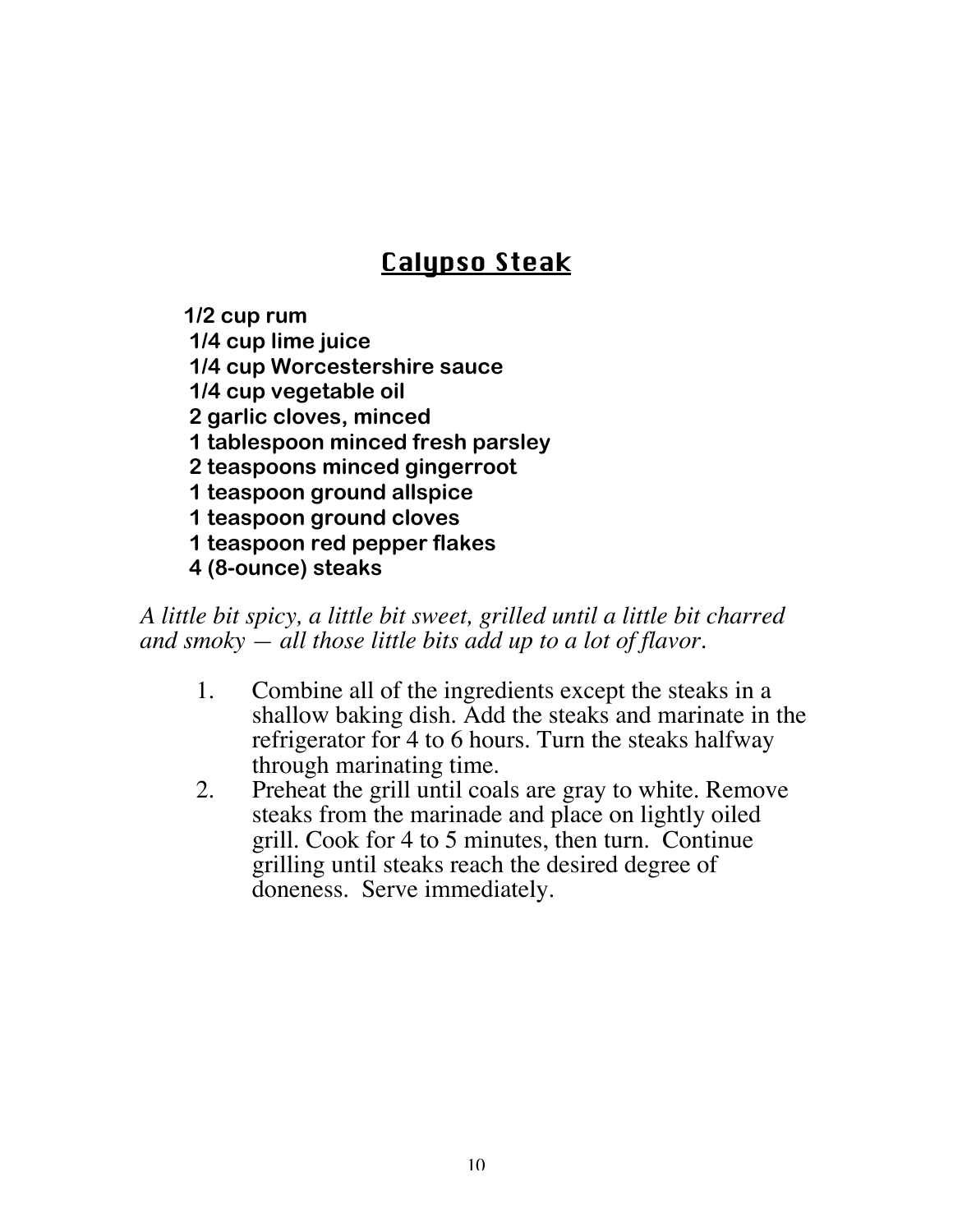# Calypso Steak

**1/2 cup rum**
**1/4 cup lime juice**
**1/4 cup Worcestershire sauce**
**1/4 cup vegetable oil**
**2 garlic cloves, minced**
**1 tablespoon minced fresh parsley**
**2 teaspoons minced gingerroot**
**1 teaspoon ground allspice**
**1 teaspoon ground cloves**
**1 teaspoon red pepper flakes**
**4 (8-ounce) steaks**

*A little bit spicy, a little bit sweet, grilled until a little bit charred and smoky — all those little bits add up to a lot of flavor.*

1. Combine all of the ingredients except the steaks in a shallow baking dish. Add the steaks and marinate in the refrigerator for 4 to 6 hours. Turn the steaks halfway through marinating time.
2. Preheat the grill until coals are gray to white. Remove steaks from the marinade and place on lightly oiled grill. Cook for 4 to 5 minutes, then turn. Continue grilling until steaks reach the desired degree of doneness. Serve immediately.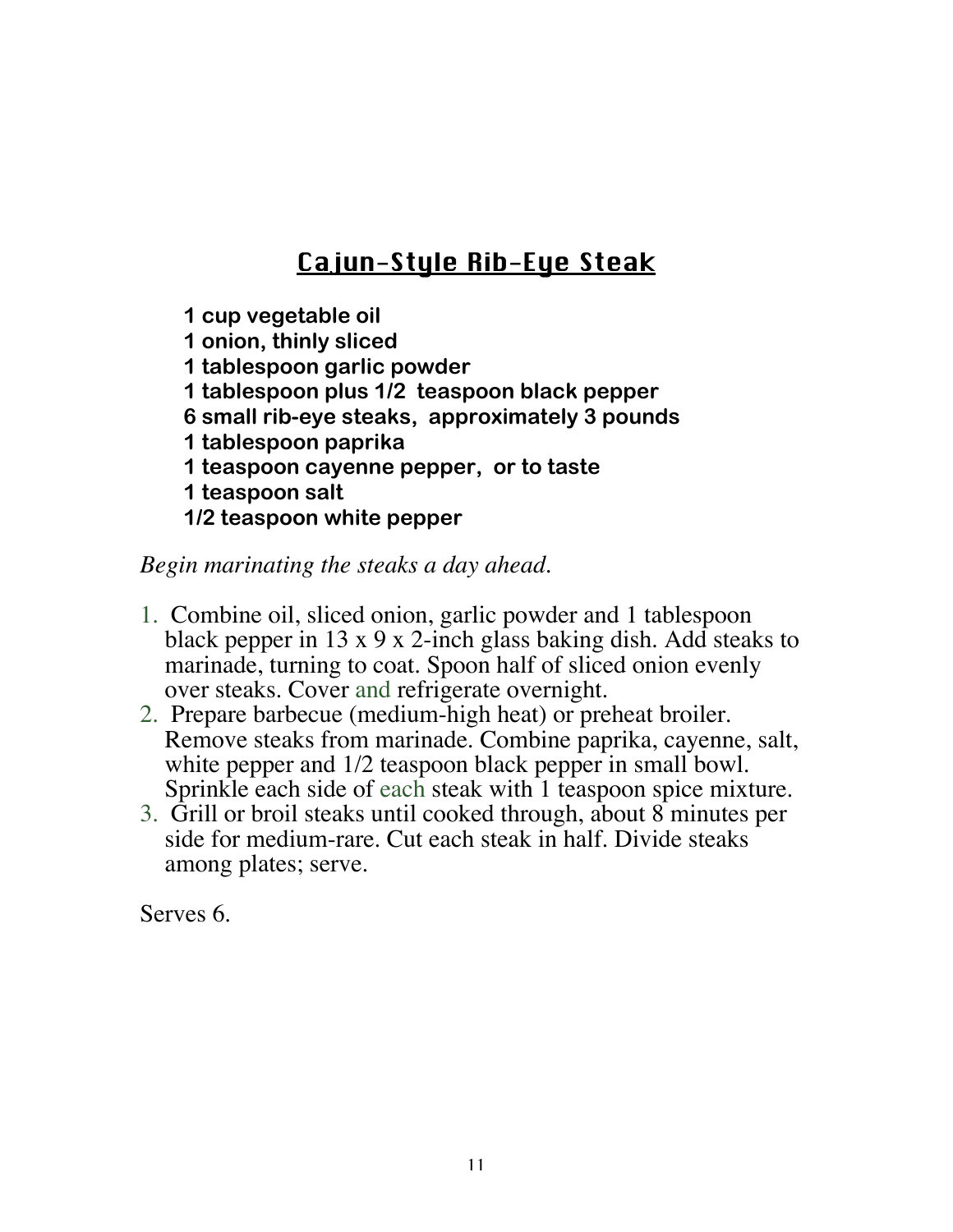# Cajun-Style Rib-Eye Steak

**1 cup vegetable oil**
**1 onion, thinly sliced**
**1 tablespoon garlic powder**
**1 tablespoon plus 1/2 teaspoon black pepper**
**6 small rib-eye steaks, approximately 3 pounds**
**1 tablespoon paprika**
**1 teaspoon cayenne pepper, or to taste**
**1 teaspoon salt**
**1/2 teaspoon white pepper**

*Begin marinating the steaks a day ahead.*

1. Combine oil, sliced onion, garlic powder and 1 tablespoon black pepper in 13 x 9 x 2-inch glass baking dish. Add steaks to marinade, turning to coat. Spoon half of sliced onion evenly over steaks. Cover and refrigerate overnight.
2. Prepare barbecue (medium-high heat) or preheat broiler. Remove steaks from marinade. Combine paprika, cayenne, salt, white pepper and 1/2 teaspoon black pepper in small bowl. Sprinkle each side of each steak with 1 teaspoon spice mixture.
3. Grill or broil steaks until cooked through, about 8 minutes per side for medium-rare. Cut each steak in half. Divide steaks among plates; serve.

Serves 6.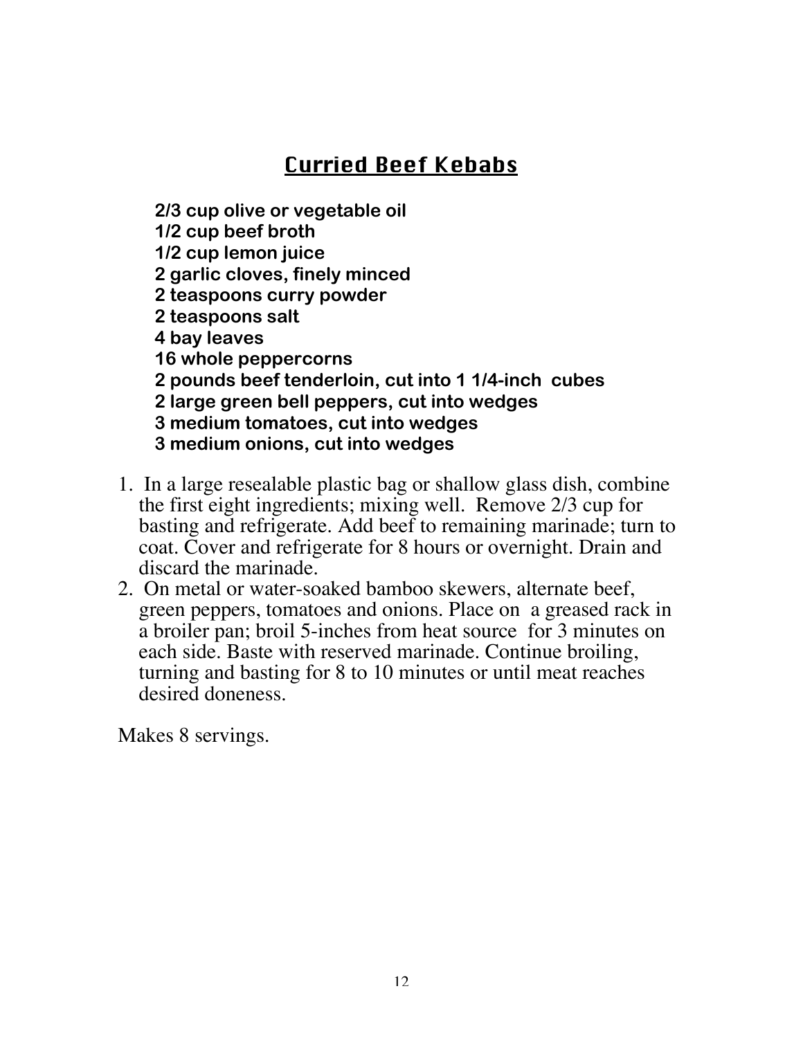## Curried Beef Kebabs

**2/3 cup olive or vegetable oil**
**1/2 cup beef broth**
**1/2 cup lemon juice**
**2 garlic cloves, finely minced**
**2 teaspoons curry powder**
**2 teaspoons salt**
**4 bay leaves**
**16 whole peppercorns**
**2 pounds beef tenderloin, cut into 1 1/4-inch cubes**
**2 large green bell peppers, cut into wedges**
**3 medium tomatoes, cut into wedges**
**3 medium onions, cut into wedges**

1. In a large resealable plastic bag or shallow glass dish, combine the first eight ingredients; mixing well. Remove 2/3 cup for basting and refrigerate. Add beef to remaining marinade; turn to coat. Cover and refrigerate for 8 hours or overnight. Drain and discard the marinade.
2. On metal or water-soaked bamboo skewers, alternate beef, green peppers, tomatoes and onions. Place on a greased rack in a broiler pan; broil 5-inches from heat source for 3 minutes on each side. Baste with reserved marinade. Continue broiling, turning and basting for 8 to 10 minutes or until meat reaches desired doneness.

Makes 8 servings.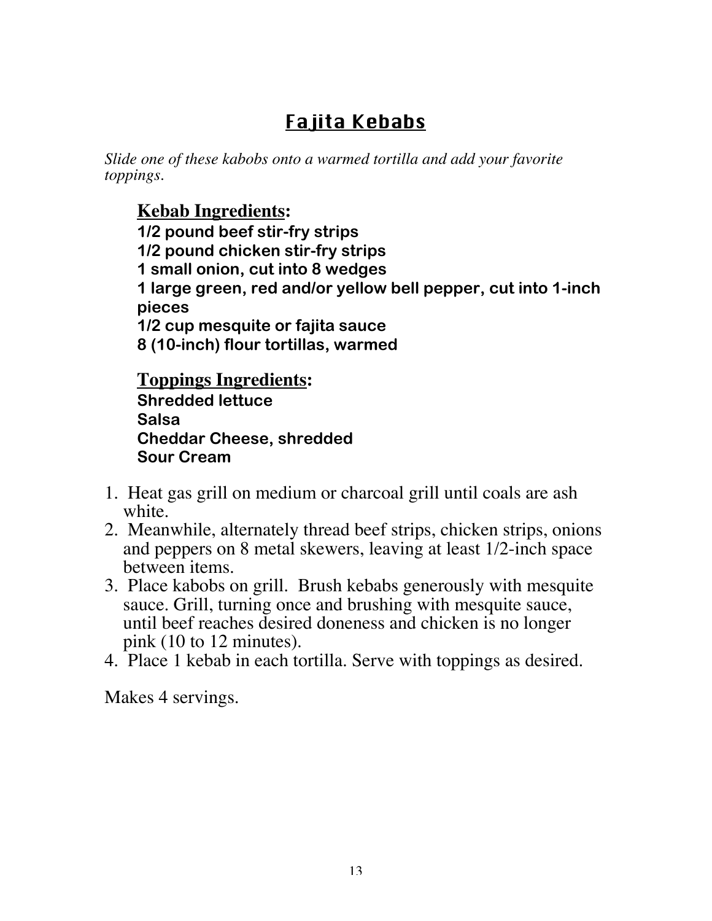# Fajita Kebabs

*Slide one of these kabobs onto a warmed tortilla and add your favorite toppings.*

**Kebab Ingredients:**

**1/2 pound beef stir-fry strips**
**1/2 pound chicken stir-fry strips**
**1 small onion, cut into 8 wedges**
**1 large green, red and/or yellow bell pepper, cut into 1-inch pieces**
**1/2 cup mesquite or fajita sauce**
**8 (10-inch) flour tortillas, warmed**

**Toppings Ingredients:**

**Shredded lettuce**
**Salsa**
**Cheddar Cheese, shredded**
**Sour Cream**

1. Heat gas grill on medium or charcoal grill until coals are ash white.
2. Meanwhile, alternately thread beef strips, chicken strips, onions and peppers on 8 metal skewers, leaving at least 1/2-inch space between items.
3. Place kabobs on grill. Brush kebabs generously with mesquite sauce. Grill, turning once and brushing with mesquite sauce, until beef reaches desired doneness and chicken is no longer pink (10 to 12 minutes).
4. Place 1 kebab in each tortilla. Serve with toppings as desired.

Makes 4 servings.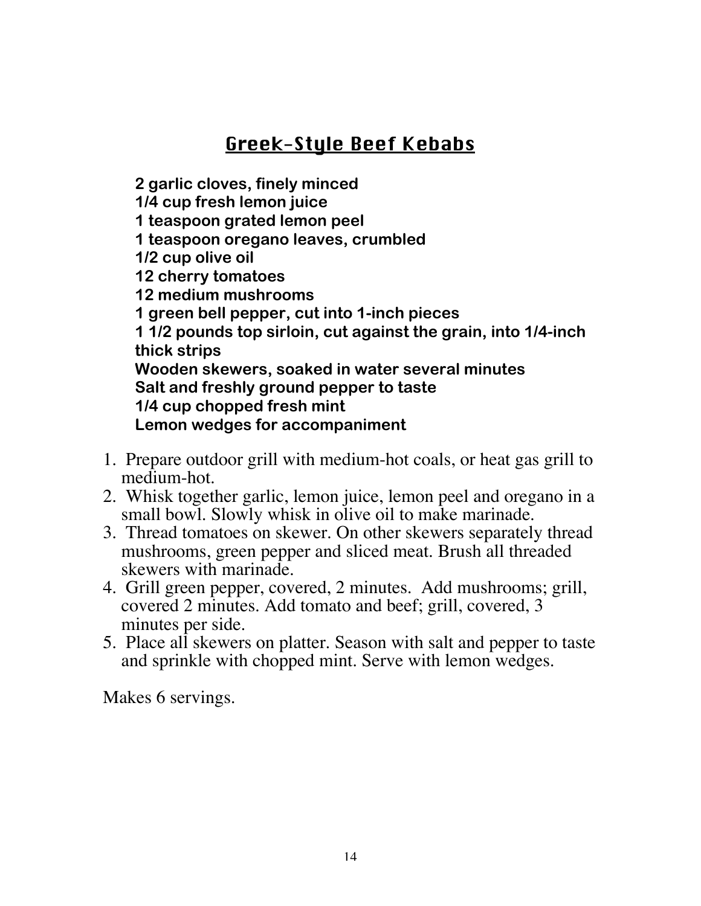# Greek-Style Beef Kebabs

**2 garlic cloves, finely minced**
**1/4 cup fresh lemon juice**
**1 teaspoon grated lemon peel**
**1 teaspoon oregano leaves, crumbled**
**1/2 cup olive oil**
**12 cherry tomatoes**
**12 medium mushrooms**
**1 green bell pepper, cut into 1-inch pieces**
**1 1/2 pounds top sirloin, cut against the grain, into 1/4-inch thick strips**
**Wooden skewers, soaked in water several minutes**
**Salt and freshly ground pepper to taste**
**1/4 cup chopped fresh mint**
**Lemon wedges for accompaniment**

1. Prepare outdoor grill with medium-hot coals, or heat gas grill to medium-hot.
2. Whisk together garlic, lemon juice, lemon peel and oregano in a small bowl. Slowly whisk in olive oil to make marinade.
3. Thread tomatoes on skewer. On other skewers separately thread mushrooms, green pepper and sliced meat. Brush all threaded skewers with marinade.
4. Grill green pepper, covered, 2 minutes. Add mushrooms; grill, covered 2 minutes. Add tomato and beef; grill, covered, 3 minutes per side.
5. Place all skewers on platter. Season with salt and pepper to taste and sprinkle with chopped mint. Serve with lemon wedges.

Makes 6 servings.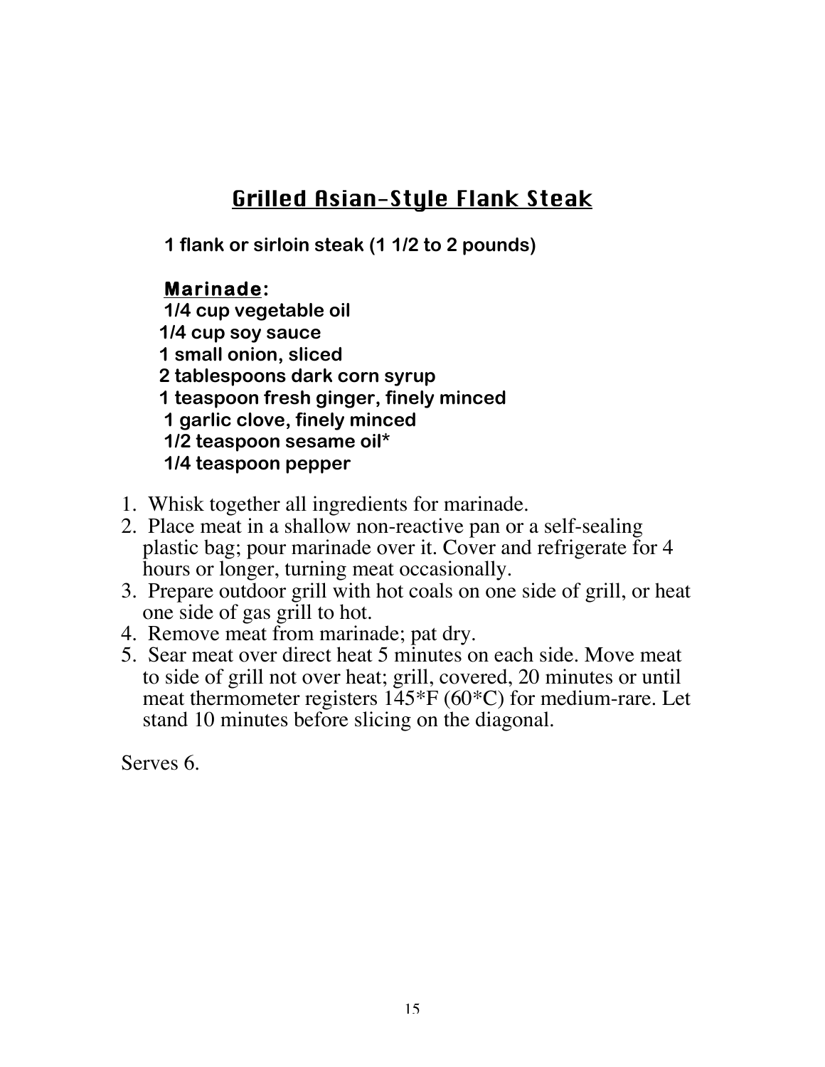# Grilled Asian-Style Flank Steak

**1 flank or sirloin steak (1 1/2 to 2 pounds)**

**Marinade:**

**1/4 cup vegetable oil**
**1/4 cup soy sauce**
**1 small onion, sliced**
**2 tablespoons dark corn syrup**
**1 teaspoon fresh ginger, finely minced**
**1 garlic clove, finely minced**
**1/2 teaspoon sesame oil***
**1/4 teaspoon pepper**

1. Whisk together all ingredients for marinade.
2. Place meat in a shallow non-reactive pan or a self-sealing plastic bag; pour marinade over it. Cover and refrigerate for 4 hours or longer, turning meat occasionally.
3. Prepare outdoor grill with hot coals on one side of grill, or heat one side of gas grill to hot.
4. Remove meat from marinade; pat dry.
5. Sear meat over direct heat 5 minutes on each side. Move meat to side of grill not over heat; grill, covered, 20 minutes or until meat thermometer registers 145*F (60*C) for medium-rare. Let stand 10 minutes before slicing on the diagonal.

Serves 6.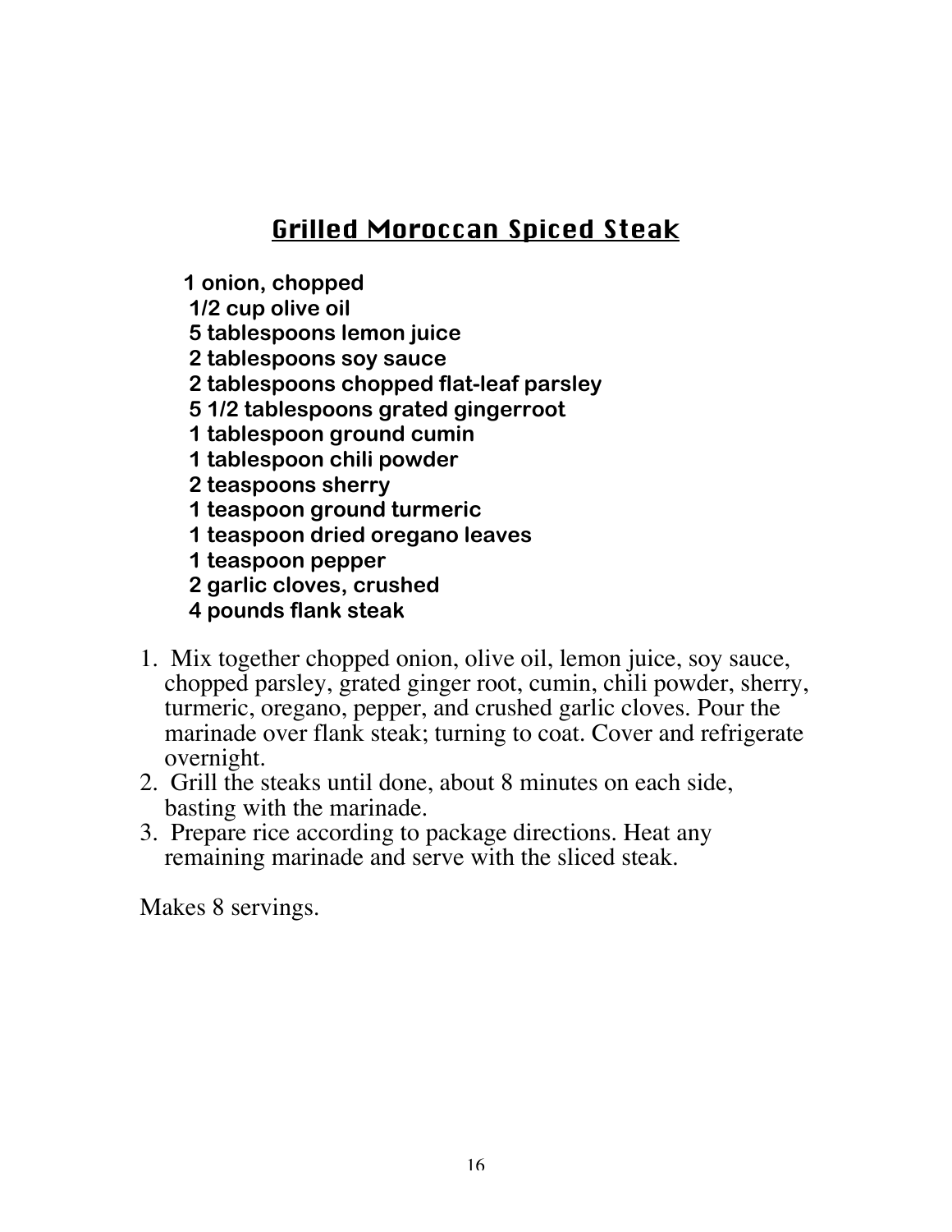# Grilled Moroccan Spiced Steak

**1 onion, chopped**
**1/2 cup olive oil**
**5 tablespoons lemon juice**
**2 tablespoons soy sauce**
**2 tablespoons chopped flat-leaf parsley**
**5 1/2 tablespoons grated gingerroot**
**1 tablespoon ground cumin**
**1 tablespoon chili powder**
**2 teaspoons sherry**
**1 teaspoon ground turmeric**
**1 teaspoon dried oregano leaves**
**1 teaspoon pepper**
**2 garlic cloves, crushed**
**4 pounds flank steak**

1. Mix together chopped onion, olive oil, lemon juice, soy sauce, chopped parsley, grated ginger root, cumin, chili powder, sherry, turmeric, oregano, pepper, and crushed garlic cloves. Pour the marinade over flank steak; turning to coat. Cover and refrigerate overnight.
2. Grill the steaks until done, about 8 minutes on each side, basting with the marinade.
3. Prepare rice according to package directions. Heat any remaining marinade and serve with the sliced steak.

Makes 8 servings.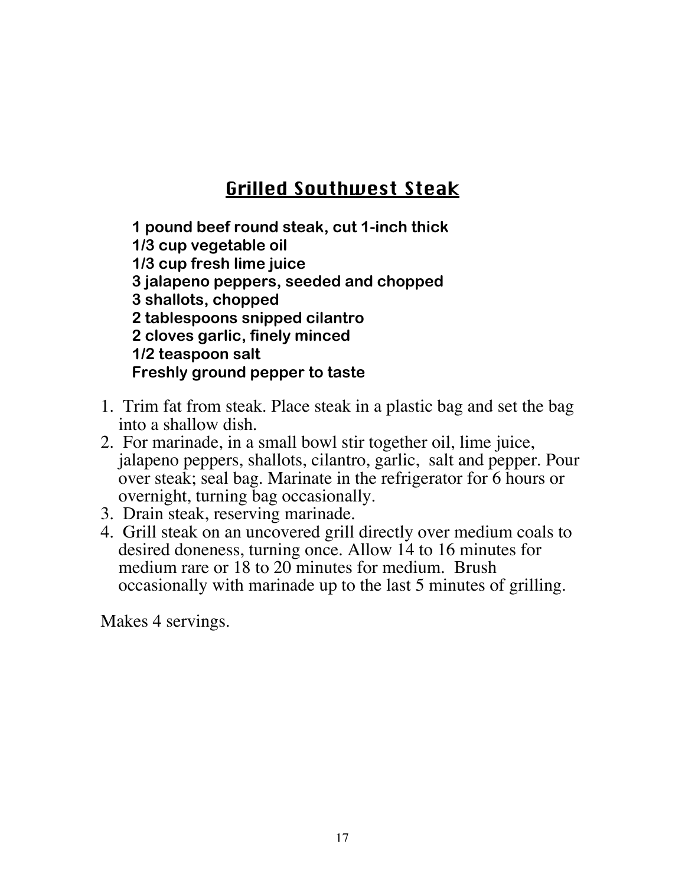## Grilled Southwest Steak

**1 pound beef round steak, cut 1-inch thick**
**1/3 cup vegetable oil**
**1/3 cup fresh lime juice**
**3 jalapeno peppers, seeded and chopped**
**3 shallots, chopped**
**2 tablespoons snipped cilantro**
**2 cloves garlic, finely minced**
**1/2 teaspoon salt**
**Freshly ground pepper to taste**

1. Trim fat from steak. Place steak in a plastic bag and set the bag into a shallow dish.
2. For marinade, in a small bowl stir together oil, lime juice, jalapeno peppers, shallots, cilantro, garlic, salt and pepper. Pour over steak; seal bag. Marinate in the refrigerator for 6 hours or overnight, turning bag occasionally.
3. Drain steak, reserving marinade.
4. Grill steak on an uncovered grill directly over medium coals to desired doneness, turning once. Allow 14 to 16 minutes for medium rare or 18 to 20 minutes for medium. Brush occasionally with marinade up to the last 5 minutes of grilling.

Makes 4 servings.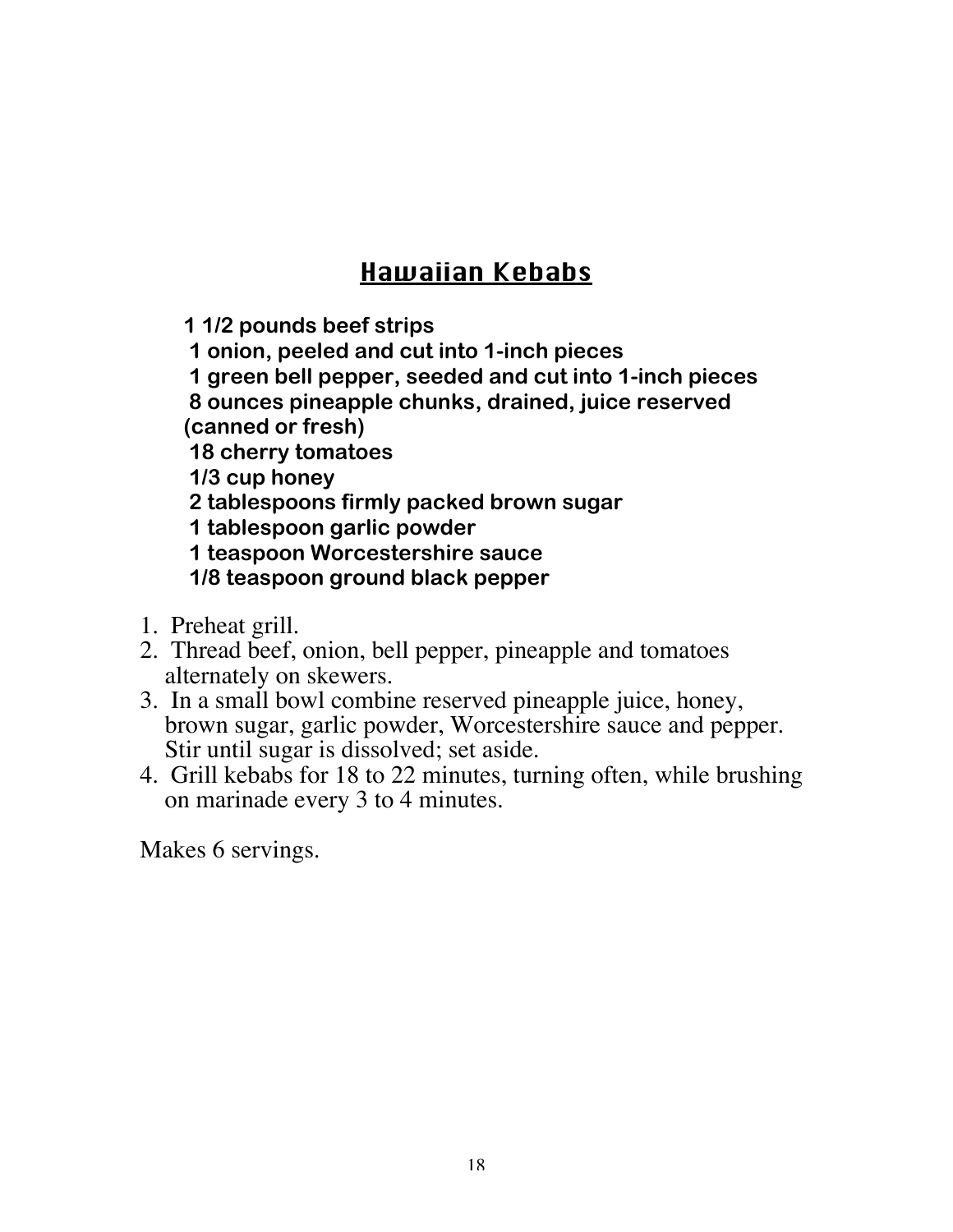# Hawaiian Kebabs

**1 1/2 pounds beef strips**  
**1 onion, peeled and cut into 1-inch pieces**  
**1 green bell pepper, seeded and cut into 1-inch pieces**  
**8 ounces pineapple chunks, drained, juice reserved (canned or fresh)**  
**18 cherry tomatoes**  
**1/3 cup honey**  
**2 tablespoons firmly packed brown sugar**  
**1 tablespoon garlic powder**  
**1 teaspoon Worcestershire sauce**  
**1/8 teaspoon ground black pepper**

1. Preheat grill.
2. Thread beef, onion, bell pepper, pineapple and tomatoes alternately on skewers.
3. In a small bowl combine reserved pineapple juice, honey, brown sugar, garlic powder, Worcestershire sauce and pepper. Stir until sugar is dissolved; set aside.
4. Grill kebabs for 18 to 22 minutes, turning often, while brushing on marinade every 3 to 4 minutes.

Makes 6 servings.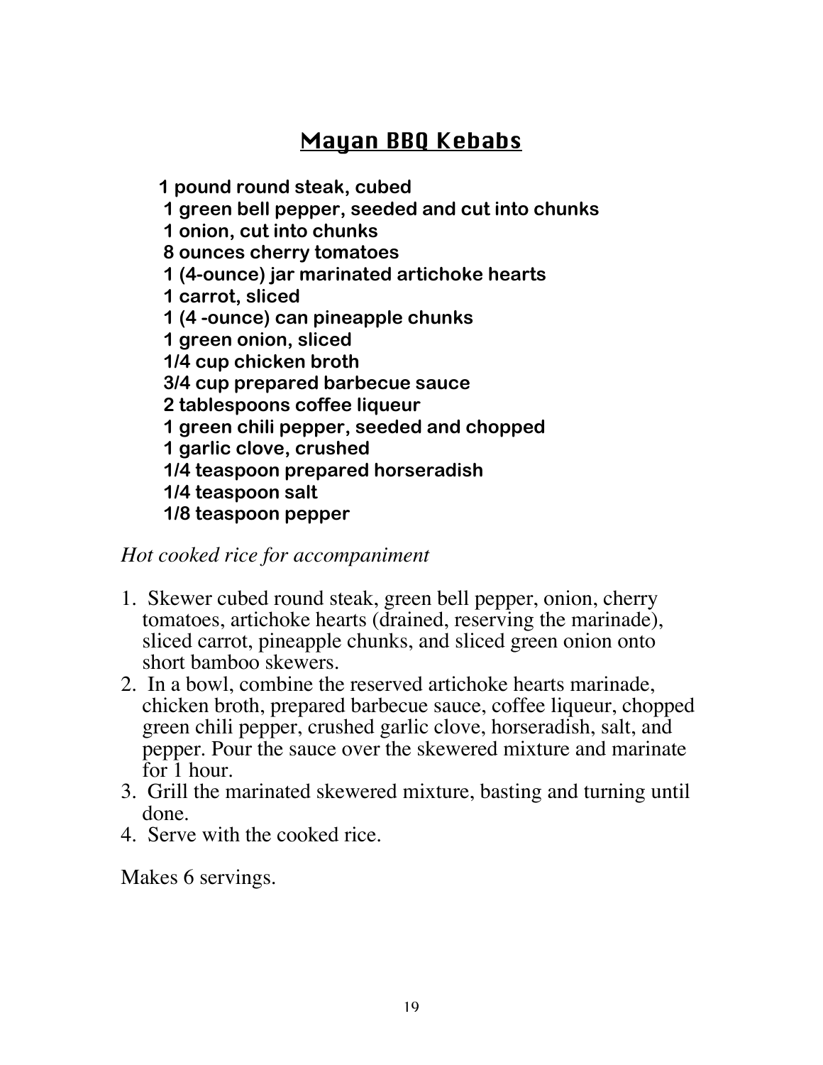# Mayan BBQ Kebabs

**1 pound round steak, cubed**
**1 green bell pepper, seeded and cut into chunks**
**1 onion, cut into chunks**
**8 ounces cherry tomatoes**
**1 (4-ounce) jar marinated artichoke hearts**
**1 carrot, sliced**
**1 (4 -ounce) can pineapple chunks**
**1 green onion, sliced**
**1/4 cup chicken broth**
**3/4 cup prepared barbecue sauce**
**2 tablespoons coffee liqueur**
**1 green chili pepper, seeded and chopped**
**1 garlic clove, crushed**
**1/4 teaspoon prepared horseradish**
**1/4 teaspoon salt**
**1/8 teaspoon pepper**

*Hot cooked rice for accompaniment*

1. Skewer cubed round steak, green bell pepper, onion, cherry tomatoes, artichoke hearts (drained, reserving the marinade), sliced carrot, pineapple chunks, and sliced green onion onto short bamboo skewers.
2. In a bowl, combine the reserved artichoke hearts marinade, chicken broth, prepared barbecue sauce, coffee liqueur, chopped green chili pepper, crushed garlic clove, horseradish, salt, and pepper. Pour the sauce over the skewered mixture and marinate for 1 hour.
3. Grill the marinated skewered mixture, basting and turning until done.
4. Serve with the cooked rice.

Makes 6 servings.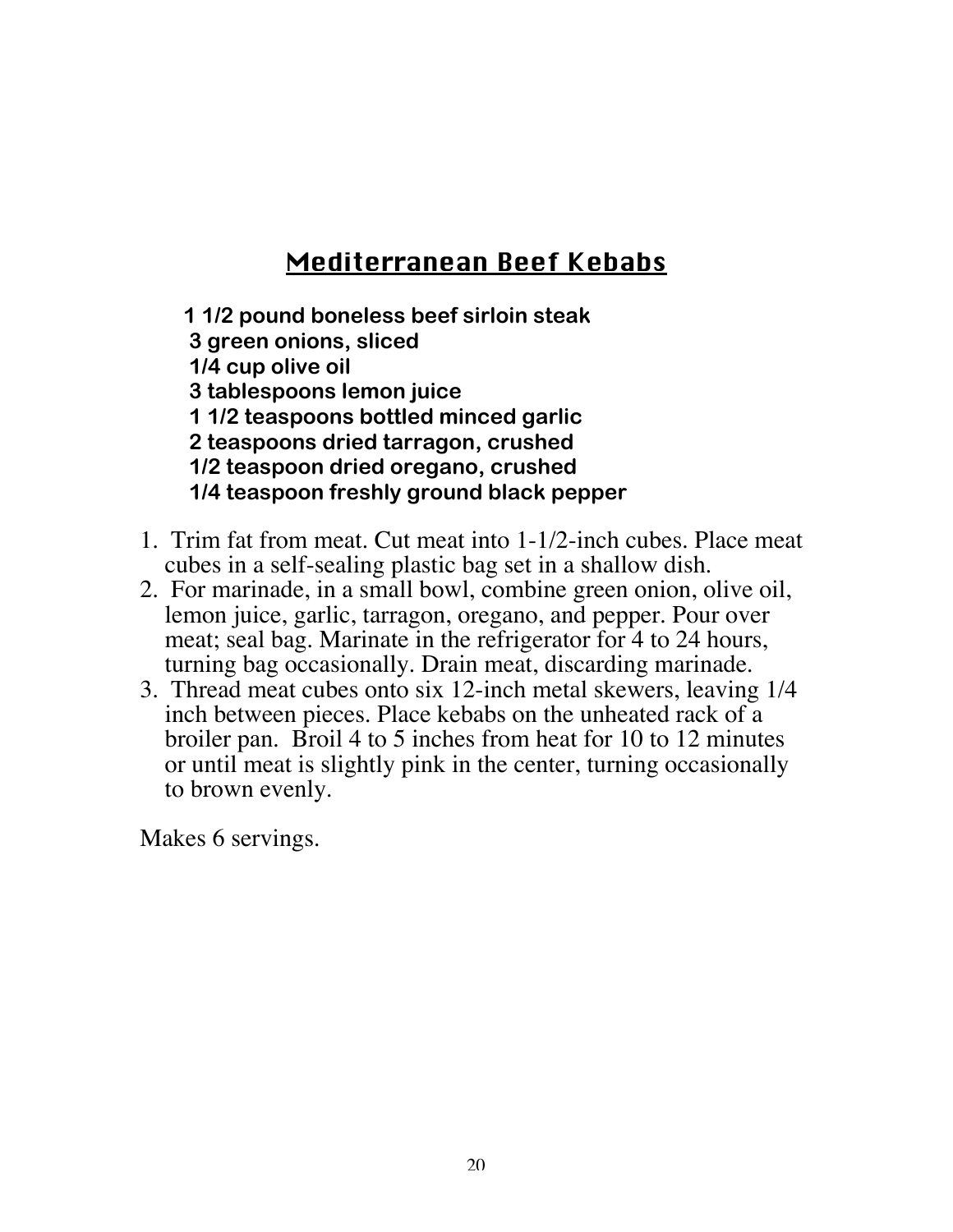# Mediterranean Beef Kebabs

**1 1/2 pound boneless beef sirloin steak**
**3 green onions, sliced**
**1/4 cup olive oil**
**3 tablespoons lemon juice**
**1 1/2 teaspoons bottled minced garlic**
**2 teaspoons dried tarragon, crushed**
**1/2 teaspoon dried oregano, crushed**
**1/4 teaspoon freshly ground black pepper**

1. Trim fat from meat. Cut meat into 1-1/2-inch cubes. Place meat cubes in a self-sealing plastic bag set in a shallow dish.
2. For marinade, in a small bowl, combine green onion, olive oil, lemon juice, garlic, tarragon, oregano, and pepper. Pour over meat; seal bag. Marinate in the refrigerator for 4 to 24 hours, turning bag occasionally. Drain meat, discarding marinade.
3. Thread meat cubes onto six 12-inch metal skewers, leaving 1/4 inch between pieces. Place kebabs on the unheated rack of a broiler pan. Broil 4 to 5 inches from heat for 10 to 12 minutes or until meat is slightly pink in the center, turning occasionally to brown evenly.

Makes 6 servings.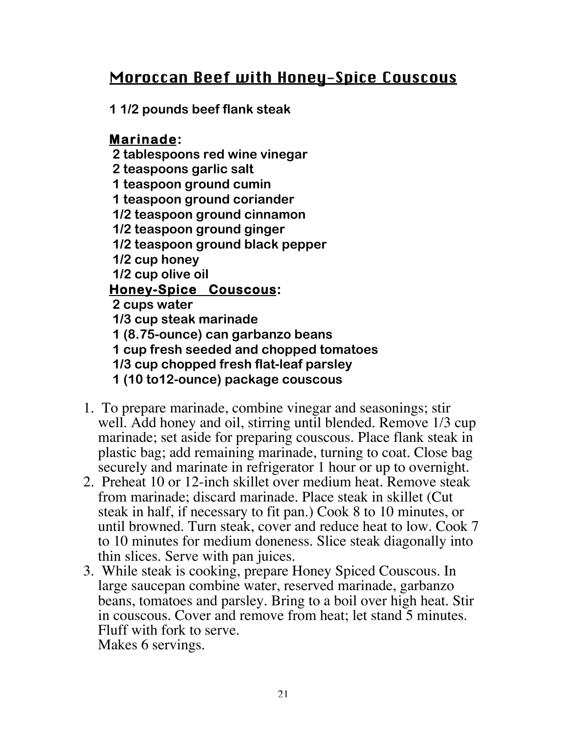# Moroccan Beef with Honey-Spice Couscous

**1 1/2 pounds beef flank steak**

**Marinade:**

**2 tablespoons red wine vinegar**
**2 teaspoons garlic salt**
**1 teaspoon ground cumin**
**1 teaspoon ground coriander**
**1/2 teaspoon ground cinnamon**
**1/2 teaspoon ground ginger**
**1/2 teaspoon ground black pepper**
**1/2 cup honey**
**1/2 cup olive oil**

**Honey-Spice Couscous:**

**2 cups water**
**1/3 cup steak marinade**
**1 (8.75-ounce) can garbanzo beans**
**1 cup fresh seeded and chopped tomatoes**
**1/3 cup chopped fresh flat-leaf parsley**
**1 (10 to12-ounce) package couscous**

1. To prepare marinade, combine vinegar and seasonings; stir well. Add honey and oil, stirring until blended. Remove 1/3 cup marinade; set aside for preparing couscous. Place flank steak in plastic bag; add remaining marinade, turning to coat. Close bag securely and marinate in refrigerator 1 hour or up to overnight.
2. Preheat 10 or 12-inch skillet over medium heat. Remove steak from marinade; discard marinade. Place steak in skillet (Cut steak in half, if necessary to fit pan.) Cook 8 to 10 minutes, or until browned. Turn steak, cover and reduce heat to low. Cook 7 to 10 minutes for medium doneness. Slice steak diagonally into thin slices. Serve with pan juices.
3. While steak is cooking, prepare Honey Spiced Couscous. In large saucepan combine water, reserved marinade, garbanzo beans, tomatoes and parsley. Bring to a boil over high heat. Stir in couscous. Cover and remove from heat; let stand 5 minutes. Fluff with fork to serve.
   Makes 6 servings.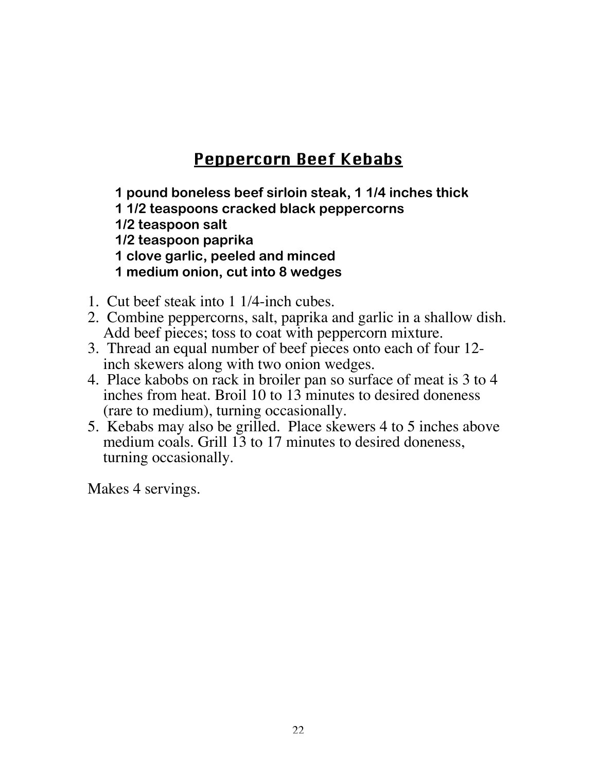# Peppercorn Beef Kebabs

**1 pound boneless beef sirloin steak, 1 1/4 inches thick**
**1 1/2 teaspoons cracked black peppercorns**
**1/2 teaspoon salt**
**1/2 teaspoon paprika**
**1 clove garlic, peeled and minced**
**1 medium onion, cut into 8 wedges**

1. Cut beef steak into 1 1/4-inch cubes.
2. Combine peppercorns, salt, paprika and garlic in a shallow dish. Add beef pieces; toss to coat with peppercorn mixture.
3. Thread an equal number of beef pieces onto each of four 12-inch skewers along with two onion wedges.
4. Place kabobs on rack in broiler pan so surface of meat is 3 to 4 inches from heat. Broil 10 to 13 minutes to desired doneness (rare to medium), turning occasionally.
5. Kebabs may also be grilled. Place skewers 4 to 5 inches above medium coals. Grill 13 to 17 minutes to desired doneness, turning occasionally.

Makes 4 servings.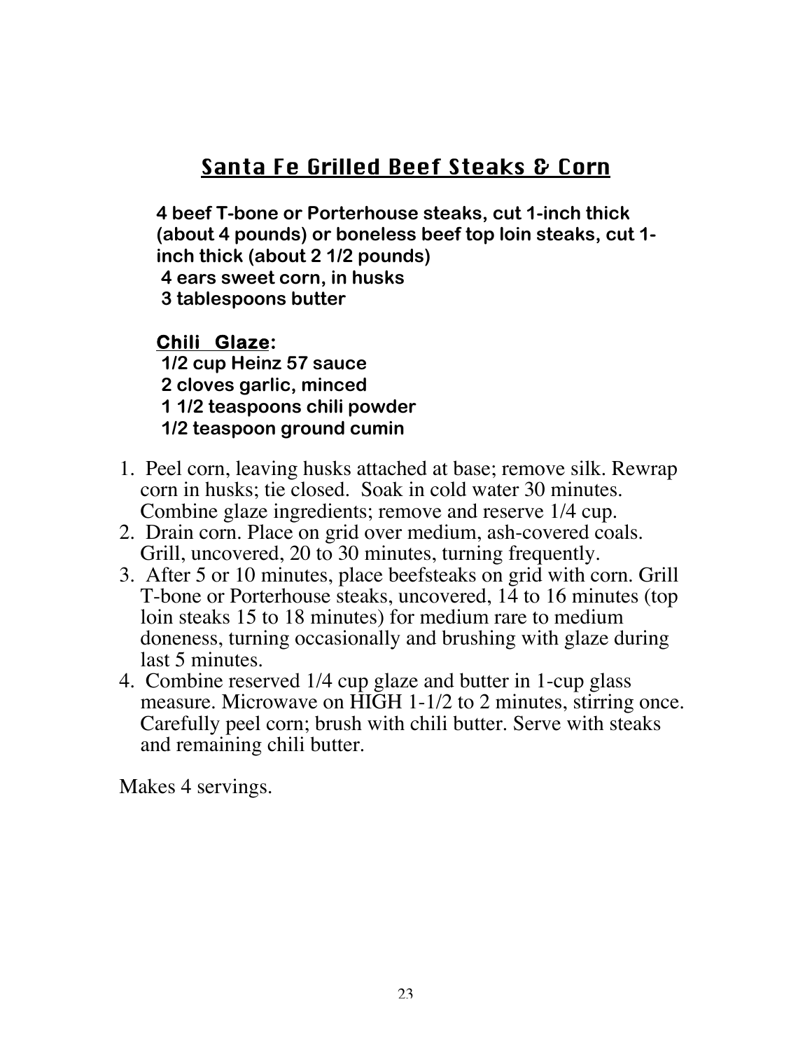## Santa Fe Grilled Beef Steaks & Corn

**4 beef T-bone or Porterhouse steaks, cut 1-inch thick (about 4 pounds) or boneless beef top loin steaks, cut 1-inch thick (about 2 1/2 pounds)**
**4 ears sweet corn, in husks**
**3 tablespoons butter**

**Chili Glaze:**
**1/2 cup Heinz 57 sauce**
**2 cloves garlic, minced**
**1 1/2 teaspoons chili powder**
**1/2 teaspoon ground cumin**

1. Peel corn, leaving husks attached at base; remove silk. Rewrap corn in husks; tie closed. Soak in cold water 30 minutes. Combine glaze ingredients; remove and reserve 1/4 cup.
2. Drain corn. Place on grid over medium, ash-covered coals. Grill, uncovered, 20 to 30 minutes, turning frequently.
3. After 5 or 10 minutes, place beefsteaks on grid with corn. Grill T-bone or Porterhouse steaks, uncovered, 14 to 16 minutes (top loin steaks 15 to 18 minutes) for medium rare to medium doneness, turning occasionally and brushing with glaze during last 5 minutes.
4. Combine reserved 1/4 cup glaze and butter in 1-cup glass measure. Microwave on HIGH 1-1/2 to 2 minutes, stirring once. Carefully peel corn; brush with chili butter. Serve with steaks and remaining chili butter.

Makes 4 servings.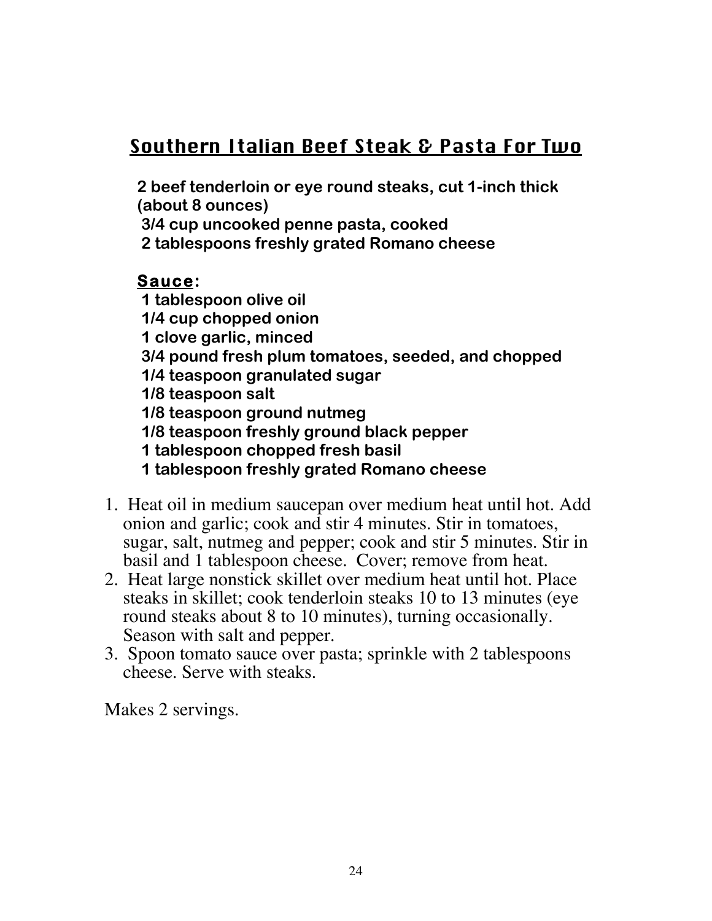## Southern Italian Beef Steak & Pasta For Two

**2 beef tenderloin or eye round steaks, cut 1-inch thick (about 8 ounces)**
**3/4 cup uncooked penne pasta, cooked**
**2 tablespoons freshly grated Romano cheese**

**Sauce:**
**1 tablespoon olive oil**
**1/4 cup chopped onion**
**1 clove garlic, minced**
**3/4 pound fresh plum tomatoes, seeded, and chopped**
**1/4 teaspoon granulated sugar**
**1/8 teaspoon salt**
**1/8 teaspoon ground nutmeg**
**1/8 teaspoon freshly ground black pepper**
**1 tablespoon chopped fresh basil**
**1 tablespoon freshly grated Romano cheese**

1. Heat oil in medium saucepan over medium heat until hot. Add onion and garlic; cook and stir 4 minutes. Stir in tomatoes, sugar, salt, nutmeg and pepper; cook and stir 5 minutes. Stir in basil and 1 tablespoon cheese. Cover; remove from heat.
2. Heat large nonstick skillet over medium heat until hot. Place steaks in skillet; cook tenderloin steaks 10 to 13 minutes (eye round steaks about 8 to 10 minutes), turning occasionally. Season with salt and pepper.
3. Spoon tomato sauce over pasta; sprinkle with 2 tablespoons cheese. Serve with steaks.

Makes 2 servings.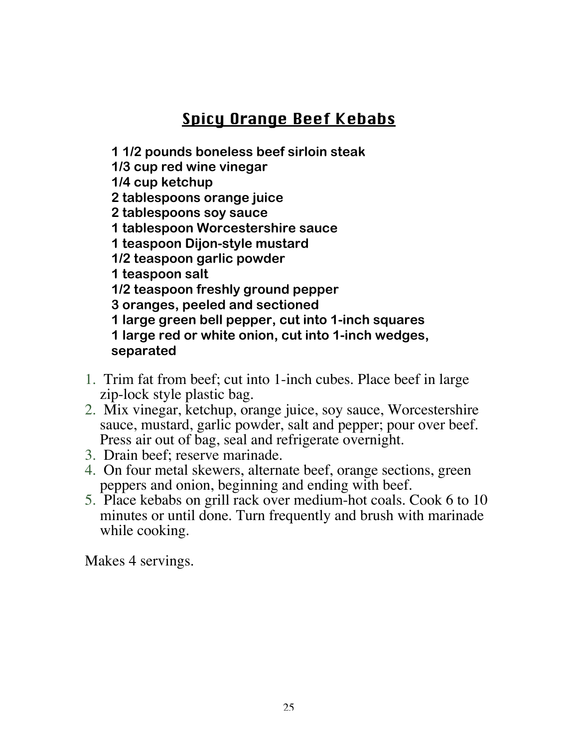## Spicy Orange Beef Kebabs

**1 1/2 pounds boneless beef sirloin steak**
**1/3 cup red wine vinegar**
**1/4 cup ketchup**
**2 tablespoons orange juice**
**2 tablespoons soy sauce**
**1 tablespoon Worcestershire sauce**
**1 teaspoon Dijon-style mustard**
**1/2 teaspoon garlic powder**
**1 teaspoon salt**
**1/2 teaspoon freshly ground pepper**
**3 oranges, peeled and sectioned**
**1 large green bell pepper, cut into 1-inch squares**
**1 large red or white onion, cut into 1-inch wedges, separated**

1. Trim fat from beef; cut into 1-inch cubes. Place beef in large zip-lock style plastic bag.
2. Mix vinegar, ketchup, orange juice, soy sauce, Worcestershire sauce, mustard, garlic powder, salt and pepper; pour over beef. Press air out of bag, seal and refrigerate overnight.
3. Drain beef; reserve marinade.
4. On four metal skewers, alternate beef, orange sections, green peppers and onion, beginning and ending with beef.
5. Place kebabs on grill rack over medium-hot coals. Cook 6 to 10 minutes or until done. Turn frequently and brush with marinade while cooking.

Makes 4 servings.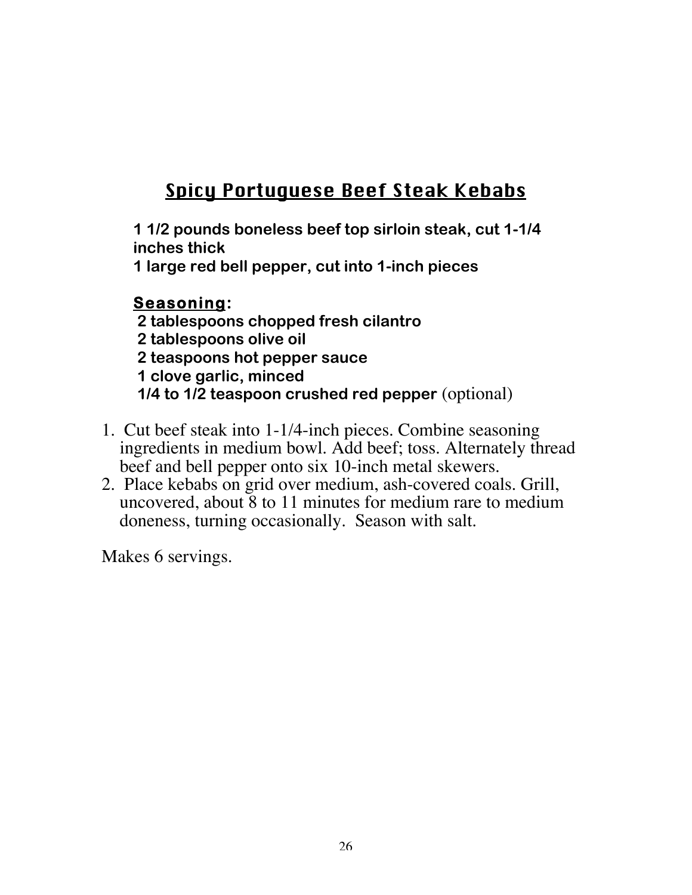## Spicy Portuguese Beef Steak Kebabs

**1 1/2 pounds boneless beef top sirloin steak, cut 1-1/4 inches thick**
**1 large red bell pepper, cut into 1-inch pieces**

**Seasoning:**
**2 tablespoons chopped fresh cilantro**
**2 tablespoons olive oil**
**2 teaspoons hot pepper sauce**
**1 clove garlic, minced**
**1/4 to 1/2 teaspoon crushed red pepper** (optional)

1. Cut beef steak into 1-1/4-inch pieces. Combine seasoning ingredients in medium bowl. Add beef; toss. Alternately thread beef and bell pepper onto six 10-inch metal skewers.
2. Place kebabs on grid over medium, ash-covered coals. Grill, uncovered, about 8 to 11 minutes for medium rare to medium doneness, turning occasionally. Season with salt.

Makes 6 servings.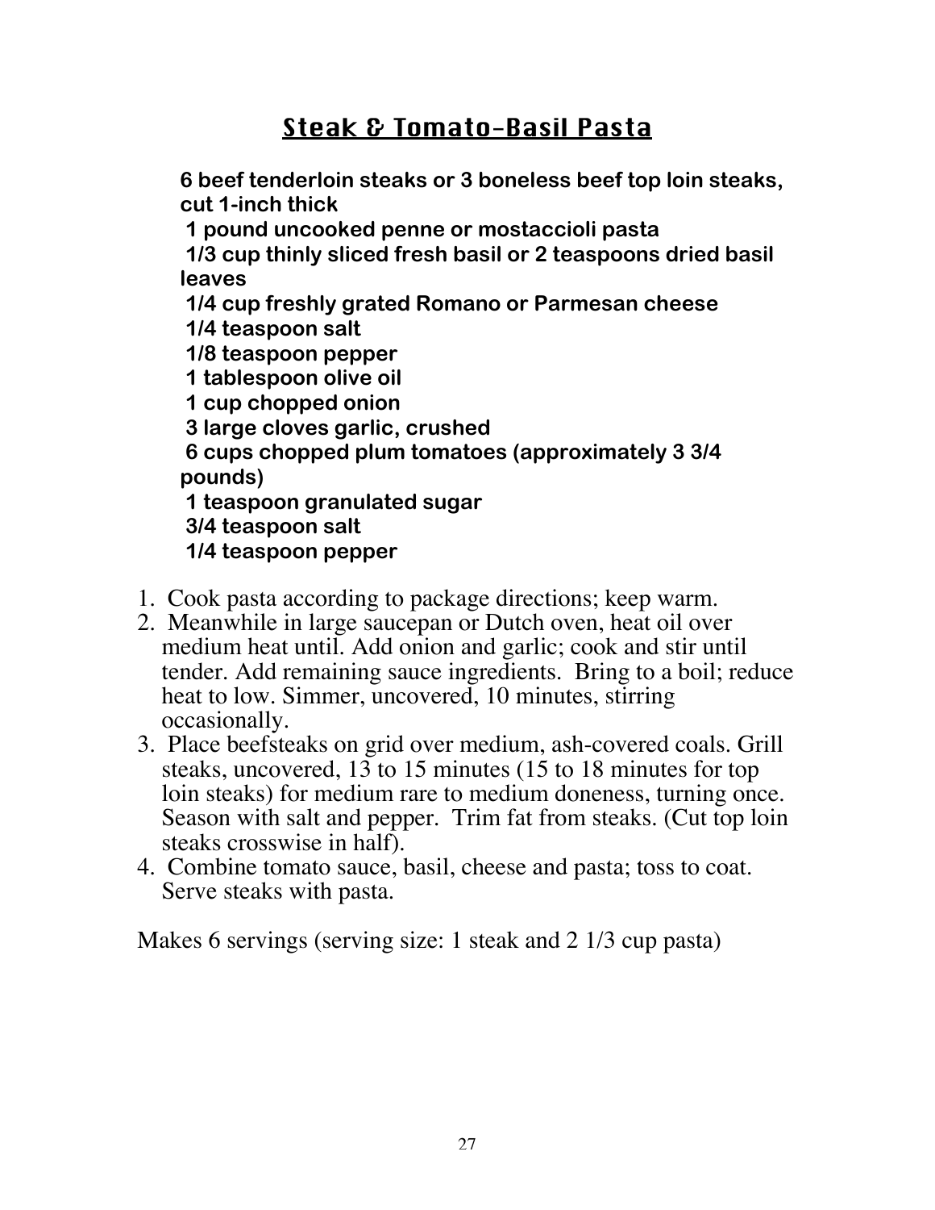# Steak & Tomato-Basil Pasta

**6 beef tenderloin steaks or 3 boneless beef top loin steaks, cut 1-inch thick**
**1 pound uncooked penne or mostaccioli pasta**
**1/3 cup thinly sliced fresh basil or 2 teaspoons dried basil leaves**
**1/4 cup freshly grated Romano or Parmesan cheese**
**1/4 teaspoon salt**
**1/8 teaspoon pepper**
**1 tablespoon olive oil**
**1 cup chopped onion**
**3 large cloves garlic, crushed**
**6 cups chopped plum tomatoes (approximately 3 3/4 pounds)**
**1 teaspoon granulated sugar**
**3/4 teaspoon salt**
**1/4 teaspoon pepper**

1. Cook pasta according to package directions; keep warm.
2. Meanwhile in large saucepan or Dutch oven, heat oil over medium heat until. Add onion and garlic; cook and stir until tender. Add remaining sauce ingredients. Bring to a boil; reduce heat to low. Simmer, uncovered, 10 minutes, stirring occasionally.
3. Place beefsteaks on grid over medium, ash-covered coals. Grill steaks, uncovered, 13 to 15 minutes (15 to 18 minutes for top loin steaks) for medium rare to medium doneness, turning once. Season with salt and pepper. Trim fat from steaks. (Cut top loin steaks crosswise in half).
4. Combine tomato sauce, basil, cheese and pasta; toss to coat. Serve steaks with pasta.

Makes 6 servings (serving size: 1 steak and 2 1/3 cup pasta)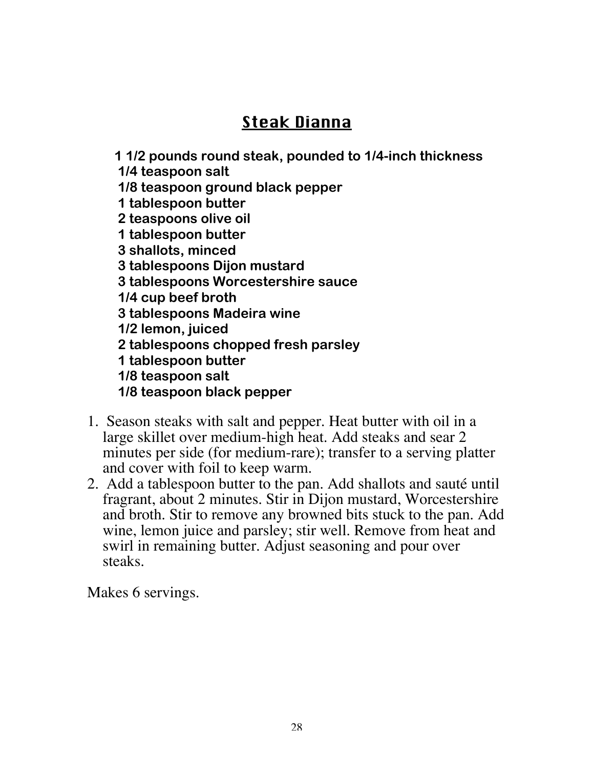## Steak Dianna

**1 1/2 pounds round steak, pounded to 1/4-inch thickness**
**1/4 teaspoon salt**
**1/8 teaspoon ground black pepper**
**1 tablespoon butter**
**2 teaspoons olive oil**
**1 tablespoon butter**
**3 shallots, minced**
**3 tablespoons Dijon mustard**
**3 tablespoons Worcestershire sauce**
**1/4 cup beef broth**
**3 tablespoons Madeira wine**
**1/2 lemon, juiced**
**2 tablespoons chopped fresh parsley**
**1 tablespoon butter**
**1/8 teaspoon salt**
**1/8 teaspoon black pepper**

1. Season steaks with salt and pepper. Heat butter with oil in a large skillet over medium-high heat. Add steaks and sear 2 minutes per side (for medium-rare); transfer to a serving platter and cover with foil to keep warm.
2. Add a tablespoon butter to the pan. Add shallots and sauté until fragrant, about 2 minutes. Stir in Dijon mustard, Worcestershire and broth. Stir to remove any browned bits stuck to the pan. Add wine, lemon juice and parsley; stir well. Remove from heat and swirl in remaining butter. Adjust seasoning and pour over steaks.

Makes 6 servings.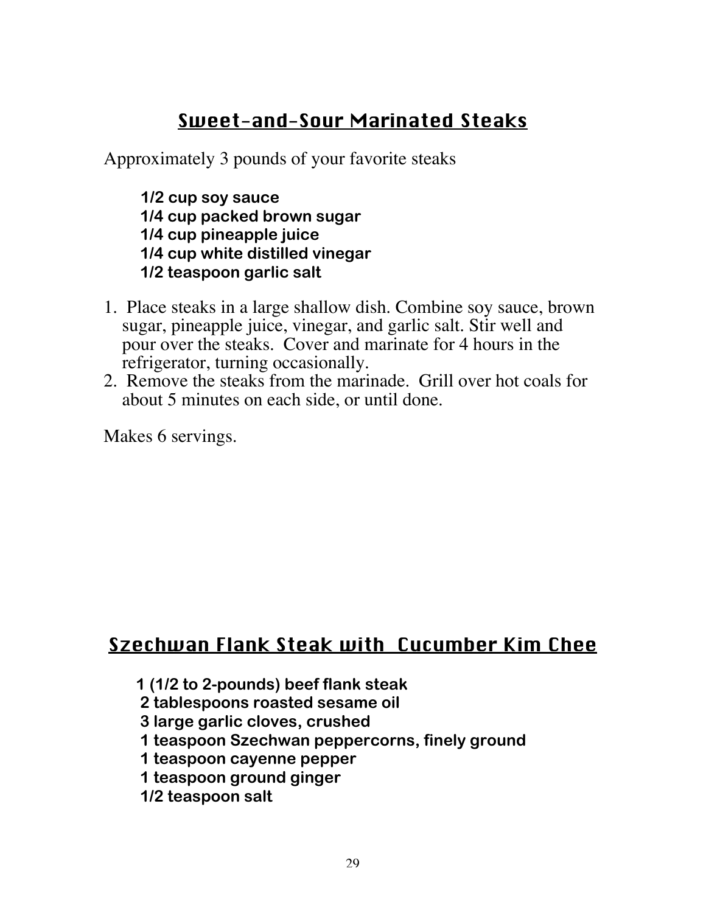## Sweet-and-Sour Marinated Steaks

Approximately 3 pounds of your favorite steaks

**1/2 cup soy sauce**
**1/4 cup packed brown sugar**
**1/4 cup pineapple juice**
**1/4 cup white distilled vinegar**
**1/2 teaspoon garlic salt**

1. Place steaks in a large shallow dish. Combine soy sauce, brown sugar, pineapple juice, vinegar, and garlic salt. Stir well and pour over the steaks. Cover and marinate for 4 hours in the refrigerator, turning occasionally.
2. Remove the steaks from the marinade. Grill over hot coals for about 5 minutes on each side, or until done.

Makes 6 servings.

## Szechwan Flank Steak with Cucumber Kim Chee

**1 (1/2 to 2-pounds) beef flank steak**
**2 tablespoons roasted sesame oil**
**3 large garlic cloves, crushed**
**1 teaspoon Szechwan peppercorns, finely ground**
**1 teaspoon cayenne pepper**
**1 teaspoon ground ginger**
**1/2 teaspoon salt**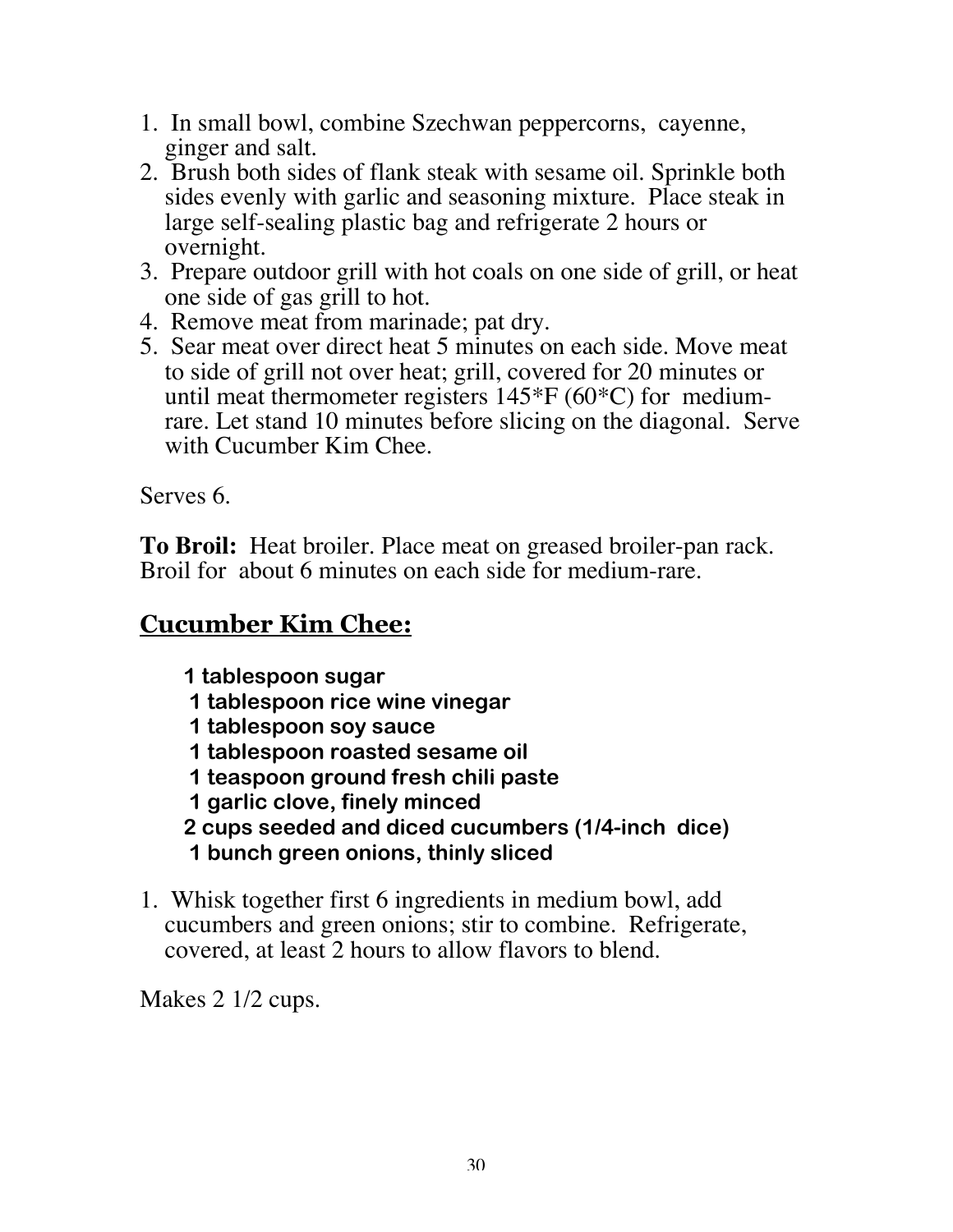1. In small bowl, combine Szechwan peppercorns, cayenne, ginger and salt.
2. Brush both sides of flank steak with sesame oil. Sprinkle both sides evenly with garlic and seasoning mixture. Place steak in large self-sealing plastic bag and refrigerate 2 hours or overnight.
3. Prepare outdoor grill with hot coals on one side of grill, or heat one side of gas grill to hot.
4. Remove meat from marinade; pat dry.
5. Sear meat over direct heat 5 minutes on each side. Move meat to side of grill not over heat; grill, covered for 20 minutes or until meat thermometer registers 145*F (60*C) for medium-rare. Let stand 10 minutes before slicing on the diagonal. Serve with Cucumber Kim Chee.

Serves 6.

**To Broil:** Heat broiler. Place meat on greased broiler-pan rack. Broil for about 6 minutes on each side for medium-rare.

## Cucumber Kim Chee:

**1 tablespoon sugar**
**1 tablespoon rice wine vinegar**
**1 tablespoon soy sauce**
**1 tablespoon roasted sesame oil**
**1 teaspoon ground fresh chili paste**
**1 garlic clove, finely minced**
**2 cups seeded and diced cucumbers (1/4-inch dice)**
**1 bunch green onions, thinly sliced**

1. Whisk together first 6 ingredients in medium bowl, add cucumbers and green onions; stir to combine. Refrigerate, covered, at least 2 hours to allow flavors to blend.

Makes 2 1/2 cups.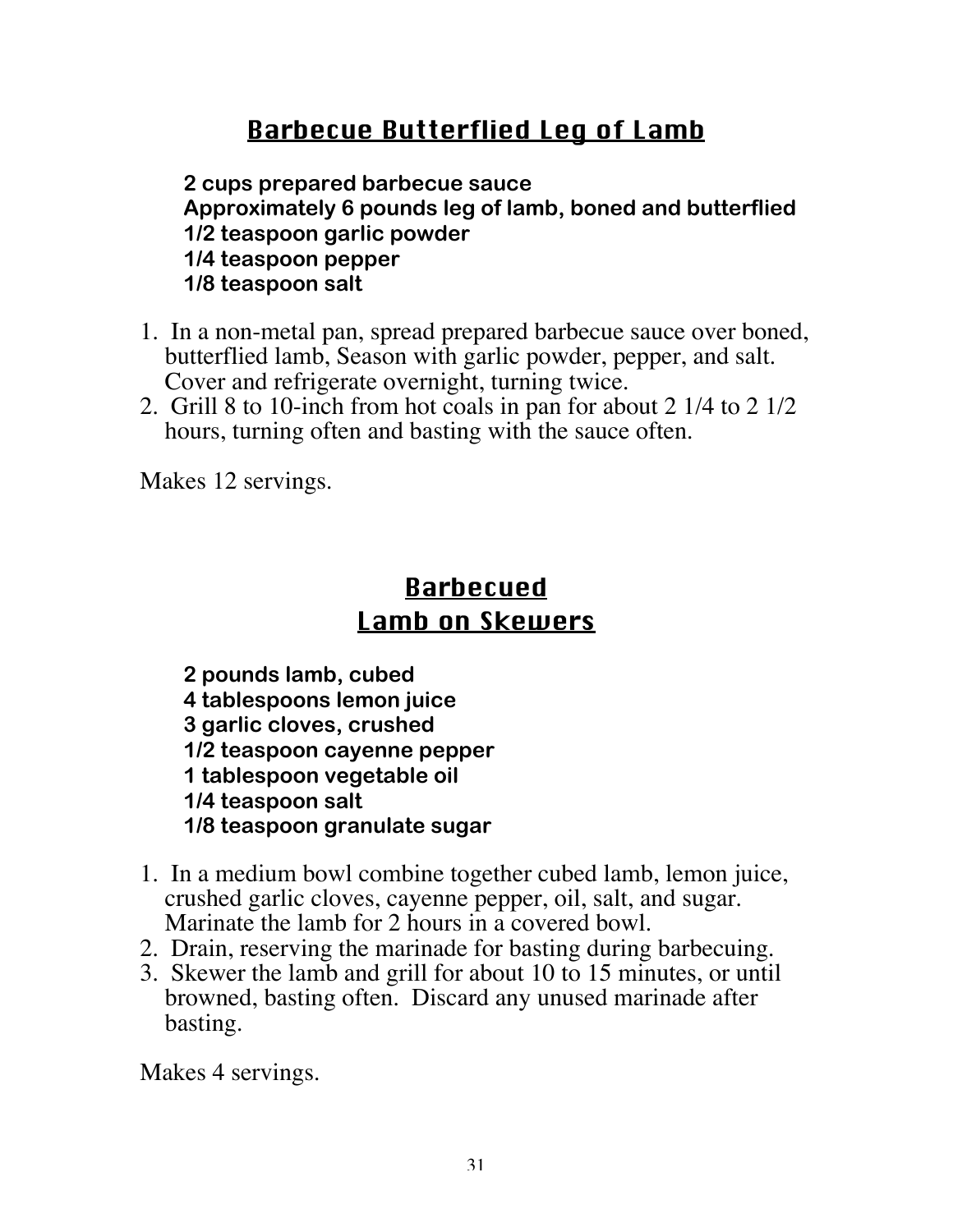## Barbecue Butterflied Leg of Lamb

**2 cups prepared barbecue sauce**
**Approximately 6 pounds leg of lamb, boned and butterflied**
**1/2 teaspoon garlic powder**
**1/4 teaspoon pepper**
**1/8 teaspoon salt**

1. In a non-metal pan, spread prepared barbecue sauce over boned, butterflied lamb, Season with garlic powder, pepper, and salt. Cover and refrigerate overnight, turning twice.
2. Grill 8 to 10-inch from hot coals in pan for about 2 1/4 to 2 1/2 hours, turning often and basting with the sauce often.

Makes 12 servings.

## Barbecued Lamb on Skewers

**2 pounds lamb, cubed**
**4 tablespoons lemon juice**
**3 garlic cloves, crushed**
**1/2 teaspoon cayenne pepper**
**1 tablespoon vegetable oil**
**1/4 teaspoon salt**
**1/8 teaspoon granulate sugar**

1. In a medium bowl combine together cubed lamb, lemon juice, crushed garlic cloves, cayenne pepper, oil, salt, and sugar. Marinate the lamb for 2 hours in a covered bowl.
2. Drain, reserving the marinade for basting during barbecuing.
3. Skewer the lamb and grill for about 10 to 15 minutes, or until browned, basting often. Discard any unused marinade after basting.

Makes 4 servings.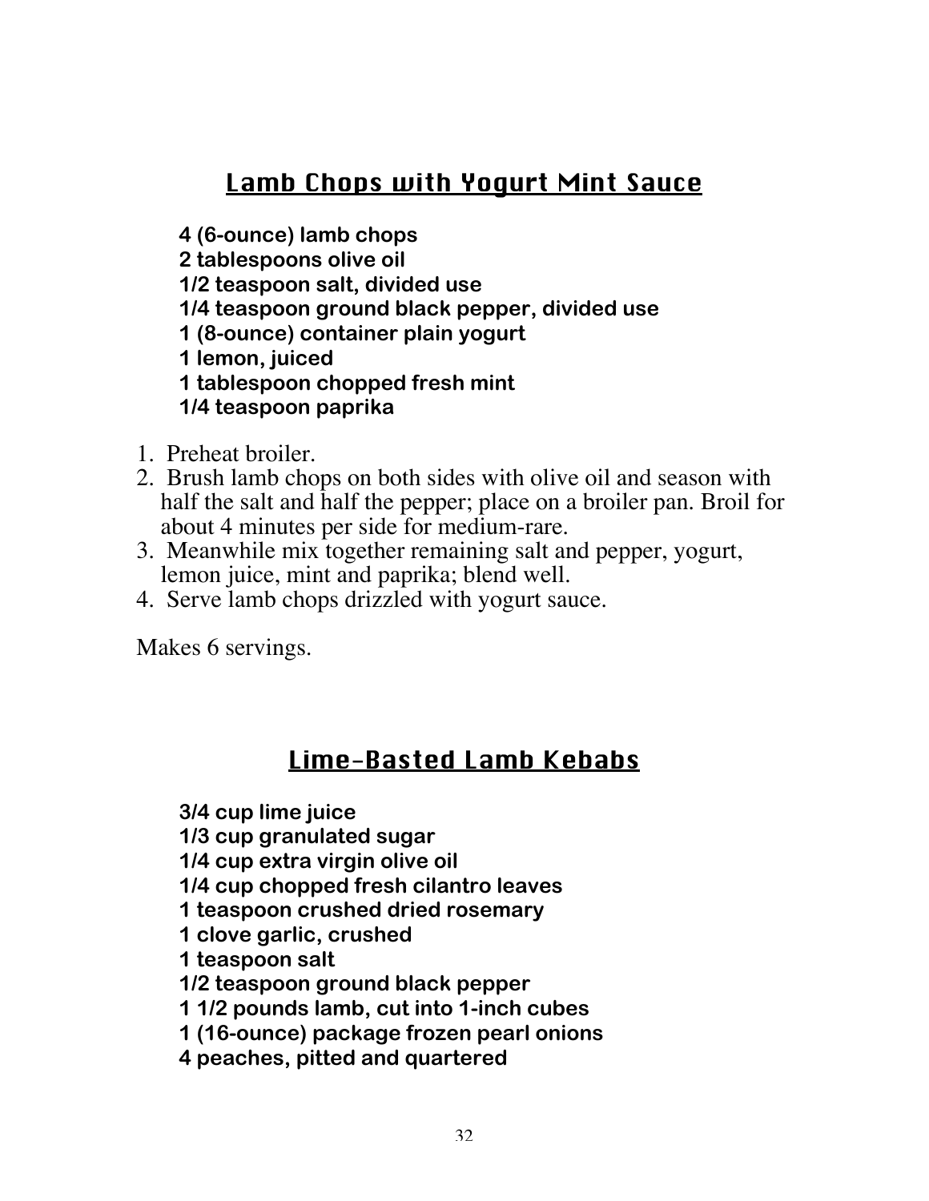## Lamb Chops with Yogurt Mint Sauce

**4 (6-ounce) lamb chops**
**2 tablespoons olive oil**
**1/2 teaspoon salt, divided use**
**1/4 teaspoon ground black pepper, divided use**
**1 (8-ounce) container plain yogurt**
**1 lemon, juiced**
**1 tablespoon chopped fresh mint**
**1/4 teaspoon paprika**

1. Preheat broiler.
2. Brush lamb chops on both sides with olive oil and season with half the salt and half the pepper; place on a broiler pan. Broil for about 4 minutes per side for medium-rare.
3. Meanwhile mix together remaining salt and pepper, yogurt, lemon juice, mint and paprika; blend well.
4. Serve lamb chops drizzled with yogurt sauce.

Makes 6 servings.

## Lime-Basted Lamb Kebabs

**3/4 cup lime juice**
**1/3 cup granulated sugar**
**1/4 cup extra virgin olive oil**
**1/4 cup chopped fresh cilantro leaves**
**1 teaspoon crushed dried rosemary**
**1 clove garlic, crushed**
**1 teaspoon salt**
**1/2 teaspoon ground black pepper**
**1 1/2 pounds lamb, cut into 1-inch cubes**
**1 (16-ounce) package frozen pearl onions**
**4 peaches, pitted and quartered**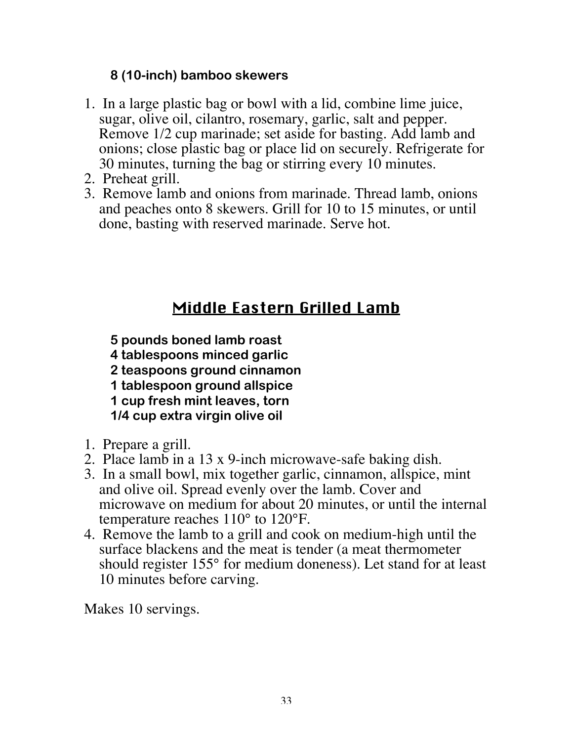**8 (10-inch) bamboo skewers**

1. In a large plastic bag or bowl with a lid, combine lime juice, sugar, olive oil, cilantro, rosemary, garlic, salt and pepper. Remove 1/2 cup marinade; set aside for basting. Add lamb and onions; close plastic bag or place lid on securely. Refrigerate for 30 minutes, turning the bag or stirring every 10 minutes.
2. Preheat grill.
3. Remove lamb and onions from marinade. Thread lamb, onions and peaches onto 8 skewers. Grill for 10 to 15 minutes, or until done, basting with reserved marinade. Serve hot.

## Middle Eastern Grilled Lamb

**5 pounds boned lamb roast**
**4 tablespoons minced garlic**
**2 teaspoons ground cinnamon**
**1 tablespoon ground allspice**
**1 cup fresh mint leaves, torn**
**1/4 cup extra virgin olive oil**

1. Prepare a grill.
2. Place lamb in a 13 x 9-inch microwave-safe baking dish.
3. In a small bowl, mix together garlic, cinnamon, allspice, mint and olive oil. Spread evenly over the lamb. Cover and microwave on medium for about 20 minutes, or until the internal temperature reaches 110° to 120°F.
4. Remove the lamb to a grill and cook on medium-high until the surface blackens and the meat is tender (a meat thermometer should register 155° for medium doneness). Let stand for at least 10 minutes before carving.

Makes 10 servings.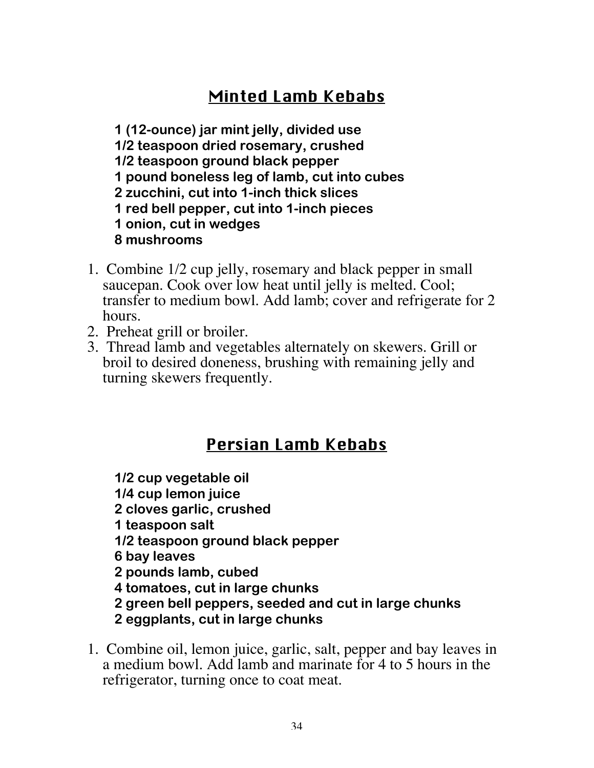## Minted Lamb Kebabs

**1 (12-ounce) jar mint jelly, divided use**
**1/2 teaspoon dried rosemary, crushed**
**1/2 teaspoon ground black pepper**
**1 pound boneless leg of lamb, cut into cubes**
**2 zucchini, cut into 1-inch thick slices**
**1 red bell pepper, cut into 1-inch pieces**
**1 onion, cut in wedges**
**8 mushrooms**

1. Combine 1/2 cup jelly, rosemary and black pepper in small saucepan. Cook over low heat until jelly is melted. Cool; transfer to medium bowl. Add lamb; cover and refrigerate for 2 hours.
2. Preheat grill or broiler.
3. Thread lamb and vegetables alternately on skewers. Grill or broil to desired doneness, brushing with remaining jelly and turning skewers frequently.

## Persian Lamb Kebabs

**1/2 cup vegetable oil**
**1/4 cup lemon juice**
**2 cloves garlic, crushed**
**1 teaspoon salt**
**1/2 teaspoon ground black pepper**
**6 bay leaves**
**2 pounds lamb, cubed**
**4 tomatoes, cut in large chunks**
**2 green bell peppers, seeded and cut in large chunks**
**2 eggplants, cut in large chunks**

1. Combine oil, lemon juice, garlic, salt, pepper and bay leaves in a medium bowl. Add lamb and marinate for 4 to 5 hours in the refrigerator, turning once to coat meat.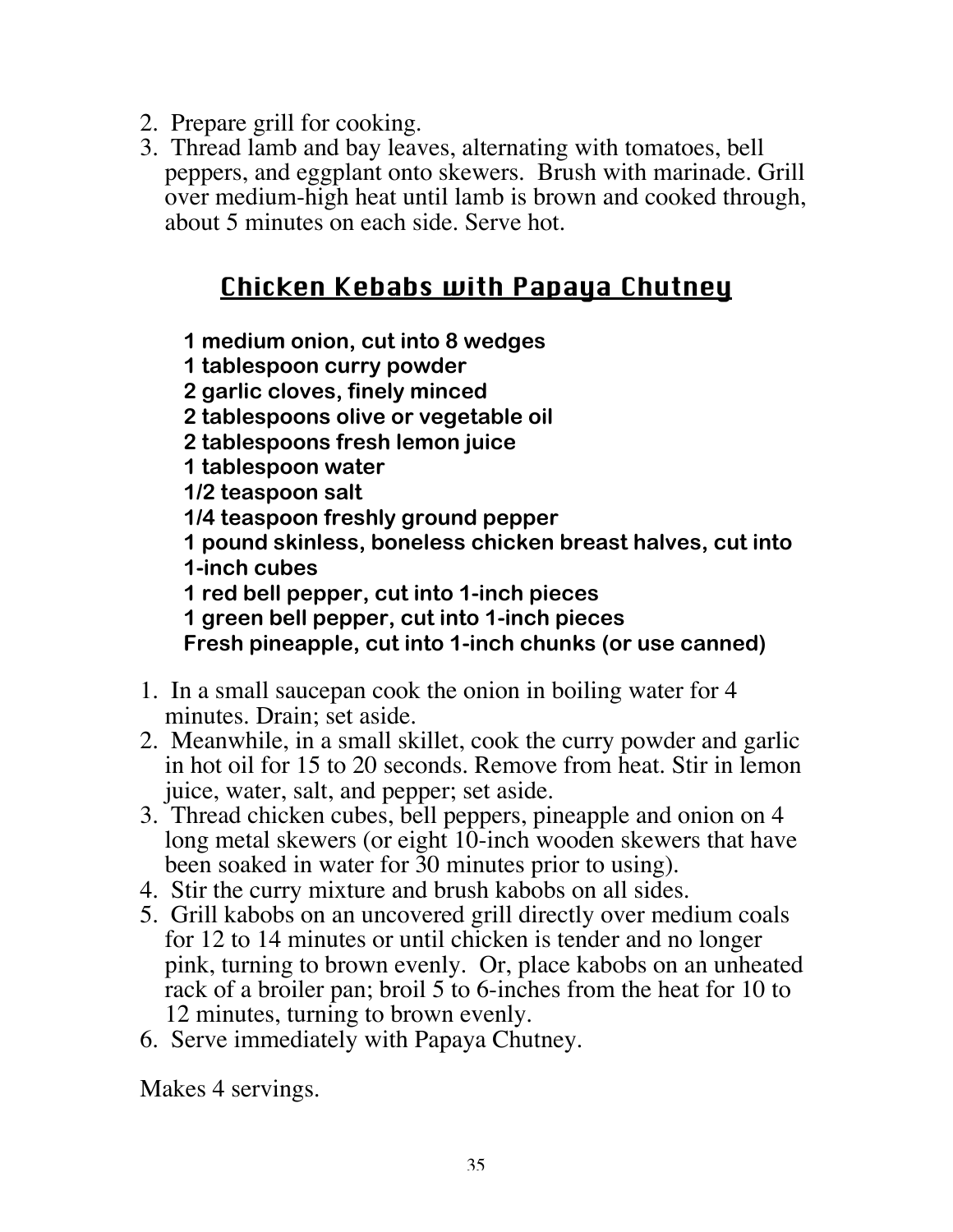2. Prepare grill for cooking.
3. Thread lamb and bay leaves, alternating with tomatoes, bell peppers, and eggplant onto skewers. Brush with marinade. Grill over medium-high heat until lamb is brown and cooked through, about 5 minutes on each side. Serve hot.

## Chicken Kebabs with Papaya Chutney

**1 medium onion, cut into 8 wedges**
**1 tablespoon curry powder**
**2 garlic cloves, finely minced**
**2 tablespoons olive or vegetable oil**
**2 tablespoons fresh lemon juice**
**1 tablespoon water**
**1/2 teaspoon salt**
**1/4 teaspoon freshly ground pepper**
**1 pound skinless, boneless chicken breast halves, cut into 1-inch cubes**
**1 red bell pepper, cut into 1-inch pieces**
**1 green bell pepper, cut into 1-inch pieces**
**Fresh pineapple, cut into 1-inch chunks (or use canned)**

1. In a small saucepan cook the onion in boiling water for 4 minutes. Drain; set aside.
2. Meanwhile, in a small skillet, cook the curry powder and garlic in hot oil for 15 to 20 seconds. Remove from heat. Stir in lemon juice, water, salt, and pepper; set aside.
3. Thread chicken cubes, bell peppers, pineapple and onion on 4 long metal skewers (or eight 10-inch wooden skewers that have been soaked in water for 30 minutes prior to using).
4. Stir the curry mixture and brush kabobs on all sides.
5. Grill kabobs on an uncovered grill directly over medium coals for 12 to 14 minutes or until chicken is tender and no longer pink, turning to brown evenly. Or, place kabobs on an unheated rack of a broiler pan; broil 5 to 6-inches from the heat for 10 to 12 minutes, turning to brown evenly.
6. Serve immediately with Papaya Chutney.

Makes 4 servings.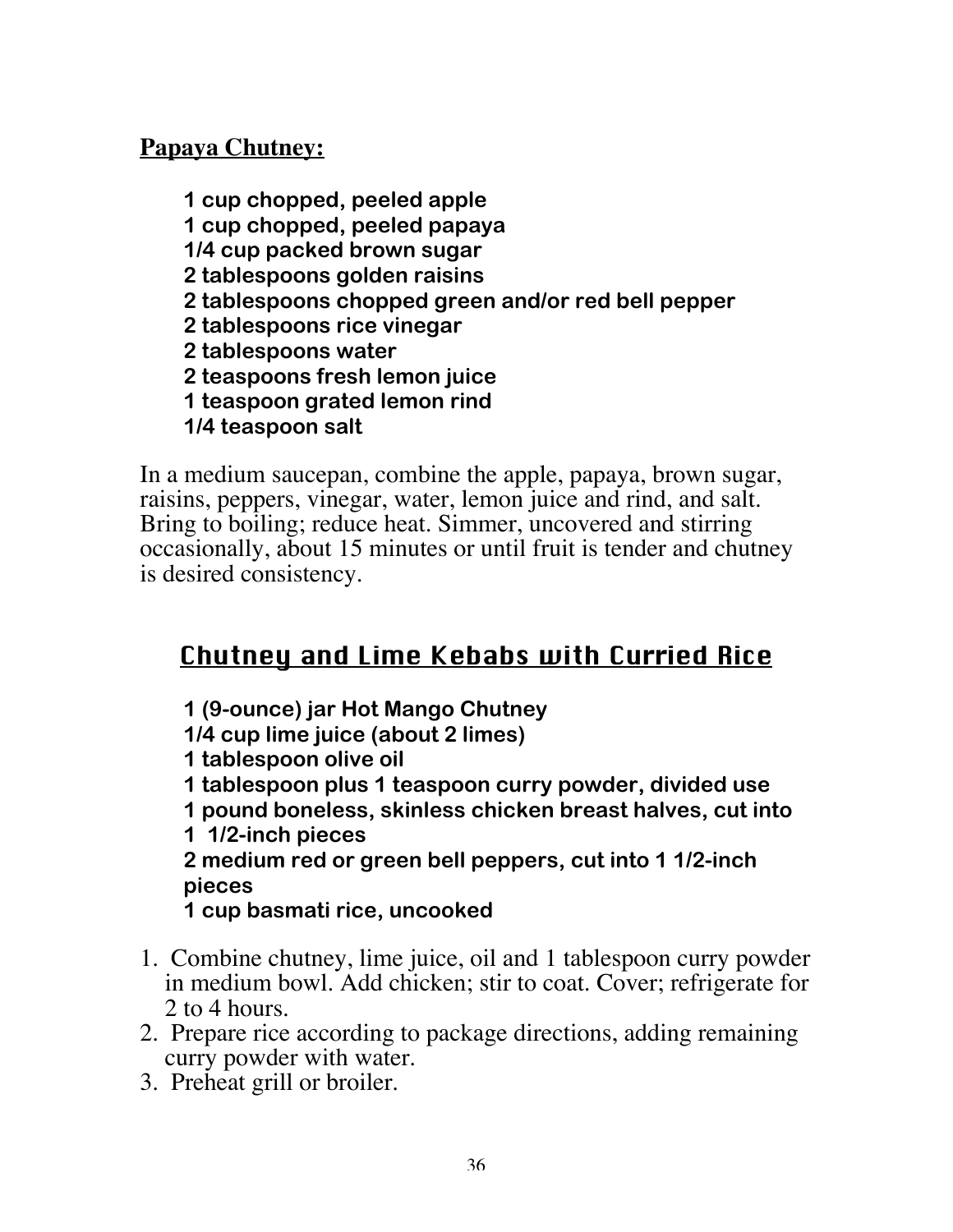**Papaya Chutney:**

- 1 cup chopped, peeled apple
- 1 cup chopped, peeled papaya
- 1/4 cup packed brown sugar
- 2 tablespoons golden raisins
- 2 tablespoons chopped green and/or red bell pepper
- 2 tablespoons rice vinegar
- 2 tablespoons water
- 2 teaspoons fresh lemon juice
- 1 teaspoon grated lemon rind
- 1/4 teaspoon salt

In a medium saucepan, combine the apple, papaya, brown sugar, raisins, peppers, vinegar, water, lemon juice and rind, and salt. Bring to boiling; reduce heat. Simmer, uncovered and stirring occasionally, about 15 minutes or until fruit is tender and chutney is desired consistency.

## Chutney and Lime Kebabs with Curried Rice

- 1 (9-ounce) jar Hot Mango Chutney
- 1/4 cup lime juice (about 2 limes)
- 1 tablespoon olive oil
- 1 tablespoon plus 1 teaspoon curry powder, divided use
- 1 pound boneless, skinless chicken breast halves, cut into 1 1/2-inch pieces
- 2 medium red or green bell peppers, cut into 1 1/2-inch pieces
- 1 cup basmati rice, uncooked

1. Combine chutney, lime juice, oil and 1 tablespoon curry powder in medium bowl. Add chicken; stir to coat. Cover; refrigerate for 2 to 4 hours.
2. Prepare rice according to package directions, adding remaining curry powder with water.
3. Preheat grill or broiler.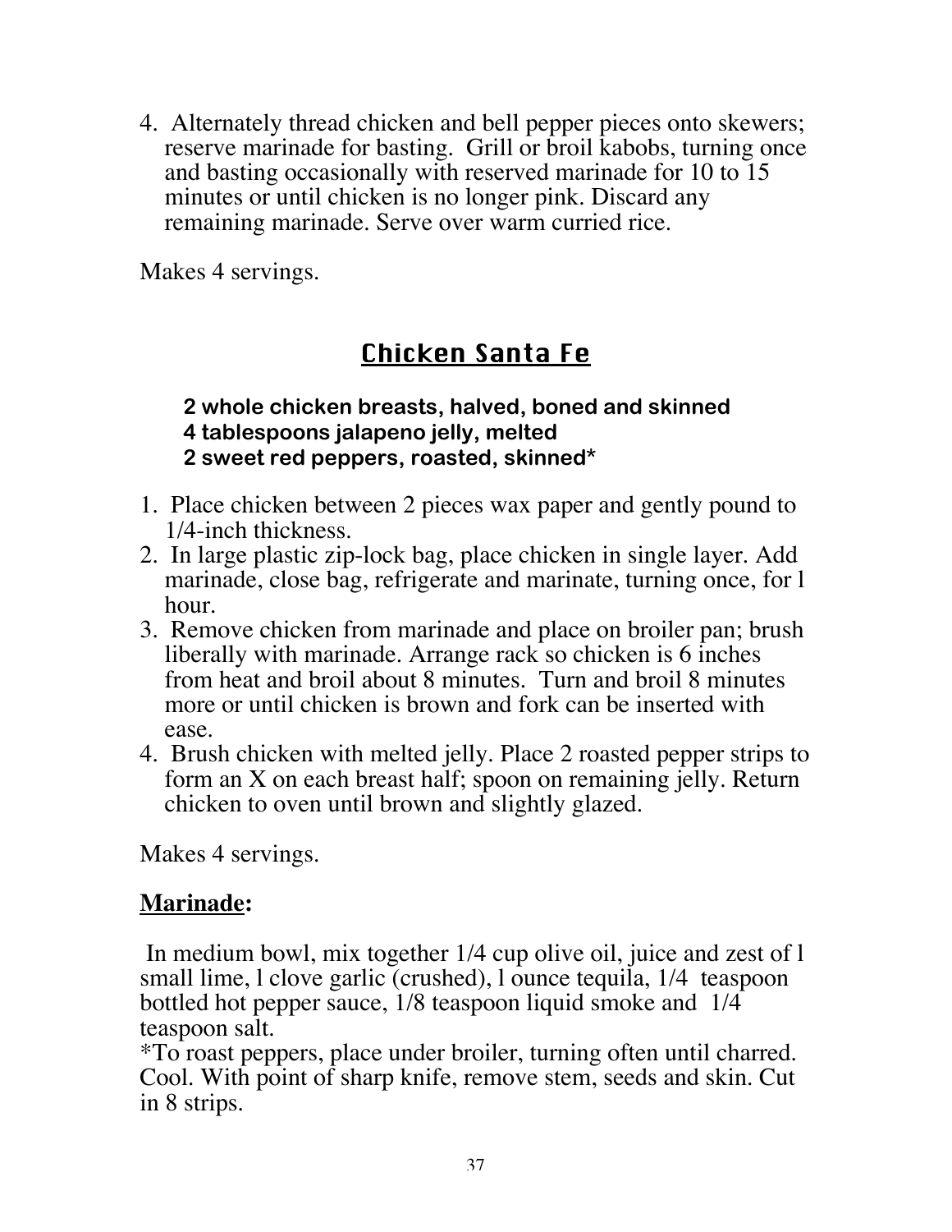4. Alternately thread chicken and bell pepper pieces onto skewers; reserve marinade for basting. Grill or broil kabobs, turning once and basting occasionally with reserved marinade for 10 to 15 minutes or until chicken is no longer pink. Discard any remaining marinade. Serve over warm curried rice.

Makes 4 servings.

## Chicken Santa Fe

**2 whole chicken breasts, halved, boned and skinned**
**4 tablespoons jalapeno jelly, melted**
**2 sweet red peppers, roasted, skinned***

1. Place chicken between 2 pieces wax paper and gently pound to 1/4-inch thickness.
2. In large plastic zip-lock bag, place chicken in single layer. Add marinade, close bag, refrigerate and marinate, turning once, for l hour.
3. Remove chicken from marinade and place on broiler pan; brush liberally with marinade. Arrange rack so chicken is 6 inches from heat and broil about 8 minutes. Turn and broil 8 minutes more or until chicken is brown and fork can be inserted with ease.
4. Brush chicken with melted jelly. Place 2 roasted pepper strips to form an X on each breast half; spoon on remaining jelly. Return chicken to oven until brown and slightly glazed.

Makes 4 servings.

**Marinade:**

In medium bowl, mix together 1/4 cup olive oil, juice and zest of l small lime, l clove garlic (crushed), l ounce tequila, 1/4 teaspoon bottled hot pepper sauce, 1/8 teaspoon liquid smoke and 1/4 teaspoon salt.
*To roast peppers, place under broiler, turning often until charred. Cool. With point of sharp knife, remove stem, seeds and skin. Cut in 8 strips.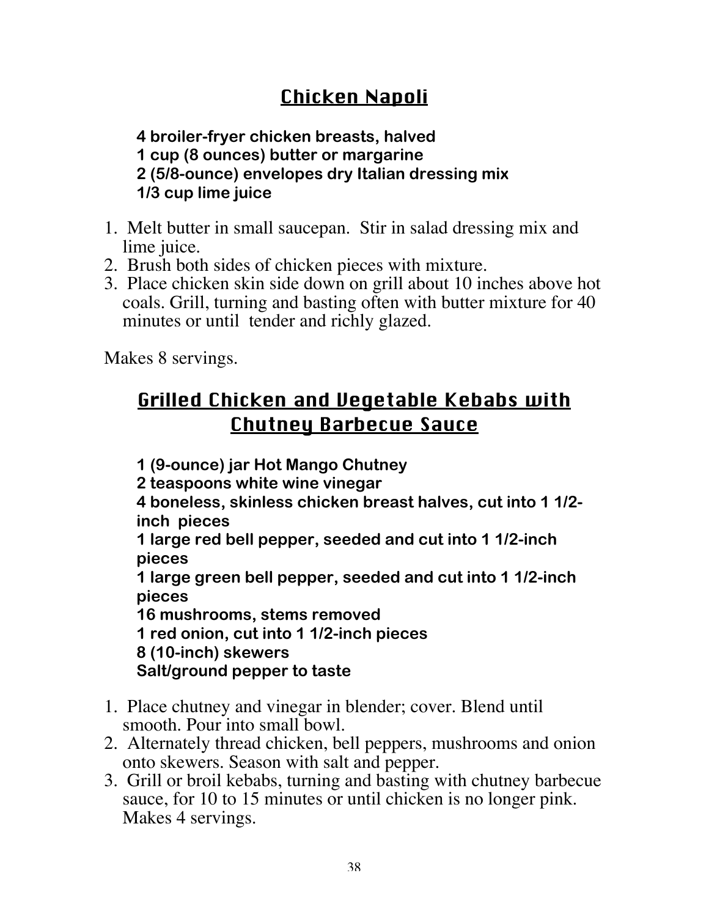## Chicken Napoli

**4 broiler-fryer chicken breasts, halved**
**1 cup (8 ounces) butter or margarine**
**2 (5/8-ounce) envelopes dry Italian dressing mix**
**1/3 cup lime juice**

1. Melt butter in small saucepan. Stir in salad dressing mix and lime juice.
2. Brush both sides of chicken pieces with mixture.
3. Place chicken skin side down on grill about 10 inches above hot coals. Grill, turning and basting often with butter mixture for 40 minutes or until tender and richly glazed.

Makes 8 servings.

## Grilled Chicken and Vegetable Kebabs with Chutney Barbecue Sauce

**1 (9-ounce) jar Hot Mango Chutney**
**2 teaspoons white wine vinegar**
**4 boneless, skinless chicken breast halves, cut into 1 1/2-inch pieces**
**1 large red bell pepper, seeded and cut into 1 1/2-inch pieces**
**1 large green bell pepper, seeded and cut into 1 1/2-inch pieces**
**16 mushrooms, stems removed**
**1 red onion, cut into 1 1/2-inch pieces**
**8 (10-inch) skewers**
**Salt/ground pepper to taste**

1. Place chutney and vinegar in blender; cover. Blend until smooth. Pour into small bowl.
2. Alternately thread chicken, bell peppers, mushrooms and onion onto skewers. Season with salt and pepper.
3. Grill or broil kebabs, turning and basting with chutney barbecue sauce, for 10 to 15 minutes or until chicken is no longer pink. Makes 4 servings.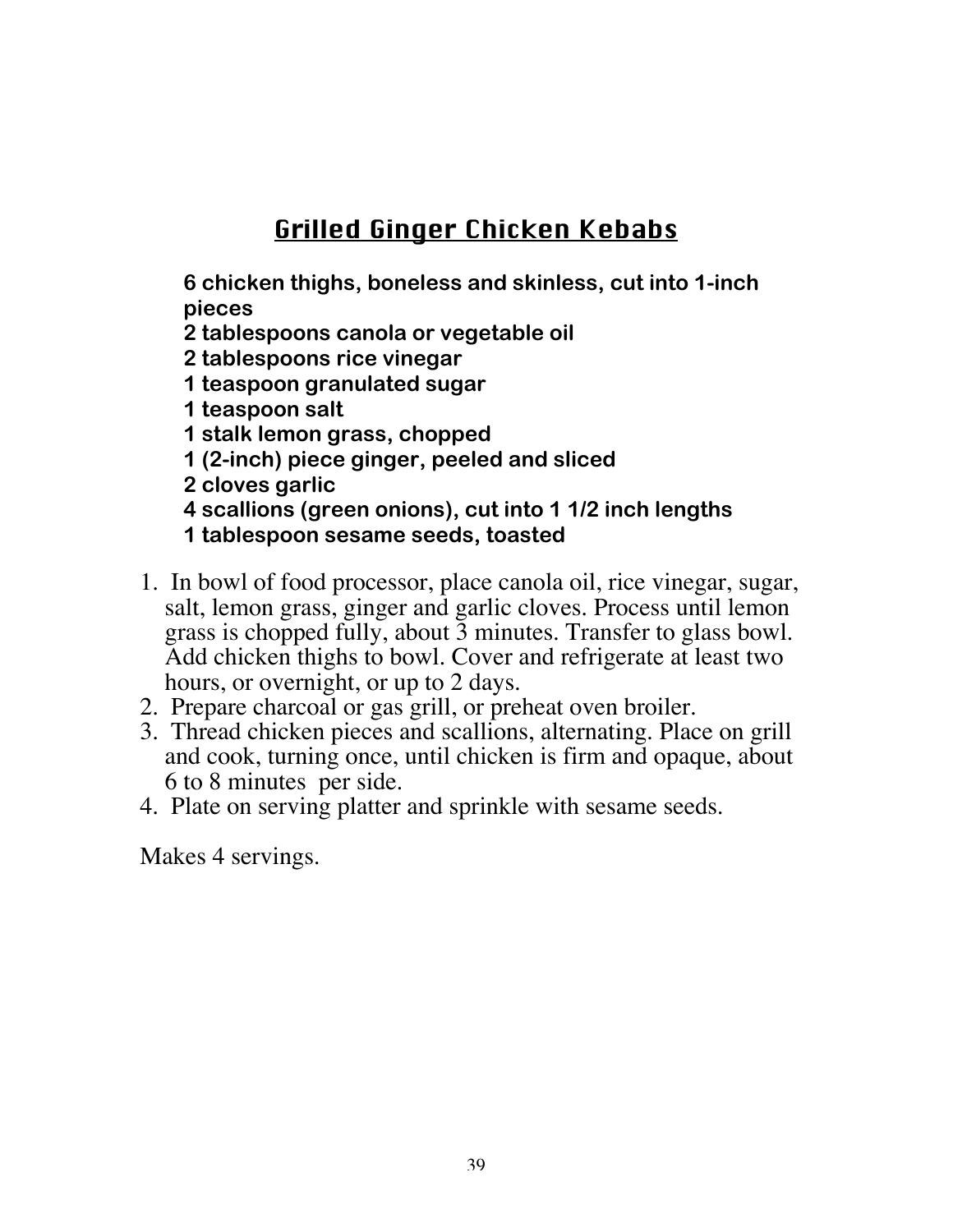## Grilled Ginger Chicken Kebabs

**6 chicken thighs, boneless and skinless, cut into 1-inch pieces**
**2 tablespoons canola or vegetable oil**
**2 tablespoons rice vinegar**
**1 teaspoon granulated sugar**
**1 teaspoon salt**
**1 stalk lemon grass, chopped**
**1 (2-inch) piece ginger, peeled and sliced**
**2 cloves garlic**
**4 scallions (green onions), cut into 1 1/2 inch lengths**
**1 tablespoon sesame seeds, toasted**

1. In bowl of food processor, place canola oil, rice vinegar, sugar, salt, lemon grass, ginger and garlic cloves. Process until lemon grass is chopped fully, about 3 minutes. Transfer to glass bowl. Add chicken thighs to bowl. Cover and refrigerate at least two hours, or overnight, or up to 2 days.
2. Prepare charcoal or gas grill, or preheat oven broiler.
3. Thread chicken pieces and scallions, alternating. Place on grill and cook, turning once, until chicken is firm and opaque, about 6 to 8 minutes per side.
4. Plate on serving platter and sprinkle with sesame seeds.

Makes 4 servings.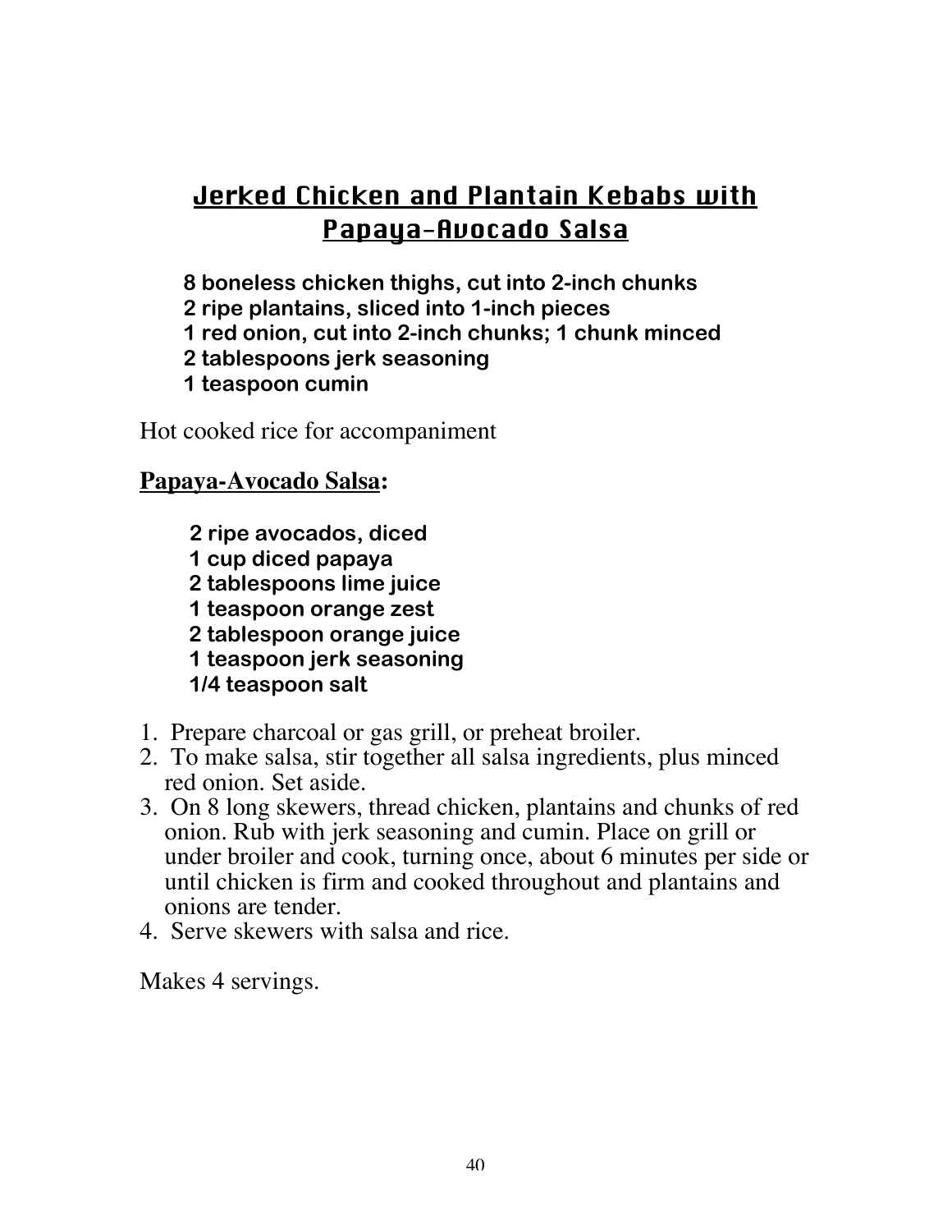# Jerked Chicken and Plantain Kebabs with Papaya-Avocado Salsa

**8 boneless chicken thighs, cut into 2-inch chunks**
**2 ripe plantains, sliced into 1-inch pieces**
**1 red onion, cut into 2-inch chunks; 1 chunk minced**
**2 tablespoons jerk seasoning**
**1 teaspoon cumin**

Hot cooked rice for accompaniment

**Papaya-Avocado Salsa:**

**2 ripe avocados, diced**
**1 cup diced papaya**
**2 tablespoons lime juice**
**1 teaspoon orange zest**
**2 tablespoon orange juice**
**1 teaspoon jerk seasoning**
**1/4 teaspoon salt**

1. Prepare charcoal or gas grill, or preheat broiler.
2. To make salsa, stir together all salsa ingredients, plus minced red onion. Set aside.
3. On 8 long skewers, thread chicken, plantains and chunks of red onion. Rub with jerk seasoning and cumin. Place on grill or under broiler and cook, turning once, about 6 minutes per side or until chicken is firm and cooked throughout and plantains and onions are tender.
4. Serve skewers with salsa and rice.

Makes 4 servings.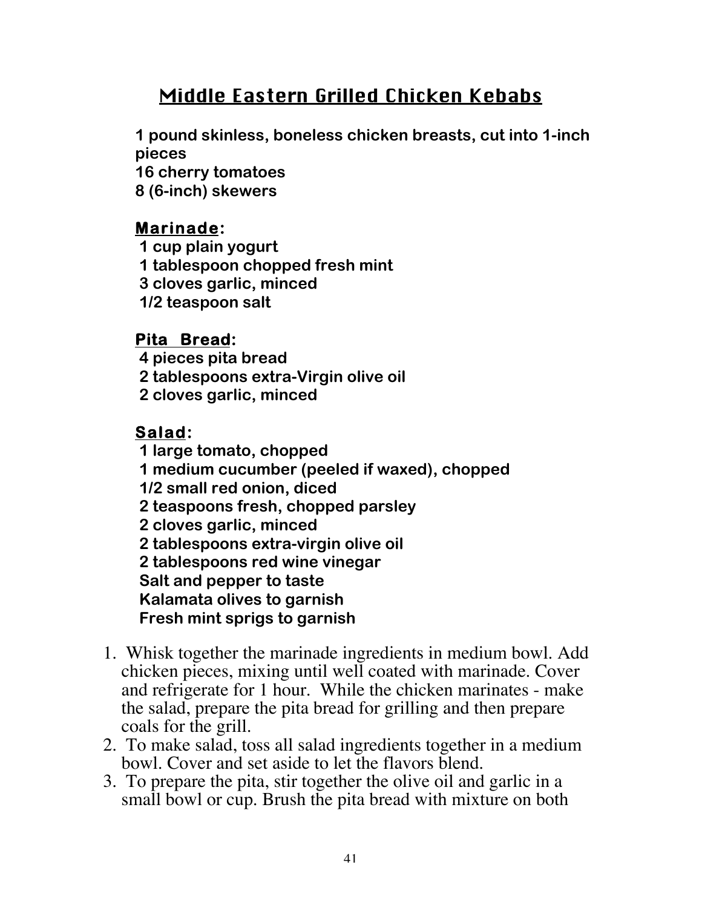# Middle Eastern Grilled Chicken Kebabs

**1 pound skinless, boneless chicken breasts, cut into 1-inch pieces**
**16 cherry tomatoes**
**8 (6-inch) skewers**

**Marinade:**
**1 cup plain yogurt**
**1 tablespoon chopped fresh mint**
**3 cloves garlic, minced**
**1/2 teaspoon salt**

**Pita Bread:**
**4 pieces pita bread**
**2 tablespoons extra-Virgin olive oil**
**2 cloves garlic, minced**

**Salad:**
**1 large tomato, chopped**
**1 medium cucumber (peeled if waxed), chopped**
**1/2 small red onion, diced**
**2 teaspoons fresh, chopped parsley**
**2 cloves garlic, minced**
**2 tablespoons extra-virgin olive oil**
**2 tablespoons red wine vinegar**
**Salt and pepper to taste**
**Kalamata olives to garnish**
**Fresh mint sprigs to garnish**

1. Whisk together the marinade ingredients in medium bowl. Add chicken pieces, mixing until well coated with marinade. Cover and refrigerate for 1 hour. While the chicken marinates - make the salad, prepare the pita bread for grilling and then prepare coals for the grill.
2. To make salad, toss all salad ingredients together in a medium bowl. Cover and set aside to let the flavors blend.
3. To prepare the pita, stir together the olive oil and garlic in a small bowl or cup. Brush the pita bread with mixture on both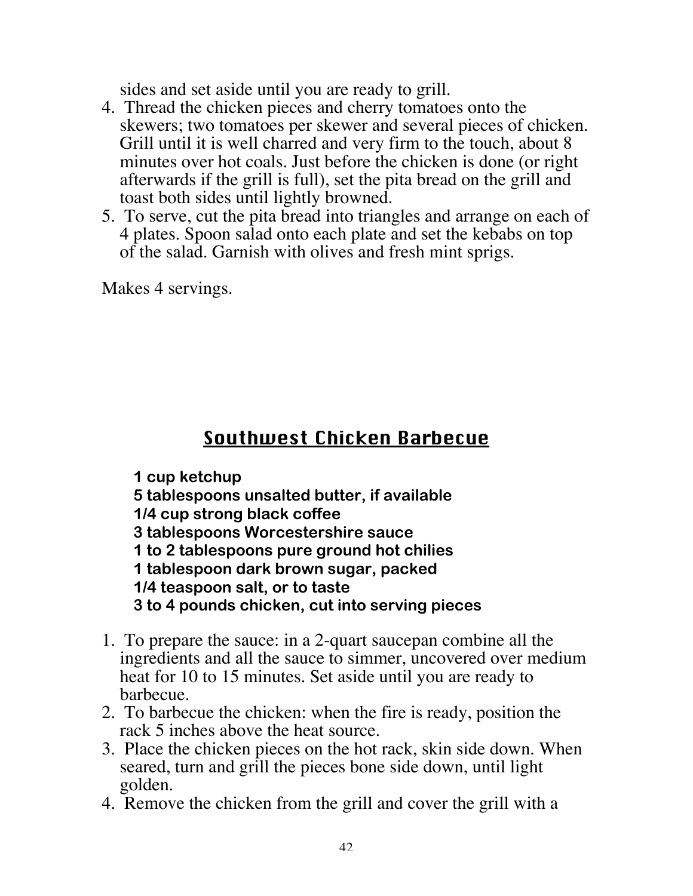sides and set aside until you are ready to grill.

4. Thread the chicken pieces and cherry tomatoes onto the skewers; two tomatoes per skewer and several pieces of chicken. Grill until it is well charred and very firm to the touch, about 8 minutes over hot coals. Just before the chicken is done (or right afterwards if the grill is full), set the pita bread on the grill and toast both sides until lightly browned.
5. To serve, cut the pita bread into triangles and arrange on each of 4 plates. Spoon salad onto each plate and set the kebabs on top of the salad. Garnish with olives and fresh mint sprigs.

Makes 4 servings.

## Southwest Chicken Barbecue

**1 cup ketchup**
**5 tablespoons unsalted butter, if available**
**1/4 cup strong black coffee**
**3 tablespoons Worcestershire sauce**
**1 to 2 tablespoons pure ground hot chilies**
**1 tablespoon dark brown sugar, packed**
**1/4 teaspoon salt, or to taste**
**3 to 4 pounds chicken, cut into serving pieces**

1. To prepare the sauce: in a 2-quart saucepan combine all the ingredients and all the sauce to simmer, uncovered over medium heat for 10 to 15 minutes. Set aside until you are ready to barbecue.
2. To barbecue the chicken: when the fire is ready, position the rack 5 inches above the heat source.
3. Place the chicken pieces on the hot rack, skin side down. When seared, turn and grill the pieces bone side down, until light golden.
4. Remove the chicken from the grill and cover the grill with a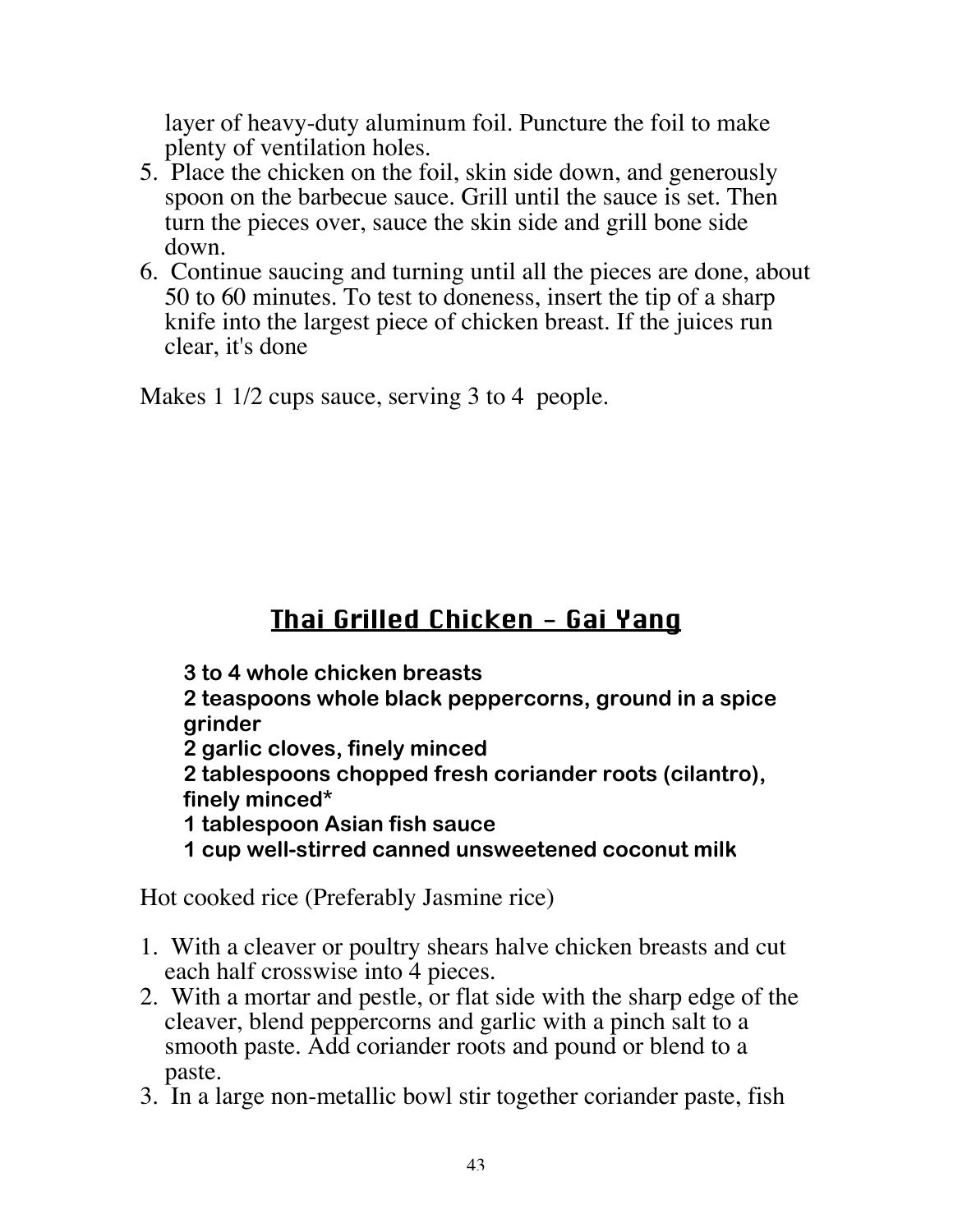layer of heavy-duty aluminum foil. Puncture the foil to make plenty of ventilation holes.

5. Place the chicken on the foil, skin side down, and generously spoon on the barbecue sauce. Grill until the sauce is set. Then turn the pieces over, sauce the skin side and grill bone side down.
6. Continue saucing and turning until all the pieces are done, about 50 to 60 minutes. To test to doneness, insert the tip of a sharp knife into the largest piece of chicken breast. If the juices run clear, it's done

Makes 1 1/2 cups sauce, serving 3 to 4 people.

## Thai Grilled Chicken – Gai Yang

**3 to 4 whole chicken breasts**
**2 teaspoons whole black peppercorns, ground in a spice grinder**
**2 garlic cloves, finely minced**
**2 tablespoons chopped fresh coriander roots (cilantro), finely minced***
**1 tablespoon Asian fish sauce**
**1 cup well-stirred canned unsweetened coconut milk**

Hot cooked rice (Preferably Jasmine rice)

1. With a cleaver or poultry shears halve chicken breasts and cut each half crosswise into 4 pieces.
2. With a mortar and pestle, or flat side with the sharp edge of the cleaver, blend peppercorns and garlic with a pinch salt to a smooth paste. Add coriander roots and pound or blend to a paste.
3. In a large non-metallic bowl stir together coriander paste, fish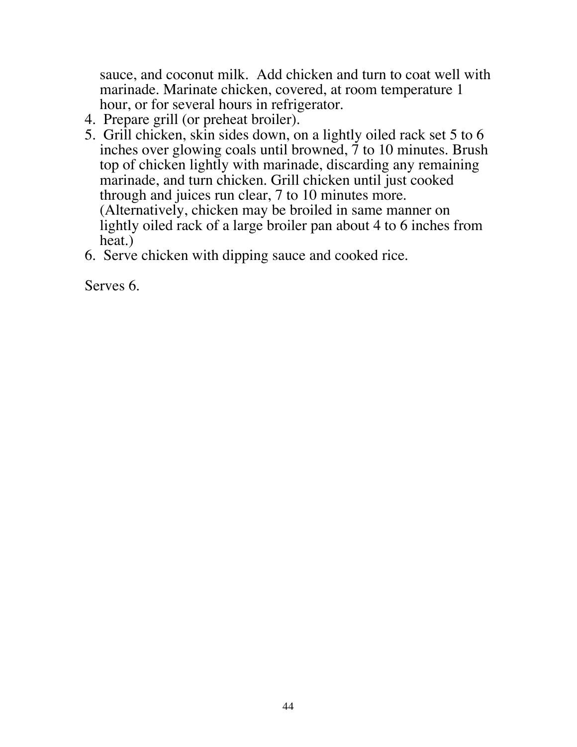sauce, and coconut milk. Add chicken and turn to coat well with marinade. Marinate chicken, covered, at room temperature 1 hour, or for several hours in refrigerator.

4. Prepare grill (or preheat broiler).
5. Grill chicken, skin sides down, on a lightly oiled rack set 5 to 6 inches over glowing coals until browned, 7 to 10 minutes. Brush top of chicken lightly with marinade, discarding any remaining marinade, and turn chicken. Grill chicken until just cooked through and juices run clear, 7 to 10 minutes more. (Alternatively, chicken may be broiled in same manner on lightly oiled rack of a large broiler pan about 4 to 6 inches from heat.)
6. Serve chicken with dipping sauce and cooked rice.

Serves 6.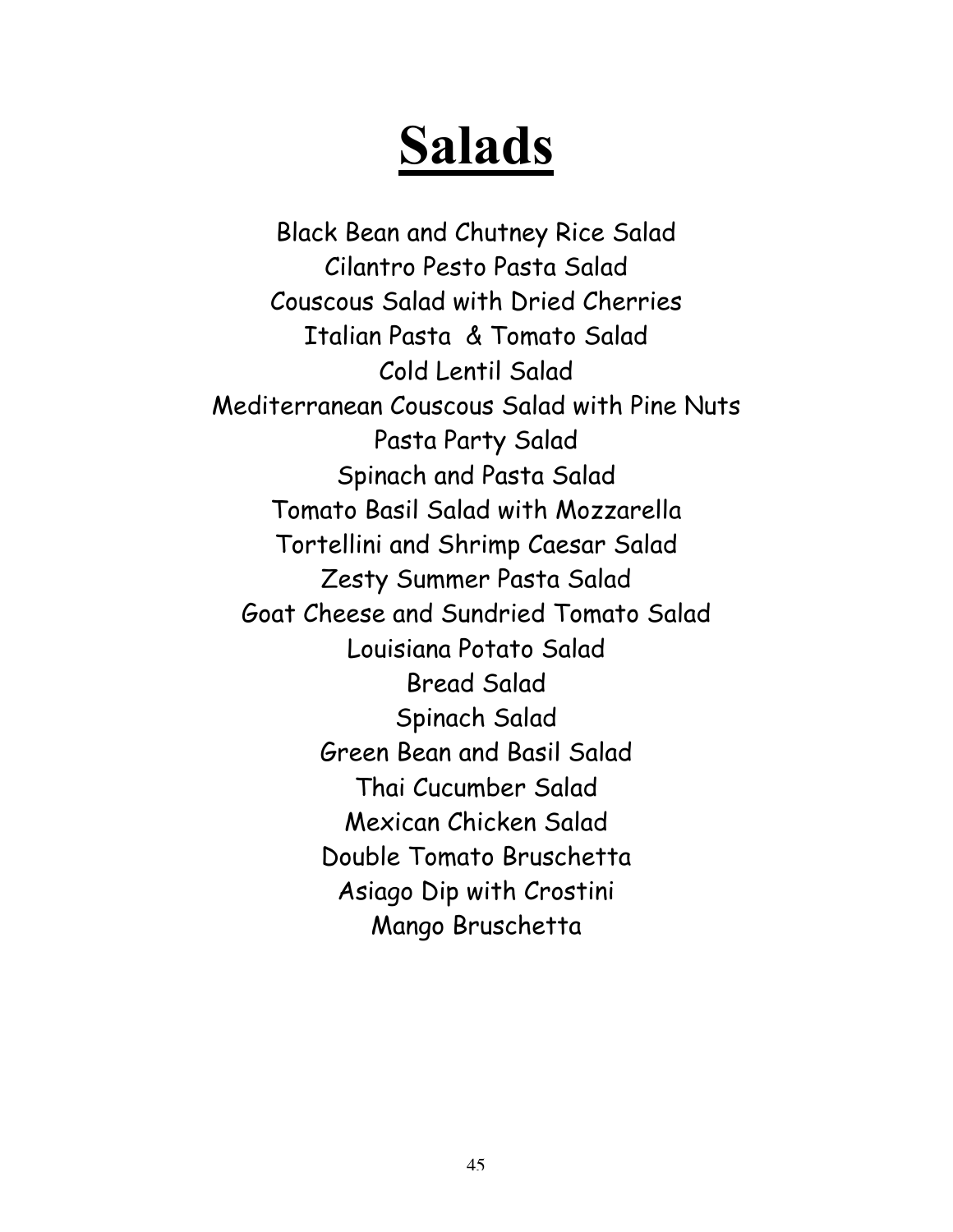# Salads

Black Bean and Chutney Rice Salad
Cilantro Pesto Pasta Salad
Couscous Salad with Dried Cherries
Italian Pasta & Tomato Salad
Cold Lentil Salad
Mediterranean Couscous Salad with Pine Nuts
Pasta Party Salad
Spinach and Pasta Salad
Tomato Basil Salad with Mozzarella
Tortellini and Shrimp Caesar Salad
Zesty Summer Pasta Salad
Goat Cheese and Sundried Tomato Salad
Louisiana Potato Salad
Bread Salad
Spinach Salad
Green Bean and Basil Salad
Thai Cucumber Salad
Mexican Chicken Salad
Double Tomato Bruschetta
Asiago Dip with Crostini
Mango Bruschetta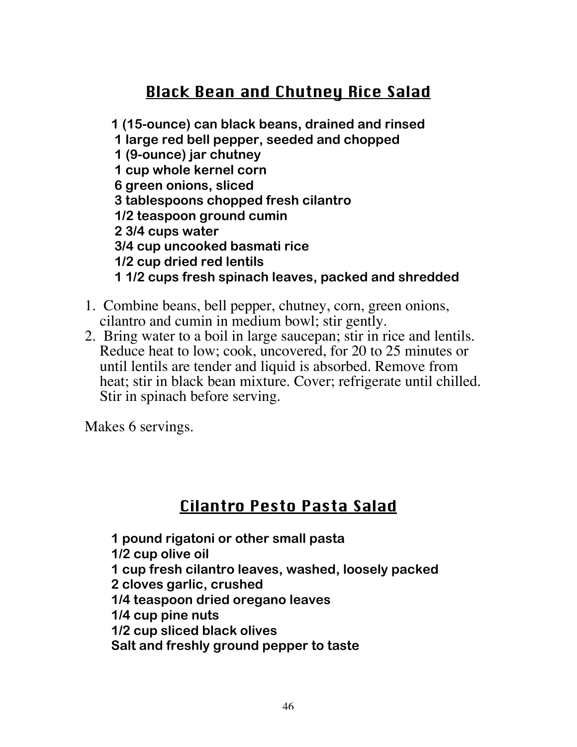## Black Bean and Chutney Rice Salad

**1 (15-ounce) can black beans, drained and rinsed**
**1 large red bell pepper, seeded and chopped**
**1 (9-ounce) jar chutney**
**1 cup whole kernel corn**
**6 green onions, sliced**
**3 tablespoons chopped fresh cilantro**
**1/2 teaspoon ground cumin**
**2 3/4 cups water**
**3/4 cup uncooked basmati rice**
**1/2 cup dried red lentils**
**1 1/2 cups fresh spinach leaves, packed and shredded**

1. Combine beans, bell pepper, chutney, corn, green onions, cilantro and cumin in medium bowl; stir gently.
2. Bring water to a boil in large saucepan; stir in rice and lentils. Reduce heat to low; cook, uncovered, for 20 to 25 minutes or until lentils are tender and liquid is absorbed. Remove from heat; stir in black bean mixture. Cover; refrigerate until chilled. Stir in spinach before serving.

Makes 6 servings.

## Cilantro Pesto Pasta Salad

**1 pound rigatoni or other small pasta**
**1/2 cup olive oil**
**1 cup fresh cilantro leaves, washed, loosely packed**
**2 cloves garlic, crushed**
**1/4 teaspoon dried oregano leaves**
**1/4 cup pine nuts**
**1/2 cup sliced black olives**
**Salt and freshly ground pepper to taste**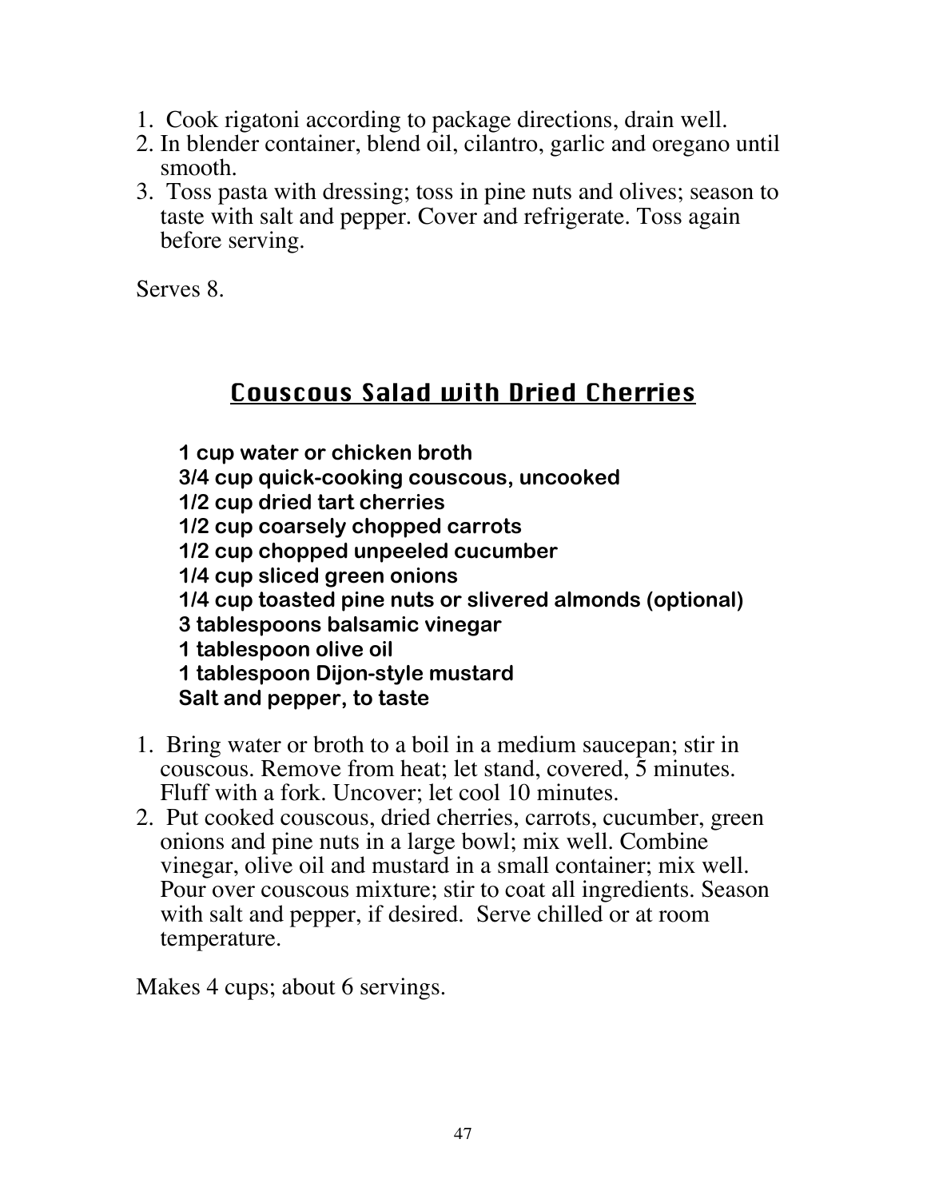1. Cook rigatoni according to package directions, drain well.
2. In blender container, blend oil, cilantro, garlic and oregano until smooth.
3. Toss pasta with dressing; toss in pine nuts and olives; season to taste with salt and pepper. Cover and refrigerate. Toss again before serving.

Serves 8.

## Couscous Salad with Dried Cherries

**1 cup water or chicken broth**
**3/4 cup quick-cooking couscous, uncooked**
**1/2 cup dried tart cherries**
**1/2 cup coarsely chopped carrots**
**1/2 cup chopped unpeeled cucumber**
**1/4 cup sliced green onions**
**1/4 cup toasted pine nuts or slivered almonds (optional)**
**3 tablespoons balsamic vinegar**
**1 tablespoon olive oil**
**1 tablespoon Dijon-style mustard**
**Salt and pepper, to taste**

1. Bring water or broth to a boil in a medium saucepan; stir in couscous. Remove from heat; let stand, covered, 5 minutes. Fluff with a fork. Uncover; let cool 10 minutes.
2. Put cooked couscous, dried cherries, carrots, cucumber, green onions and pine nuts in a large bowl; mix well. Combine vinegar, olive oil and mustard in a small container; mix well. Pour over couscous mixture; stir to coat all ingredients. Season with salt and pepper, if desired. Serve chilled or at room temperature.

Makes 4 cups; about 6 servings.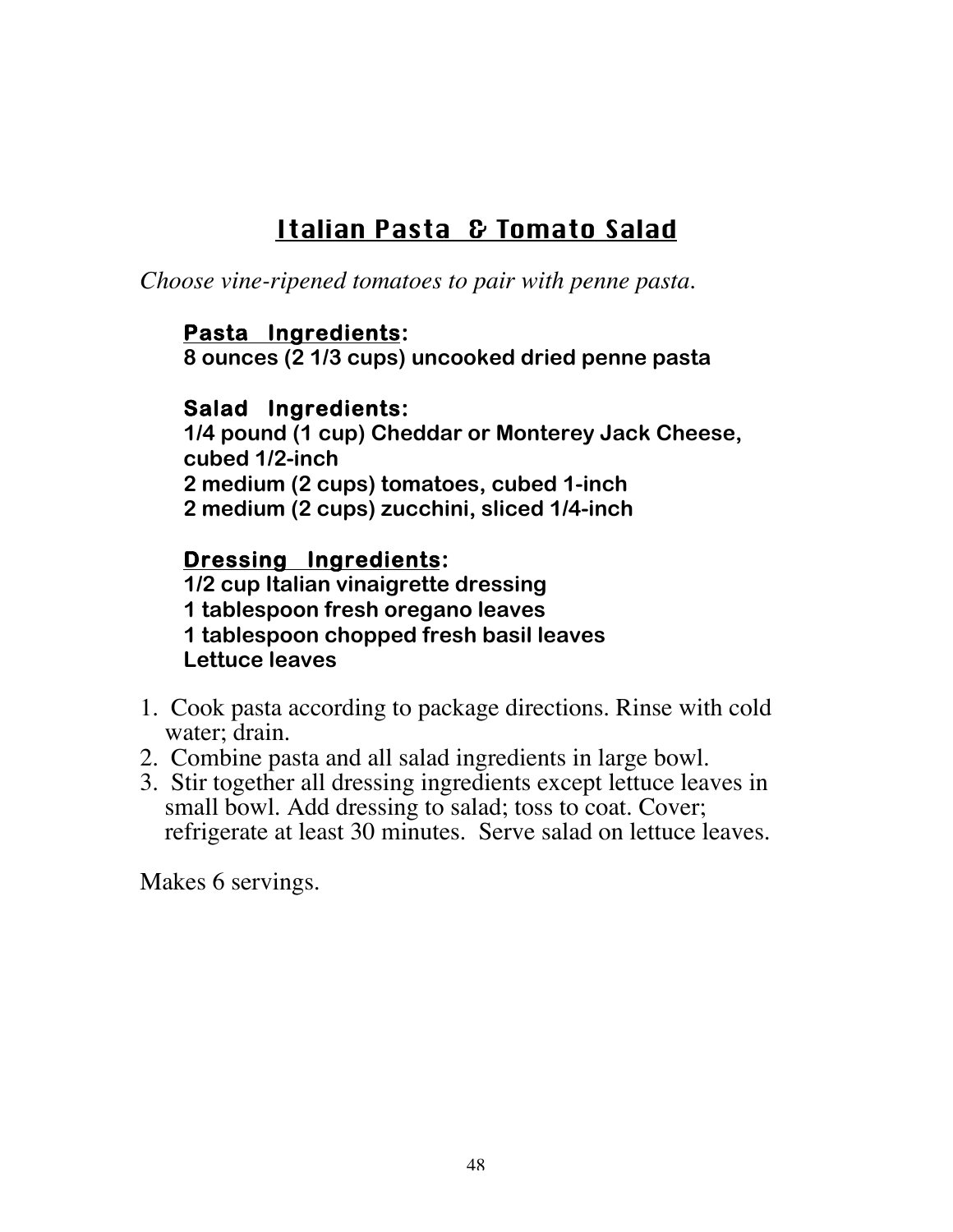# Italian Pasta & Tomato Salad

*Choose vine-ripened tomatoes to pair with penne pasta.*

**Pasta Ingredients:**
**8 ounces (2 1/3 cups) uncooked dried penne pasta**

**Salad Ingredients:**
**1/4 pound (1 cup) Cheddar or Monterey Jack Cheese, cubed 1/2-inch**
**2 medium (2 cups) tomatoes, cubed 1-inch**
**2 medium (2 cups) zucchini, sliced 1/4-inch**

**Dressing Ingredients:**
**1/2 cup Italian vinaigrette dressing**
**1 tablespoon fresh oregano leaves**
**1 tablespoon chopped fresh basil leaves**
**Lettuce leaves**

1. Cook pasta according to package directions. Rinse with cold water; drain.
2. Combine pasta and all salad ingredients in large bowl.
3. Stir together all dressing ingredients except lettuce leaves in small bowl. Add dressing to salad; toss to coat. Cover; refrigerate at least 30 minutes. Serve salad on lettuce leaves.

Makes 6 servings.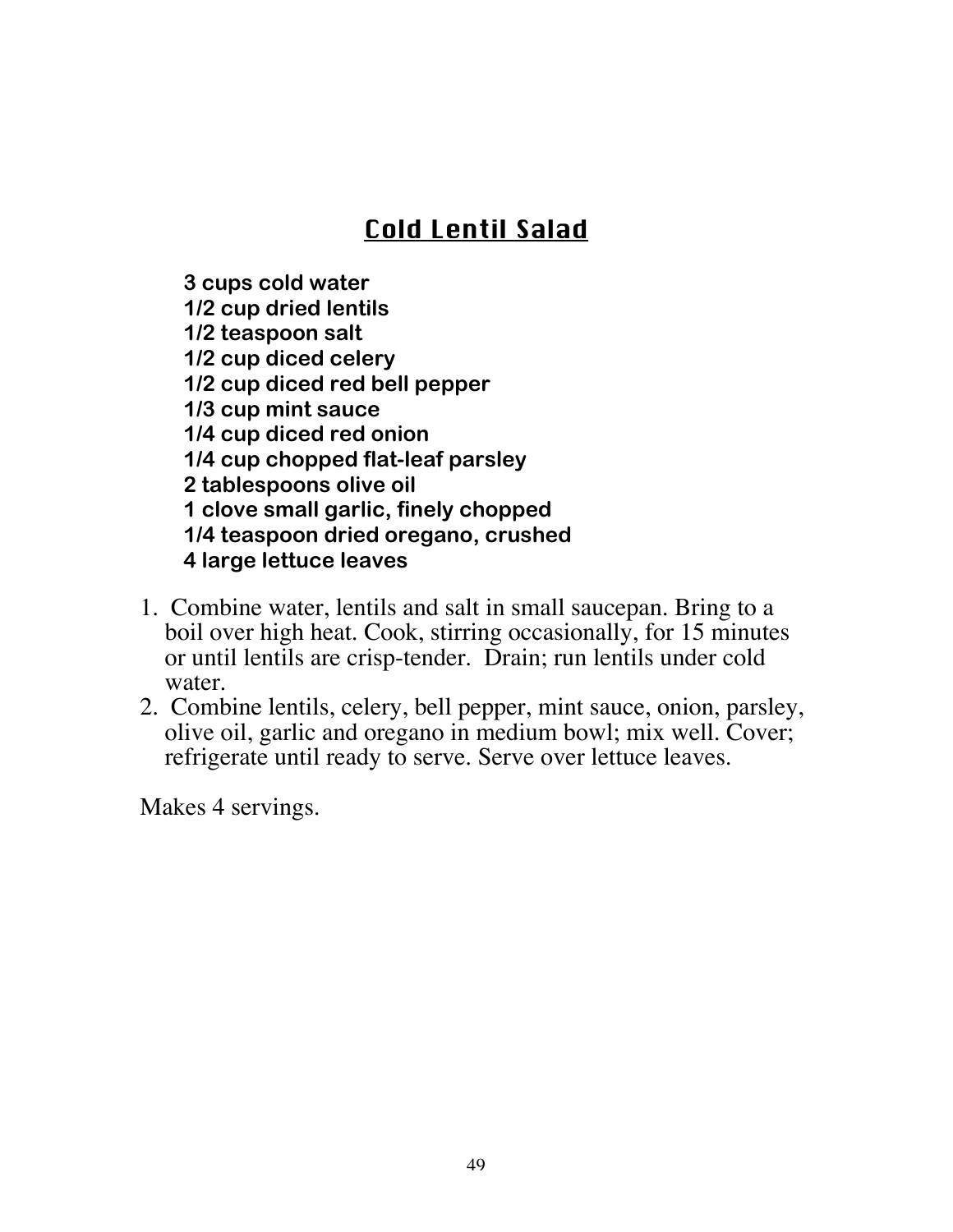# Cold Lentil Salad

**3 cups cold water**
**1/2 cup dried lentils**
**1/2 teaspoon salt**
**1/2 cup diced celery**
**1/2 cup diced red bell pepper**
**1/3 cup mint sauce**
**1/4 cup diced red onion**
**1/4 cup chopped flat-leaf parsley**
**2 tablespoons olive oil**
**1 clove small garlic, finely chopped**
**1/4 teaspoon dried oregano, crushed**
**4 large lettuce leaves**

1. Combine water, lentils and salt in small saucepan. Bring to a boil over high heat. Cook, stirring occasionally, for 15 minutes or until lentils are crisp-tender. Drain; run lentils under cold water.
2. Combine lentils, celery, bell pepper, mint sauce, onion, parsley, olive oil, garlic and oregano in medium bowl; mix well. Cover; refrigerate until ready to serve. Serve over lettuce leaves.

Makes 4 servings.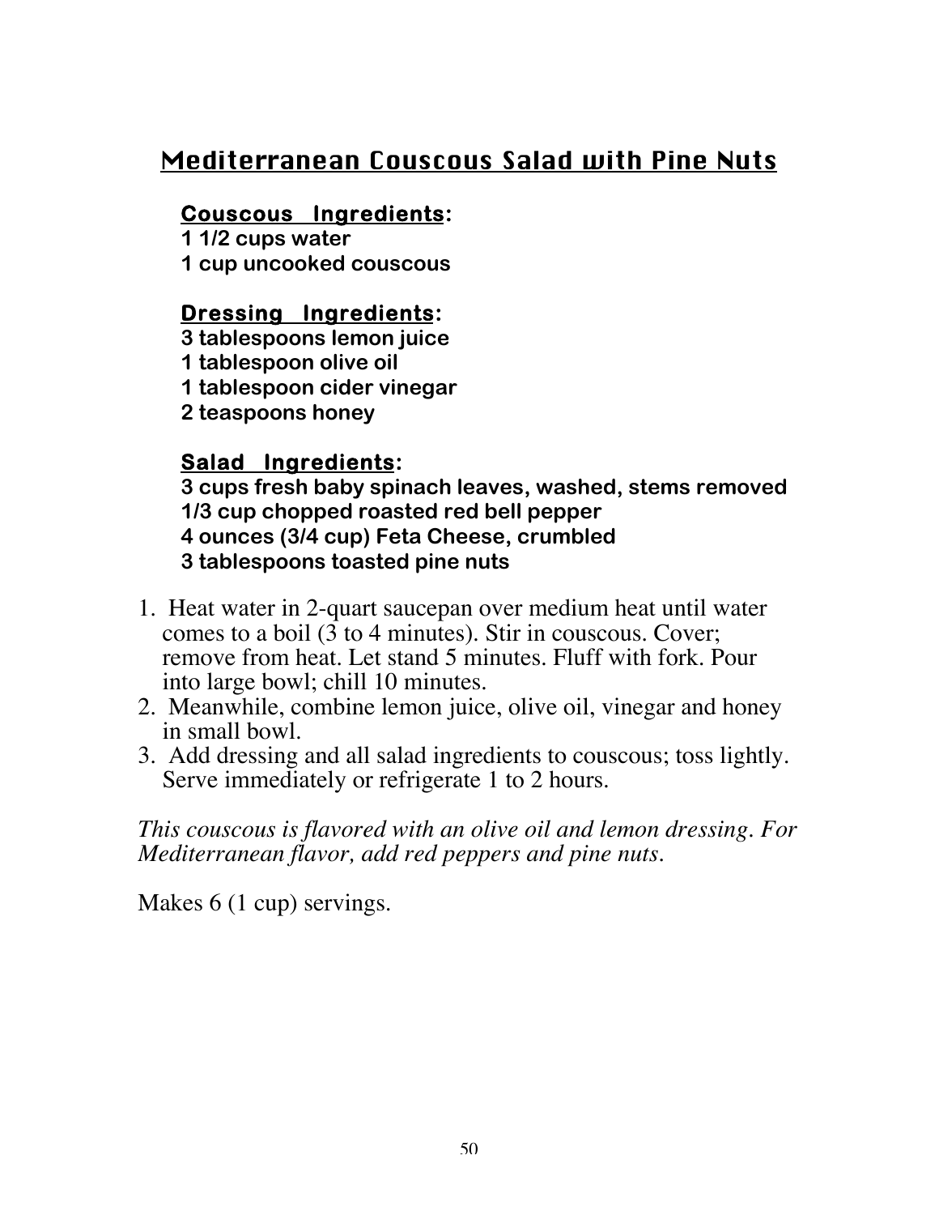# Mediterranean Couscous Salad with Pine Nuts

**Couscous Ingredients:**
**1 1/2 cups water**
**1 cup uncooked couscous**

**Dressing Ingredients:**
**3 tablespoons lemon juice**
**1 tablespoon olive oil**
**1 tablespoon cider vinegar**
**2 teaspoons honey**

**Salad Ingredients:**
**3 cups fresh baby spinach leaves, washed, stems removed**
**1/3 cup chopped roasted red bell pepper**
**4 ounces (3/4 cup) Feta Cheese, crumbled**
**3 tablespoons toasted pine nuts**

1. Heat water in 2-quart saucepan over medium heat until water comes to a boil (3 to 4 minutes). Stir in couscous. Cover; remove from heat. Let stand 5 minutes. Fluff with fork. Pour into large bowl; chill 10 minutes.
2. Meanwhile, combine lemon juice, olive oil, vinegar and honey in small bowl.
3. Add dressing and all salad ingredients to couscous; toss lightly. Serve immediately or refrigerate 1 to 2 hours.

*This couscous is flavored with an olive oil and lemon dressing. For Mediterranean flavor, add red peppers and pine nuts.*

Makes 6 (1 cup) servings.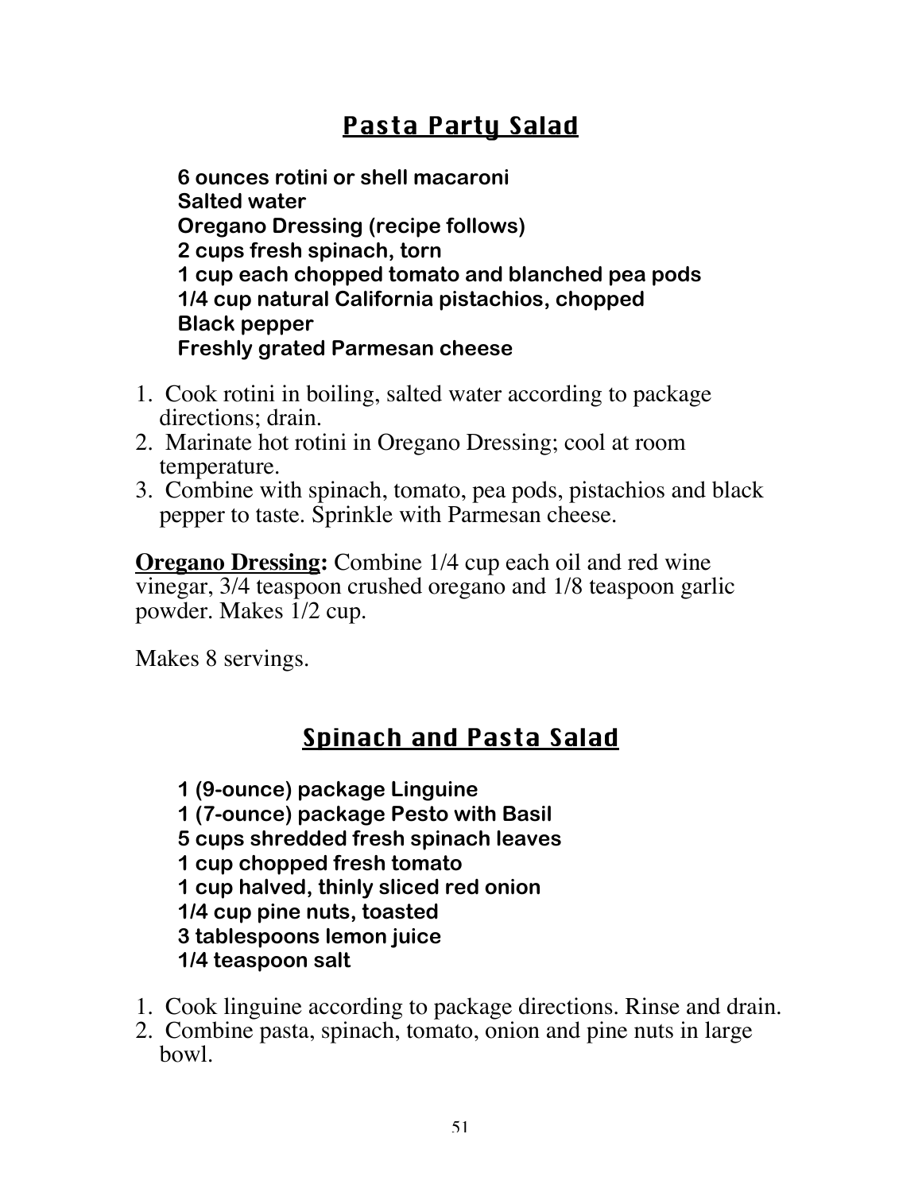## Pasta Party Salad

**6 ounces rotini or shell macaroni**
**Salted water**
**Oregano Dressing (recipe follows)**
**2 cups fresh spinach, torn**
**1 cup each chopped tomato and blanched pea pods**
**1/4 cup natural California pistachios, chopped**
**Black pepper**
**Freshly grated Parmesan cheese**

1. Cook rotini in boiling, salted water according to package directions; drain.
2. Marinate hot rotini in Oregano Dressing; cool at room temperature.
3. Combine with spinach, tomato, pea pods, pistachios and black pepper to taste. Sprinkle with Parmesan cheese.

**Oregano Dressing:** Combine 1/4 cup each oil and red wine vinegar, 3/4 teaspoon crushed oregano and 1/8 teaspoon garlic powder. Makes 1/2 cup.

Makes 8 servings.

## Spinach and Pasta Salad

**1 (9-ounce) package Linguine**
**1 (7-ounce) package Pesto with Basil**
**5 cups shredded fresh spinach leaves**
**1 cup chopped fresh tomato**
**1 cup halved, thinly sliced red onion**
**1/4 cup pine nuts, toasted**
**3 tablespoons lemon juice**
**1/4 teaspoon salt**

1. Cook linguine according to package directions. Rinse and drain.
2. Combine pasta, spinach, tomato, onion and pine nuts in large bowl.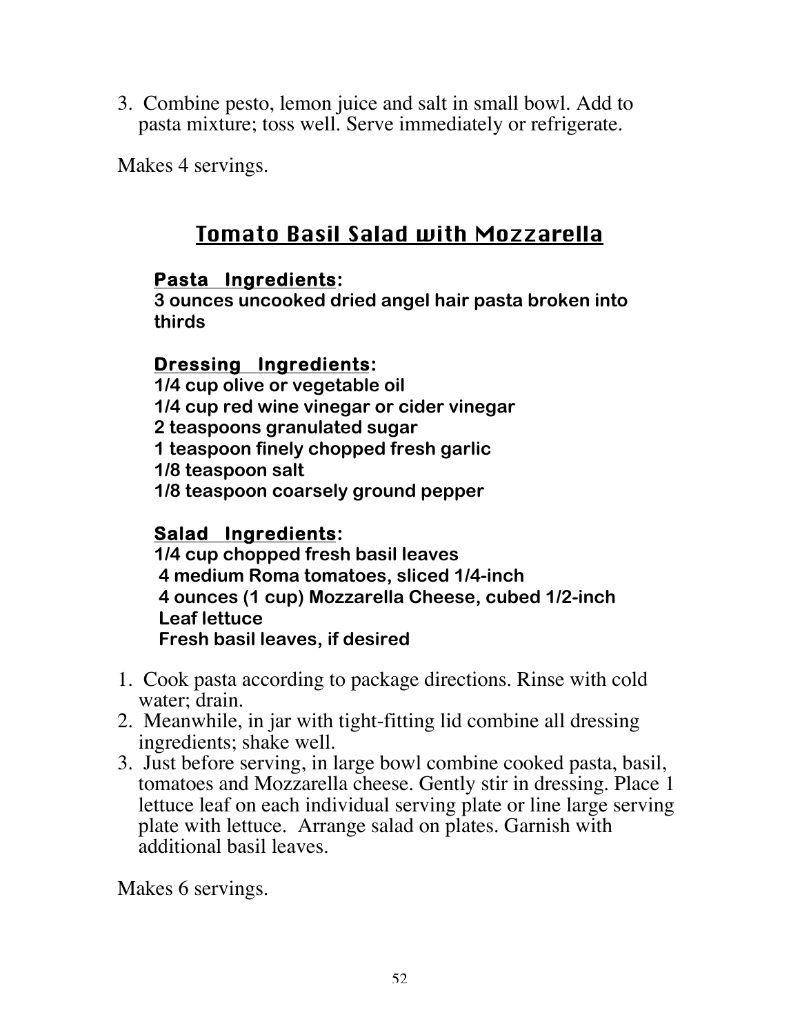3. Combine pesto, lemon juice and salt in small bowl. Add to pasta mixture; toss well. Serve immediately or refrigerate.

Makes 4 servings.

## Tomato Basil Salad with Mozzarella

**Pasta Ingredients:**
**3 ounces uncooked dried angel hair pasta broken into thirds**

**Dressing Ingredients:**
**1/4 cup olive or vegetable oil**
**1/4 cup red wine vinegar or cider vinegar**
**2 teaspoons granulated sugar**
**1 teaspoon finely chopped fresh garlic**
**1/8 teaspoon salt**
**1/8 teaspoon coarsely ground pepper**

**Salad Ingredients:**
**1/4 cup chopped fresh basil leaves**
**4 medium Roma tomatoes, sliced 1/4-inch**
**4 ounces (1 cup) Mozzarella Cheese, cubed 1/2-inch**
**Leaf lettuce**
**Fresh basil leaves, if desired**

1. Cook pasta according to package directions. Rinse with cold water; drain.
2. Meanwhile, in jar with tight-fitting lid combine all dressing ingredients; shake well.
3. Just before serving, in large bowl combine cooked pasta, basil, tomatoes and Mozzarella cheese. Gently stir in dressing. Place 1 lettuce leaf on each individual serving plate or line large serving plate with lettuce. Arrange salad on plates. Garnish with additional basil leaves.

Makes 6 servings.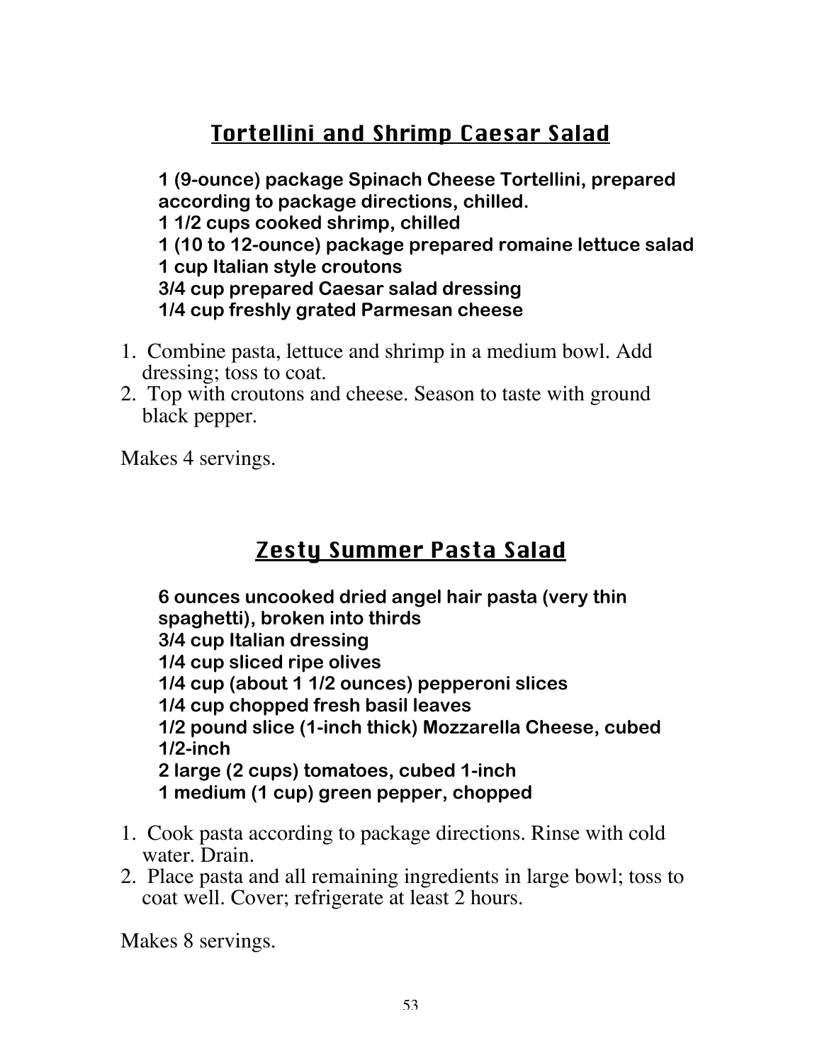## Tortellini and Shrimp Caesar Salad

**1 (9-ounce) package Spinach Cheese Tortellini, prepared according to package directions, chilled.**
**1 1/2 cups cooked shrimp, chilled**
**1 (10 to 12-ounce) package prepared romaine lettuce salad**
**1 cup Italian style croutons**
**3/4 cup prepared Caesar salad dressing**
**1/4 cup freshly grated Parmesan cheese**

1. Combine pasta, lettuce and shrimp in a medium bowl. Add dressing; toss to coat.
2. Top with croutons and cheese. Season to taste with ground black pepper.

Makes 4 servings.

## Zesty Summer Pasta Salad

**6 ounces uncooked dried angel hair pasta (very thin spaghetti), broken into thirds**
**3/4 cup Italian dressing**
**1/4 cup sliced ripe olives**
**1/4 cup (about 1 1/2 ounces) pepperoni slices**
**1/4 cup chopped fresh basil leaves**
**1/2 pound slice (1-inch thick) Mozzarella Cheese, cubed 1/2-inch**
**2 large (2 cups) tomatoes, cubed 1-inch**
**1 medium (1 cup) green pepper, chopped**

1. Cook pasta according to package directions. Rinse with cold water. Drain.
2. Place pasta and all remaining ingredients in large bowl; toss to coat well. Cover; refrigerate at least 2 hours.

Makes 8 servings.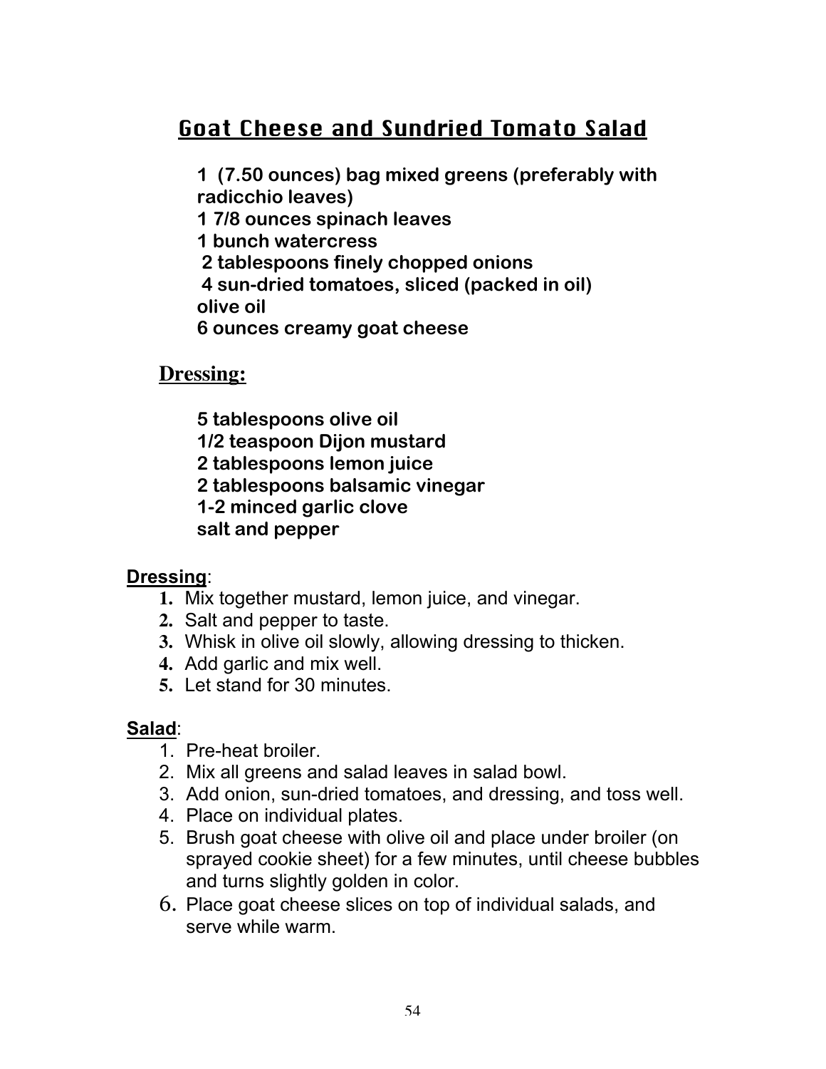# Goat Cheese and Sundried Tomato Salad

**1 (7.50 ounces) bag mixed greens (preferably with radicchio leaves)**
**1 7/8 ounces spinach leaves**
**1 bunch watercress**
**2 tablespoons finely chopped onions**
**4 sun-dried tomatoes, sliced (packed in oil)**
**olive oil**
**6 ounces creamy goat cheese**

## Dressing:

**5 tablespoons olive oil**
**1/2 teaspoon Dijon mustard**
**2 tablespoons lemon juice**
**2 tablespoons balsamic vinegar**
**1-2 minced garlic clove**
**salt and pepper**

**Dressing**:

1. Mix together mustard, lemon juice, and vinegar.
2. Salt and pepper to taste.
3. Whisk in olive oil slowly, allowing dressing to thicken.
4. Add garlic and mix well.
5. Let stand for 30 minutes.

**Salad**:

1. Pre-heat broiler.
2. Mix all greens and salad leaves in salad bowl.
3. Add onion, sun-dried tomatoes, and dressing, and toss well.
4. Place on individual plates.
5. Brush goat cheese with olive oil and place under broiler (on sprayed cookie sheet) for a few minutes, until cheese bubbles and turns slightly golden in color.
6. Place goat cheese slices on top of individual salads, and serve while warm.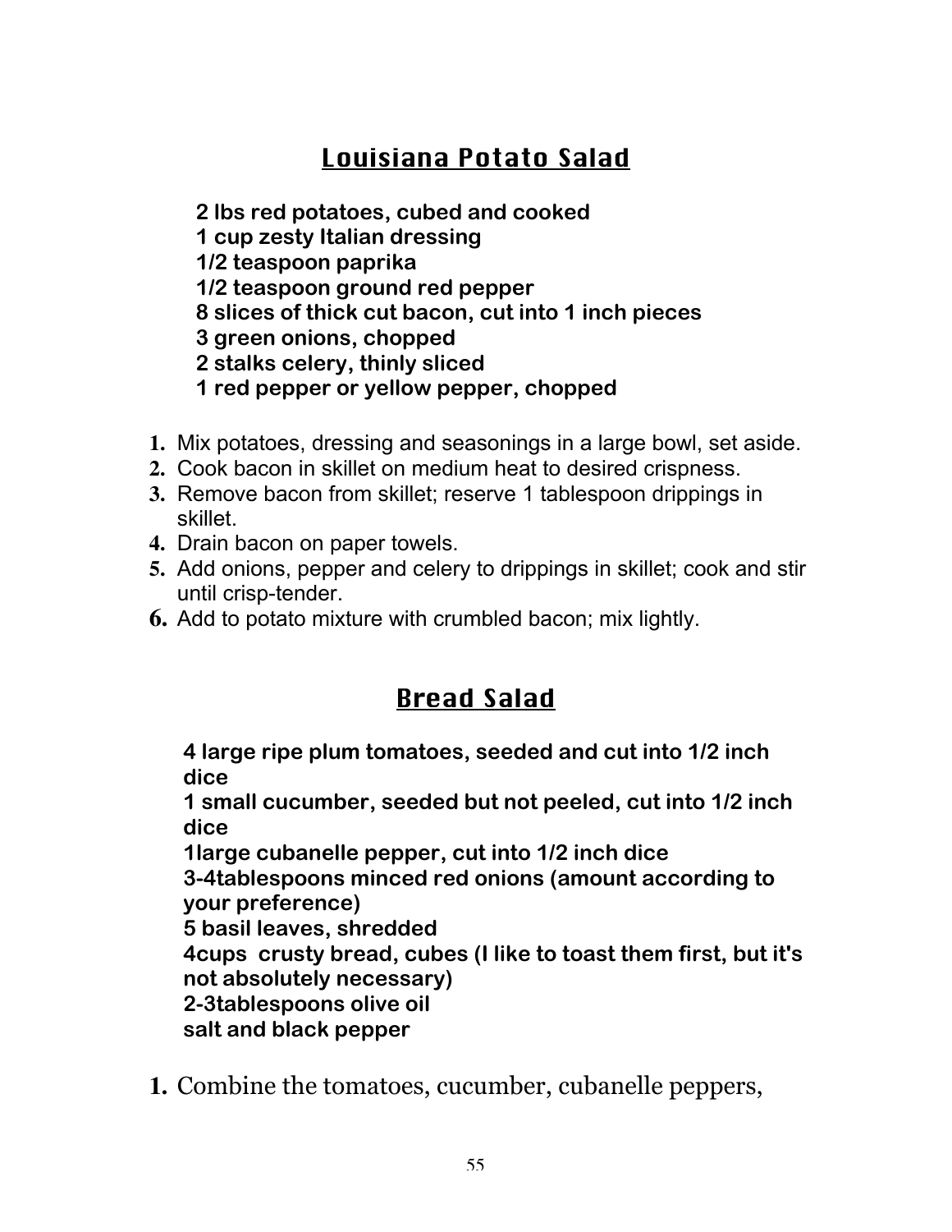## Louisiana Potato Salad

**2 lbs red potatoes, cubed and cooked**
**1 cup zesty Italian dressing**
**1/2 teaspoon paprika**
**1/2 teaspoon ground red pepper**
**8 slices of thick cut bacon, cut into 1 inch pieces**
**3 green onions, chopped**
**2 stalks celery, thinly sliced**
**1 red pepper or yellow pepper, chopped**

1. Mix potatoes, dressing and seasonings in a large bowl, set aside.
2. Cook bacon in skillet on medium heat to desired crispness.
3. Remove bacon from skillet; reserve 1 tablespoon drippings in skillet.
4. Drain bacon on paper towels.
5. Add onions, pepper and celery to drippings in skillet; cook and stir until crisp-tender.
6. Add to potato mixture with crumbled bacon; mix lightly.

## Bread Salad

**4 large ripe plum tomatoes, seeded and cut into 1/2 inch dice**
**1 small cucumber, seeded but not peeled, cut into 1/2 inch dice**
**1large cubanelle pepper, cut into 1/2 inch dice**
**3-4tablespoons minced red onions (amount according to your preference)**
**5 basil leaves, shredded**
**4cups crusty bread, cubes (I like to toast them first, but it's not absolutely necessary)**
**2-3tablespoons olive oil**
**salt and black pepper**

1. Combine the tomatoes, cucumber, cubanelle peppers,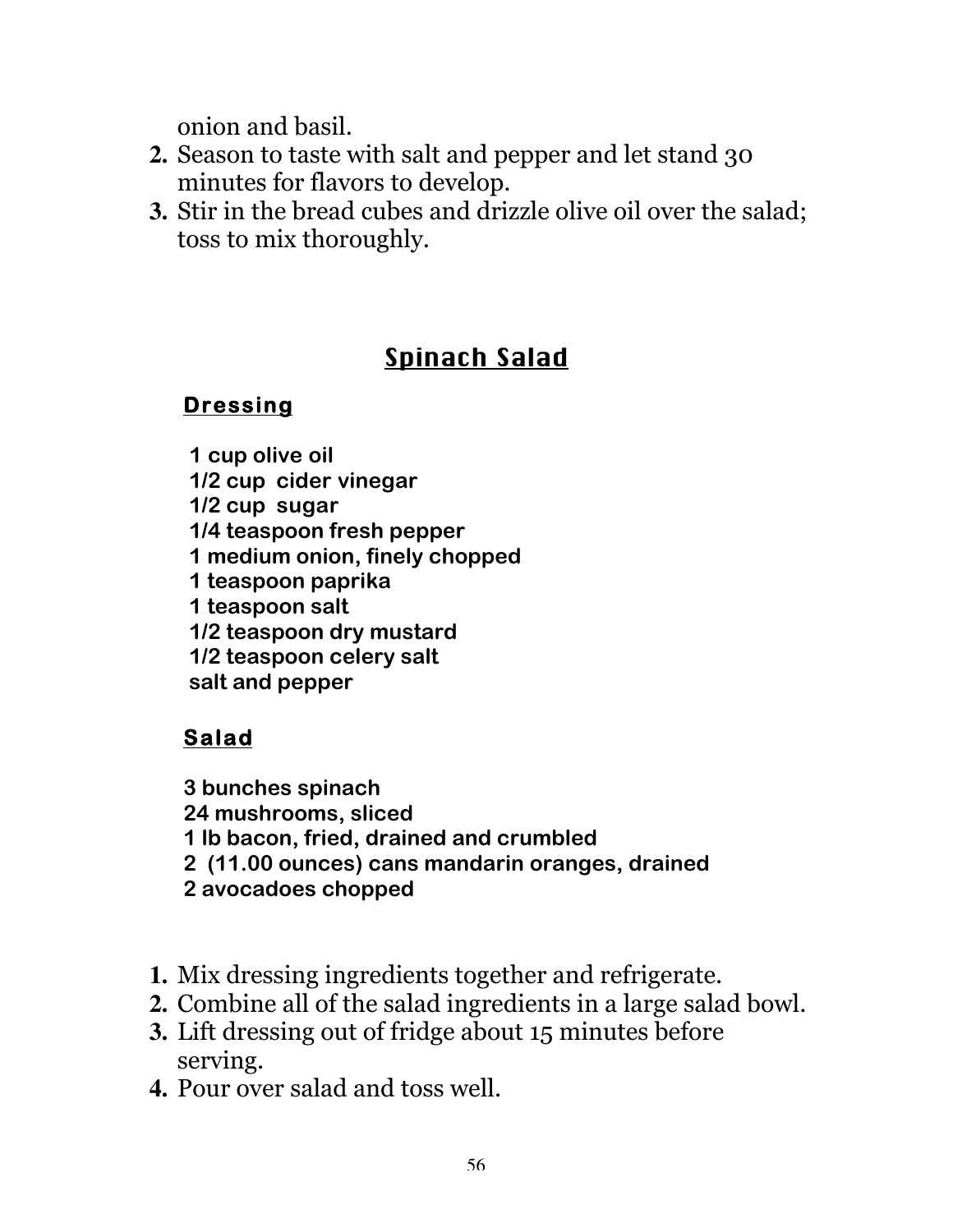onion and basil.

2. Season to taste with salt and pepper and let stand 30 minutes for flavors to develop.
3. Stir in the bread cubes and drizzle olive oil over the salad; toss to mix thoroughly.

## Spinach Salad

### Dressing

**1 cup olive oil**
**1/2 cup cider vinegar**
**1/2 cup sugar**
**1/4 teaspoon fresh pepper**
**1 medium onion, finely chopped**
**1 teaspoon paprika**
**1 teaspoon salt**
**1/2 teaspoon dry mustard**
**1/2 teaspoon celery salt**
**salt and pepper**

### Salad

**3 bunches spinach**
**24 mushrooms, sliced**
**1 lb bacon, fried, drained and crumbled**
**2 (11.00 ounces) cans mandarin oranges, drained**
**2 avocadoes chopped**

1. Mix dressing ingredients together and refrigerate.
2. Combine all of the salad ingredients in a large salad bowl.
3. Lift dressing out of fridge about 15 minutes before serving.
4. Pour over salad and toss well.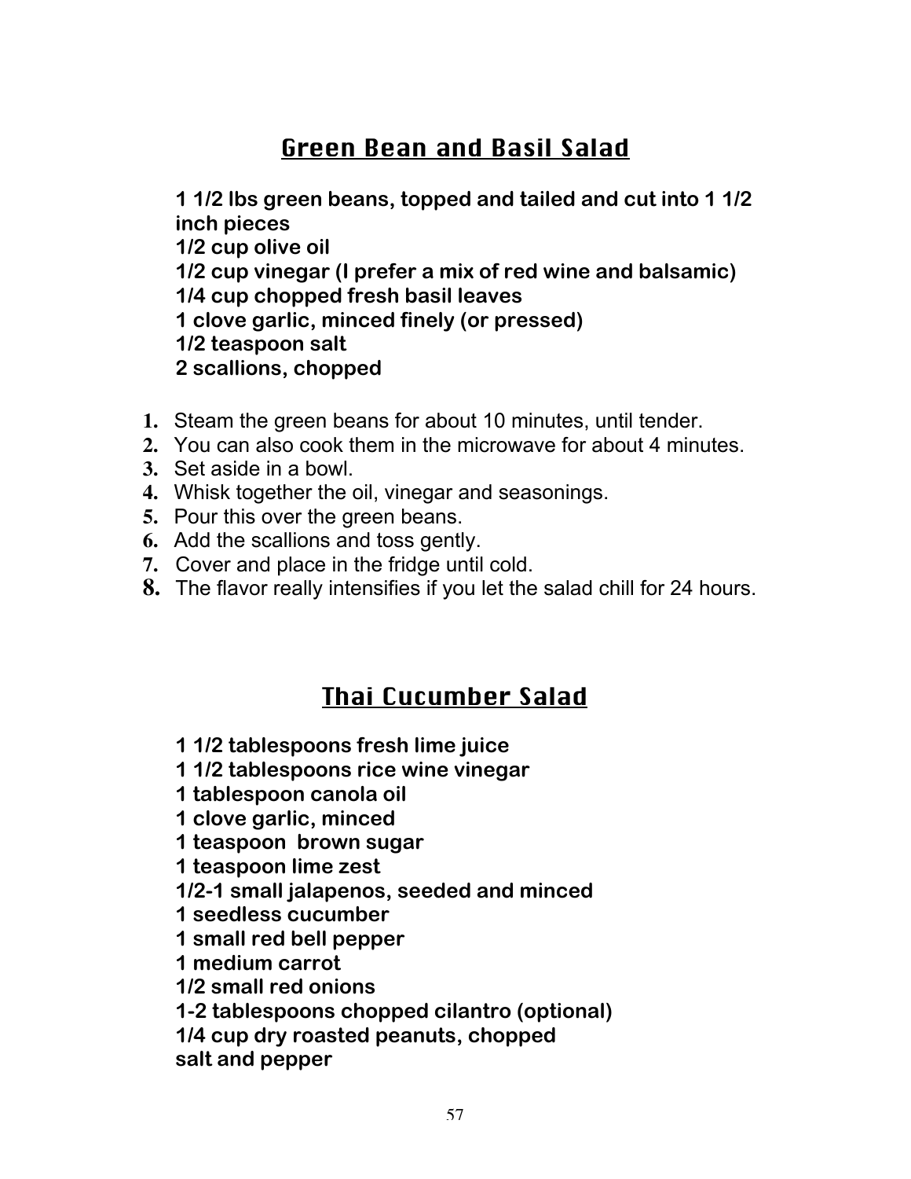## Green Bean and Basil Salad

**1 1/2 lbs green beans, topped and tailed and cut into 1 1/2 inch pieces**
**1/2 cup olive oil**
**1/2 cup vinegar (I prefer a mix of red wine and balsamic)**
**1/4 cup chopped fresh basil leaves**
**1 clove garlic, minced finely (or pressed)**
**1/2 teaspoon salt**
**2 scallions, chopped**

1. Steam the green beans for about 10 minutes, until tender.
2. You can also cook them in the microwave for about 4 minutes.
3. Set aside in a bowl.
4. Whisk together the oil, vinegar and seasonings.
5. Pour this over the green beans.
6. Add the scallions and toss gently.
7. Cover and place in the fridge until cold.
8. The flavor really intensifies if you let the salad chill for 24 hours.

## Thai Cucumber Salad

**1 1/2 tablespoons fresh lime juice**
**1 1/2 tablespoons rice wine vinegar**
**1 tablespoon canola oil**
**1 clove garlic, minced**
**1 teaspoon brown sugar**
**1 teaspoon lime zest**
**1/2-1 small jalapenos, seeded and minced**
**1 seedless cucumber**
**1 small red bell pepper**
**1 medium carrot**
**1/2 small red onions**
**1-2 tablespoons chopped cilantro (optional)**
**1/4 cup dry roasted peanuts, chopped**
**salt and pepper**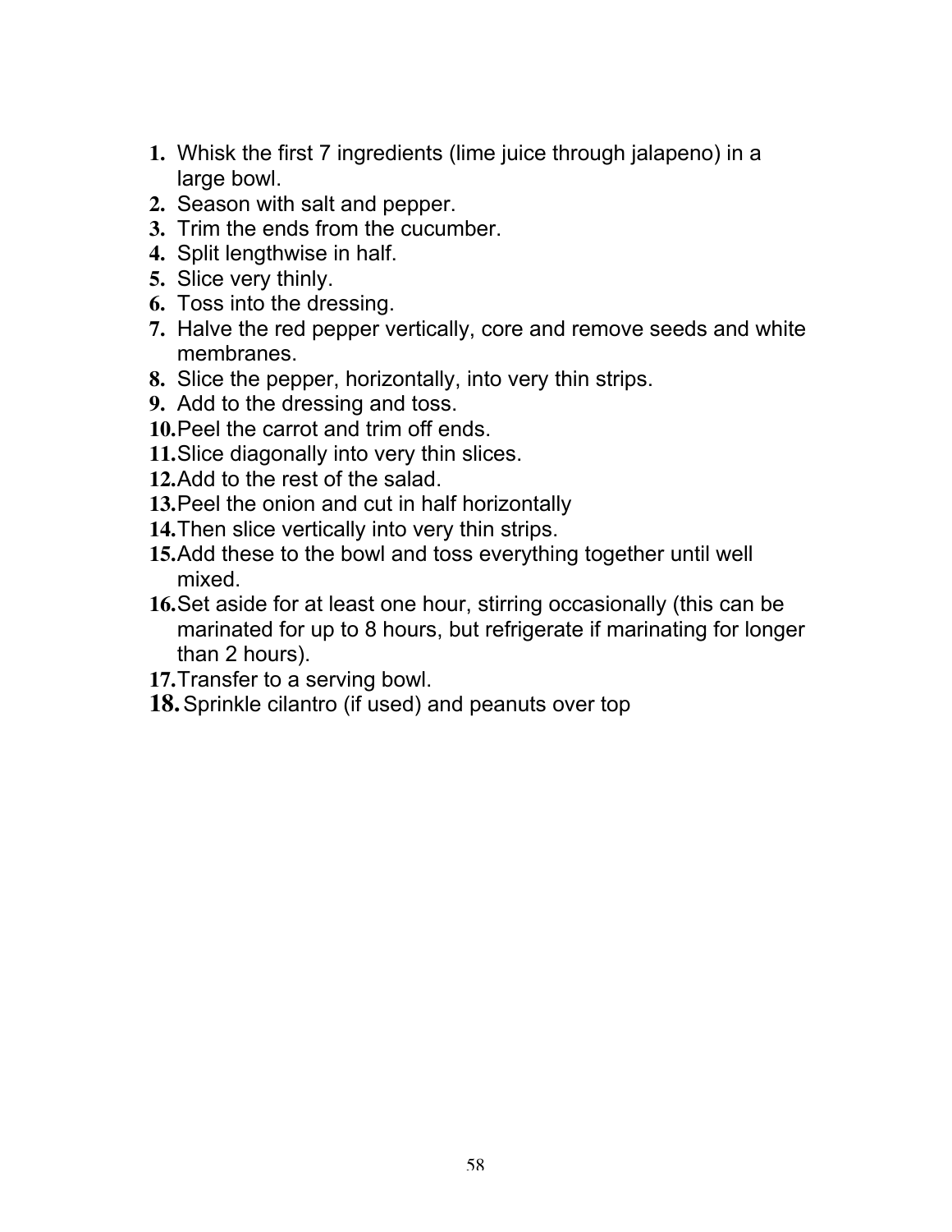1. Whisk the first 7 ingredients (lime juice through jalapeno) in a large bowl.
2. Season with salt and pepper.
3. Trim the ends from the cucumber.
4. Split lengthwise in half.
5. Slice very thinly.
6. Toss into the dressing.
7. Halve the red pepper vertically, core and remove seeds and white membranes.
8. Slice the pepper, horizontally, into very thin strips.
9. Add to the dressing and toss.
10. Peel the carrot and trim off ends.
11. Slice diagonally into very thin slices.
12. Add to the rest of the salad.
13. Peel the onion and cut in half horizontally
14. Then slice vertically into very thin strips.
15. Add these to the bowl and toss everything together until well mixed.
16. Set aside for at least one hour, stirring occasionally (this can be marinated for up to 8 hours, but refrigerate if marinating for longer than 2 hours).
17. Transfer to a serving bowl.
18. Sprinkle cilantro (if used) and peanuts over top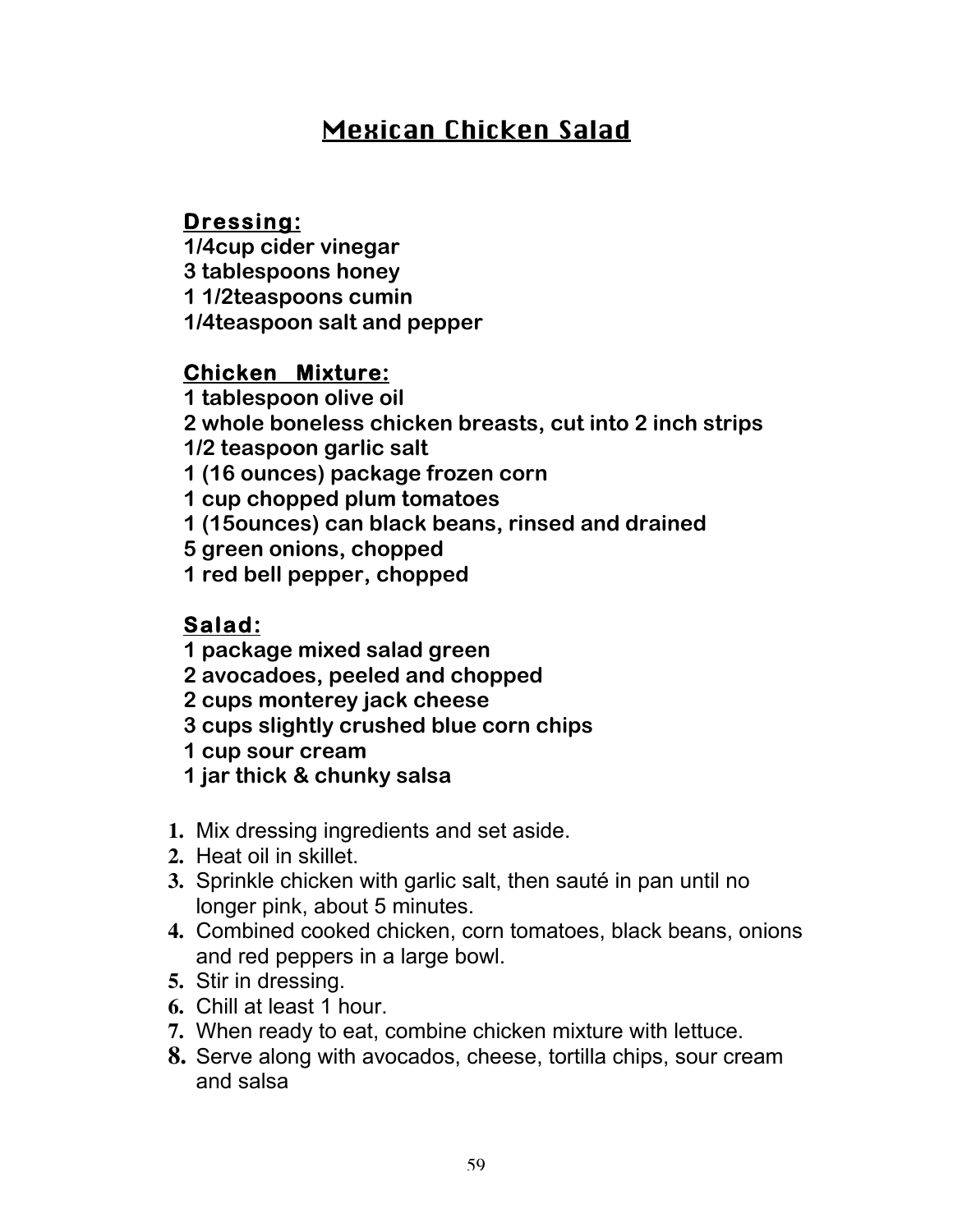# Mexican Chicken Salad

**Dressing:**

**1/4cup cider vinegar**
**3 tablespoons honey**
**1 1/2teaspoons cumin**
**1/4teaspoon salt and pepper**

**Chicken Mixture:**

**1 tablespoon olive oil**
**2 whole boneless chicken breasts, cut into 2 inch strips**
**1/2 teaspoon garlic salt**
**1 (16 ounces) package frozen corn**
**1 cup chopped plum tomatoes**
**1 (15ounces) can black beans, rinsed and drained**
**5 green onions, chopped**
**1 red bell pepper, chopped**

**Salad:**

**1 package mixed salad green**
**2 avocadoes, peeled and chopped**
**2 cups monterey jack cheese**
**3 cups slightly crushed blue corn chips**
**1 cup sour cream**
**1 jar thick & chunky salsa**

1. Mix dressing ingredients and set aside.
2. Heat oil in skillet.
3. Sprinkle chicken with garlic salt, then sauté in pan until no longer pink, about 5 minutes.
4. Combined cooked chicken, corn tomatoes, black beans, onions and red peppers in a large bowl.
5. Stir in dressing.
6. Chill at least 1 hour.
7. When ready to eat, combine chicken mixture with lettuce.
8. Serve along with avocados, cheese, tortilla chips, sour cream and salsa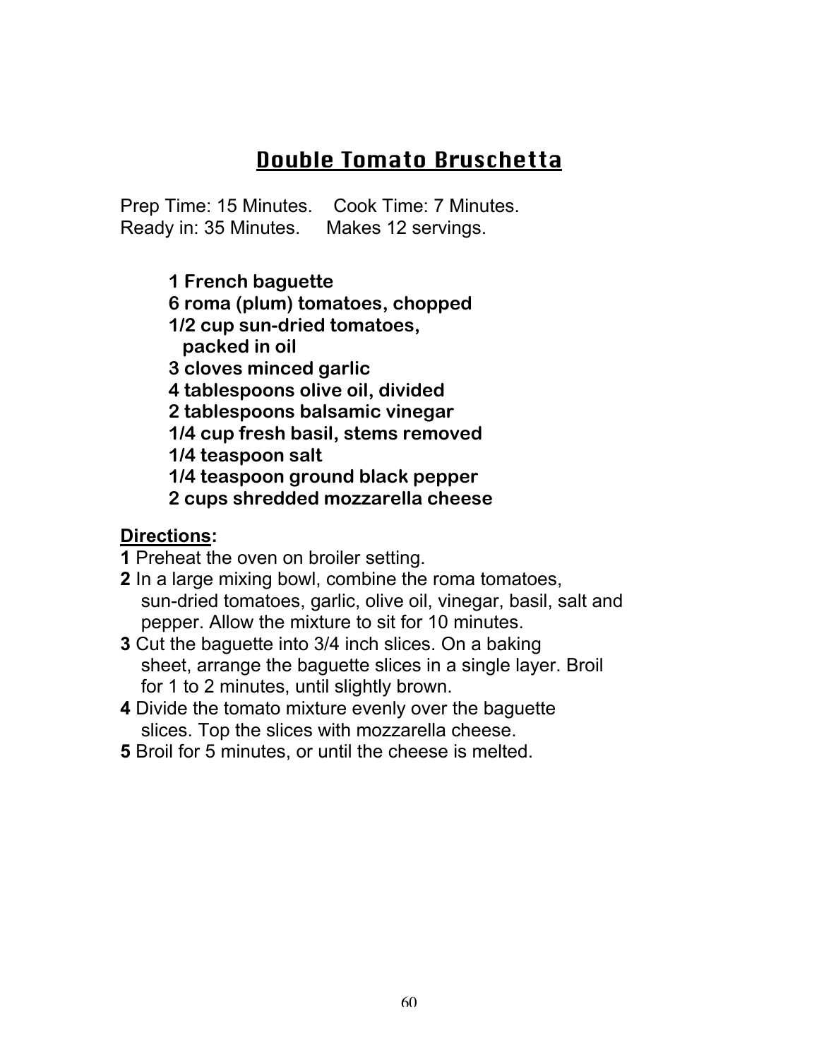# Double Tomato Bruschetta

Prep Time: 15 Minutes. Cook Time: 7 Minutes.
Ready in: 35 Minutes. Makes 12 servings.

**1 French baguette**
**6 roma (plum) tomatoes, chopped**
**1/2 cup sun-dried tomatoes, packed in oil**
**3 cloves minced garlic**
**4 tablespoons olive oil, divided**
**2 tablespoons balsamic vinegar**
**1/4 cup fresh basil, stems removed**
**1/4 teaspoon salt**
**1/4 teaspoon ground black pepper**
**2 cups shredded mozzarella cheese**

**Directions:**

**1** Preheat the oven on broiler setting.
**2** In a large mixing bowl, combine the roma tomatoes, sun-dried tomatoes, garlic, olive oil, vinegar, basil, salt and pepper. Allow the mixture to sit for 10 minutes.
**3** Cut the baguette into 3/4 inch slices. On a baking sheet, arrange the baguette slices in a single layer. Broil for 1 to 2 minutes, until slightly brown.
**4** Divide the tomato mixture evenly over the baguette slices. Top the slices with mozzarella cheese.
**5** Broil for 5 minutes, or until the cheese is melted.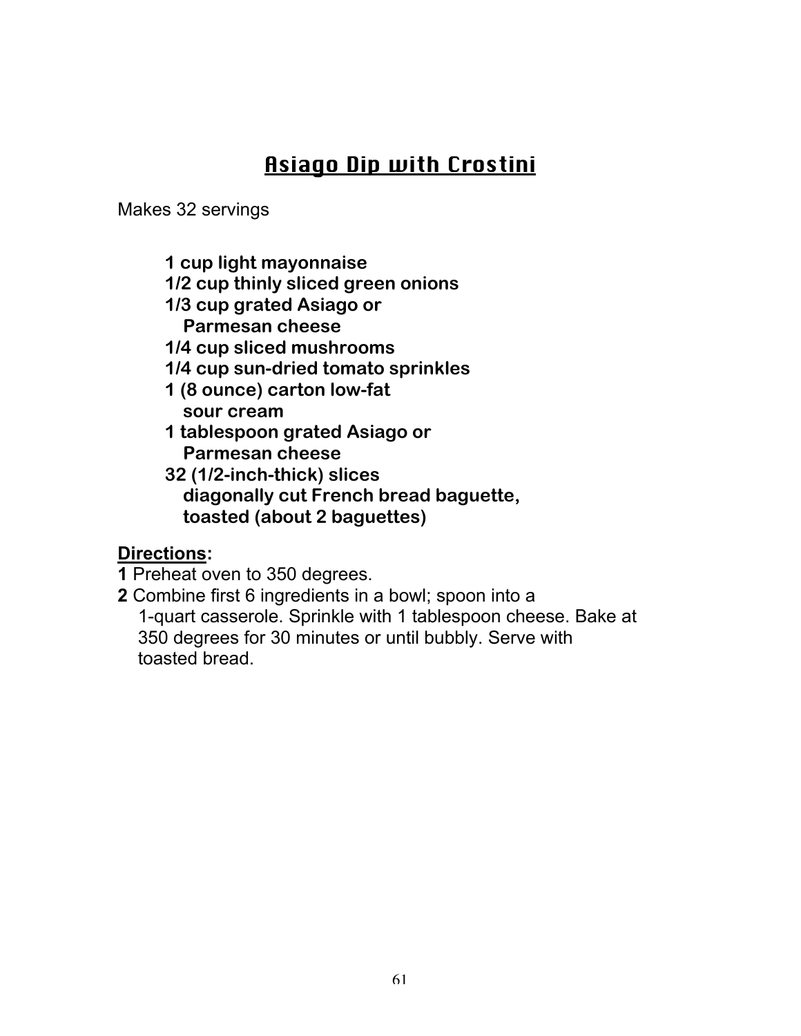# Asiago Dip with Crostini

Makes 32 servings

- **1 cup light mayonnaise**
- **1/2 cup thinly sliced green onions**
- **1/3 cup grated Asiago or Parmesan cheese**
- **1/4 cup sliced mushrooms**
- **1/4 cup sun-dried tomato sprinkles**
- **1 (8 ounce) carton low-fat sour cream**
- **1 tablespoon grated Asiago or Parmesan cheese**
- **32 (1/2-inch-thick) slices diagonally cut French bread baguette, toasted (about 2 baguettes)**

**Directions:**

**1** Preheat oven to 350 degrees.

**2** Combine first 6 ingredients in a bowl; spoon into a 1-quart casserole. Sprinkle with 1 tablespoon cheese. Bake at 350 degrees for 30 minutes or until bubbly. Serve with toasted bread.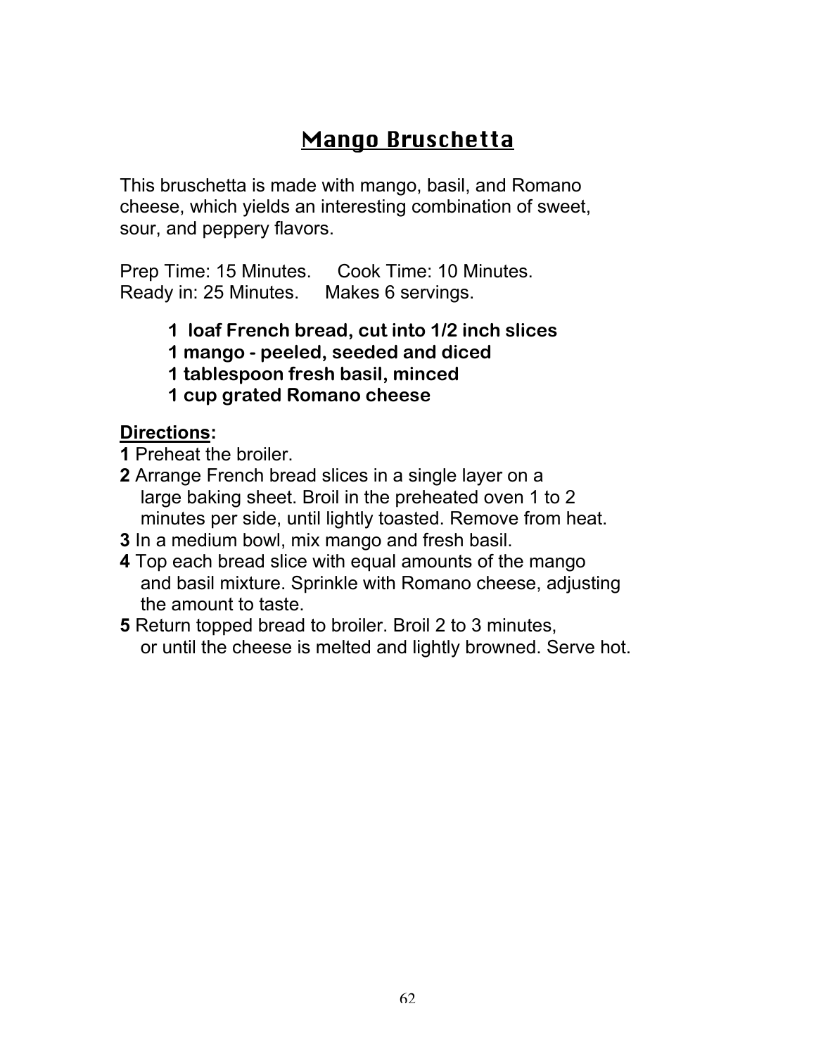# Mango Bruschetta

This bruschetta is made with mango, basil, and Romano cheese, which yields an interesting combination of sweet, sour, and peppery flavors.

Prep Time: 15 Minutes. Cook Time: 10 Minutes.
Ready in: 25 Minutes. Makes 6 servings.

**1 loaf French bread, cut into 1/2 inch slices**
**1 mango - peeled, seeded and diced**
**1 tablespoon fresh basil, minced**
**1 cup grated Romano cheese**

**Directions:**

**1** Preheat the broiler.
**2** Arrange French bread slices in a single layer on a large baking sheet. Broil in the preheated oven 1 to 2 minutes per side, until lightly toasted. Remove from heat.
**3** In a medium bowl, mix mango and fresh basil.
**4** Top each bread slice with equal amounts of the mango and basil mixture. Sprinkle with Romano cheese, adjusting the amount to taste.
**5** Return topped bread to broiler. Broil 2 to 3 minutes, or until the cheese is melted and lightly browned. Serve hot.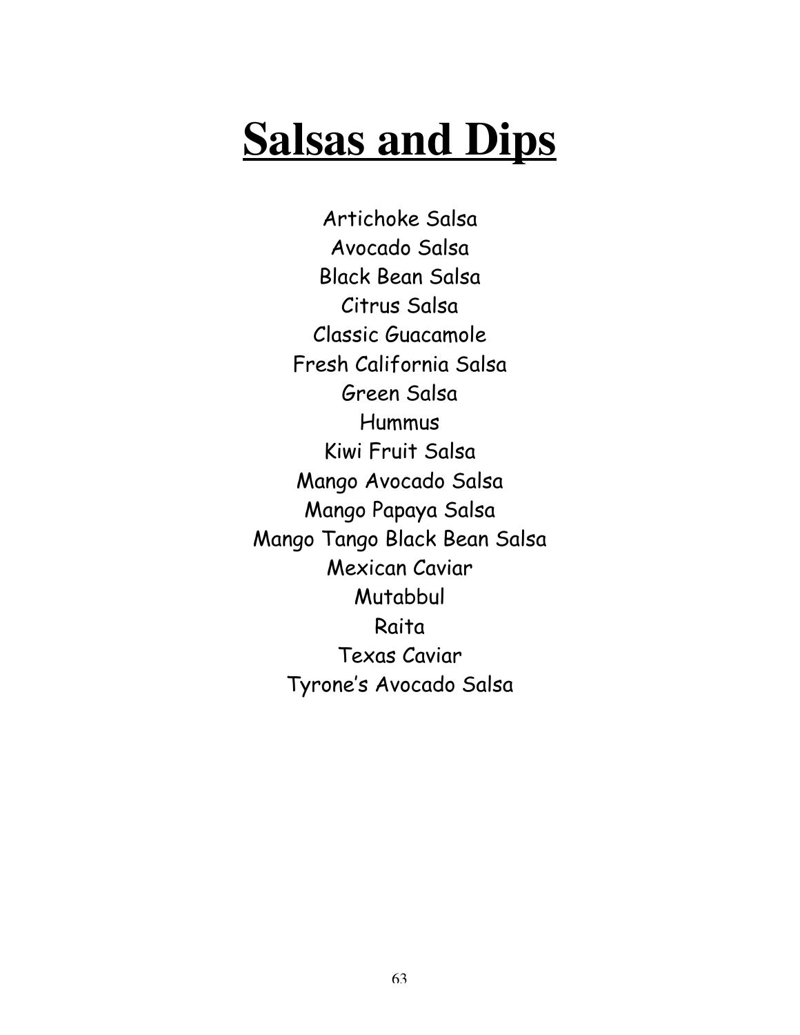# Salsas and Dips

Artichoke Salsa
Avocado Salsa
Black Bean Salsa
Citrus Salsa
Classic Guacamole
Fresh California Salsa
Green Salsa
Hummus
Kiwi Fruit Salsa
Mango Avocado Salsa
Mango Papaya Salsa
Mango Tango Black Bean Salsa
Mexican Caviar
Mutabbul
Raita
Texas Caviar
Tyrone's Avocado Salsa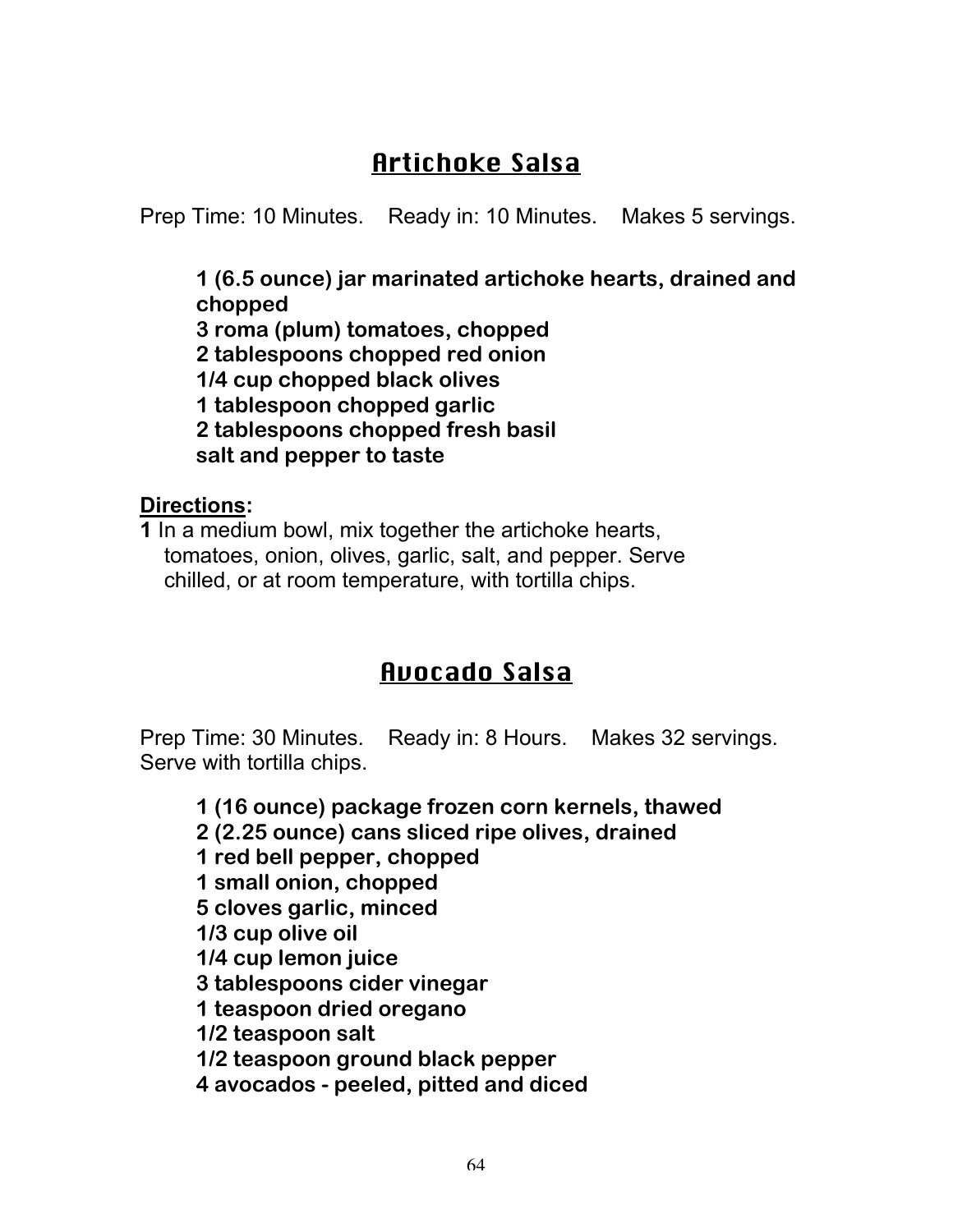## Artichoke Salsa

Prep Time: 10 Minutes.    Ready in: 10 Minutes.    Makes 5 servings.

**1 (6.5 ounce) jar marinated artichoke hearts, drained and chopped**
**3 roma (plum) tomatoes, chopped**
**2 tablespoons chopped red onion**
**1/4 cup chopped black olives**
**1 tablespoon chopped garlic**
**2 tablespoons chopped fresh basil**
**salt and pepper to taste**

**Directions:**

**1** In a medium bowl, mix together the artichoke hearts, tomatoes, onion, olives, garlic, salt, and pepper. Serve chilled, or at room temperature, with tortilla chips.

## Avocado Salsa

Prep Time: 30 Minutes.    Ready in: 8 Hours.    Makes 32 servings. Serve with tortilla chips.

**1 (16 ounce) package frozen corn kernels, thawed**
**2 (2.25 ounce) cans sliced ripe olives, drained**
**1 red bell pepper, chopped**
**1 small onion, chopped**
**5 cloves garlic, minced**
**1/3 cup olive oil**
**1/4 cup lemon juice**
**3 tablespoons cider vinegar**
**1 teaspoon dried oregano**
**1/2 teaspoon salt**
**1/2 teaspoon ground black pepper**
**4 avocados - peeled, pitted and diced**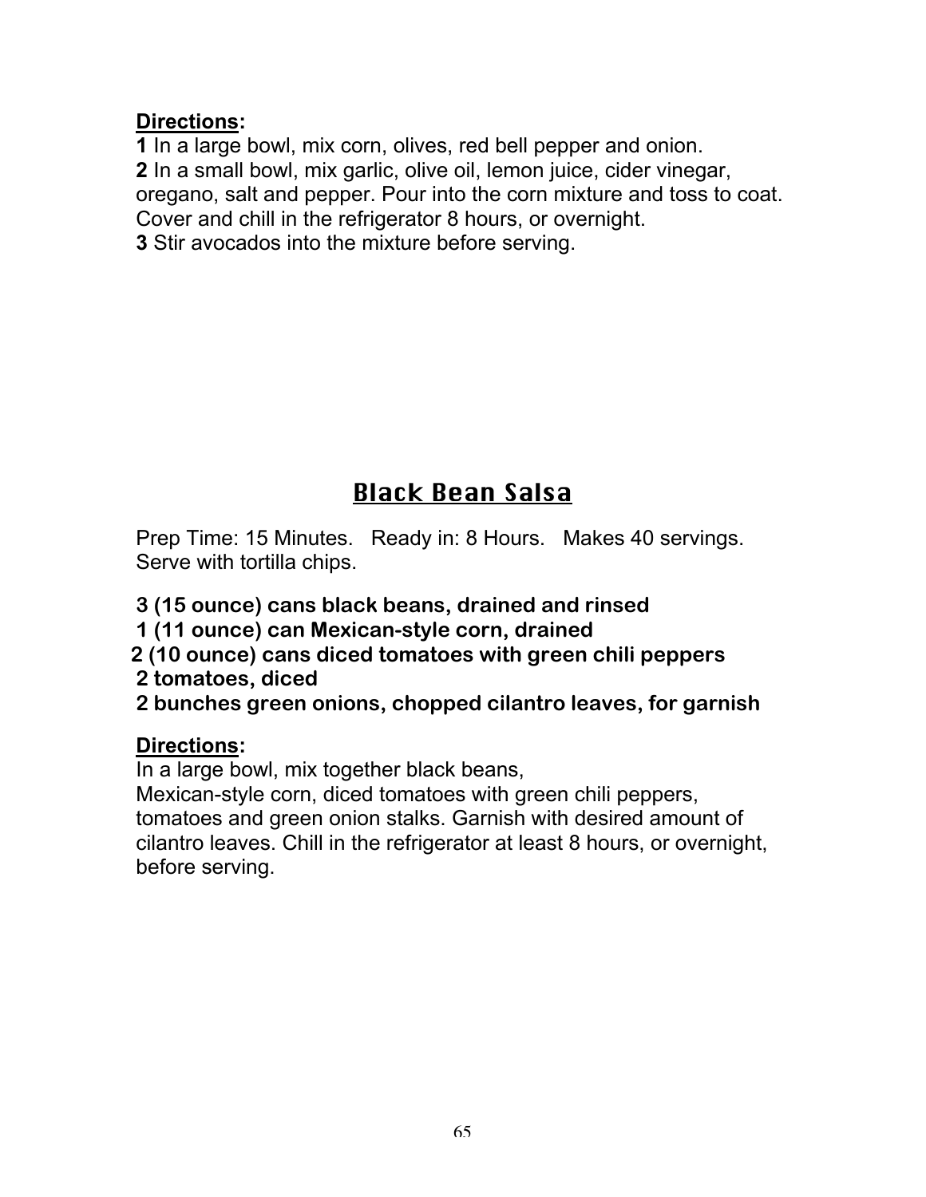**Directions:**

**1** In a large bowl, mix corn, olives, red bell pepper and onion.
**2** In a small bowl, mix garlic, olive oil, lemon juice, cider vinegar, oregano, salt and pepper. Pour into the corn mixture and toss to coat. Cover and chill in the refrigerator 8 hours, or overnight.
**3** Stir avocados into the mixture before serving.

# Black Bean Salsa

Prep Time: 15 Minutes.   Ready in: 8 Hours.   Makes 40 servings.
Serve with tortilla chips.

**3 (15 ounce) cans black beans, drained and rinsed**
**1 (11 ounce) can Mexican-style corn, drained**
**2 (10 ounce) cans diced tomatoes with green chili peppers**
**2 tomatoes, diced**
**2 bunches green onions, chopped cilantro leaves, for garnish**

**Directions:**

In a large bowl, mix together black beans, Mexican-style corn, diced tomatoes with green chili peppers, tomatoes and green onion stalks. Garnish with desired amount of cilantro leaves. Chill in the refrigerator at least 8 hours, or overnight, before serving.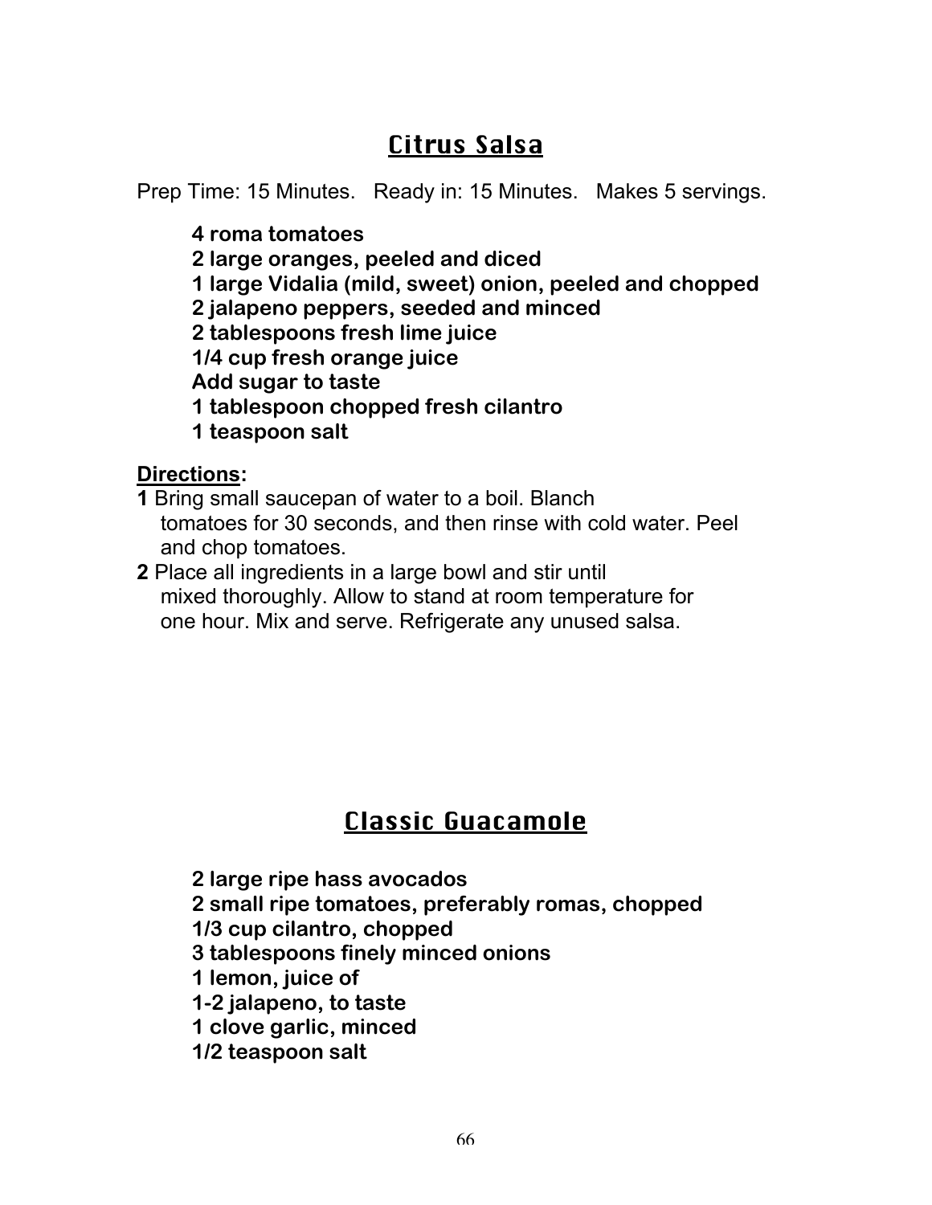## Citrus Salsa

Prep Time: 15 Minutes. Ready in: 15 Minutes. Makes 5 servings.

**4 roma tomatoes**
**2 large oranges, peeled and diced**
**1 large Vidalia (mild, sweet) onion, peeled and chopped**
**2 jalapeno peppers, seeded and minced**
**2 tablespoons fresh lime juice**
**1/4 cup fresh orange juice**
**Add sugar to taste**
**1 tablespoon chopped fresh cilantro**
**1 teaspoon salt**

**Directions:**

**1** Bring small saucepan of water to a boil. Blanch tomatoes for 30 seconds, and then rinse with cold water. Peel and chop tomatoes.

**2** Place all ingredients in a large bowl and stir until mixed thoroughly. Allow to stand at room temperature for one hour. Mix and serve. Refrigerate any unused salsa.

## Classic Guacamole

**2 large ripe hass avocados**
**2 small ripe tomatoes, preferably romas, chopped**
**1/3 cup cilantro, chopped**
**3 tablespoons finely minced onions**
**1 lemon, juice of**
**1-2 jalapeno, to taste**
**1 clove garlic, minced**
**1/2 teaspoon salt**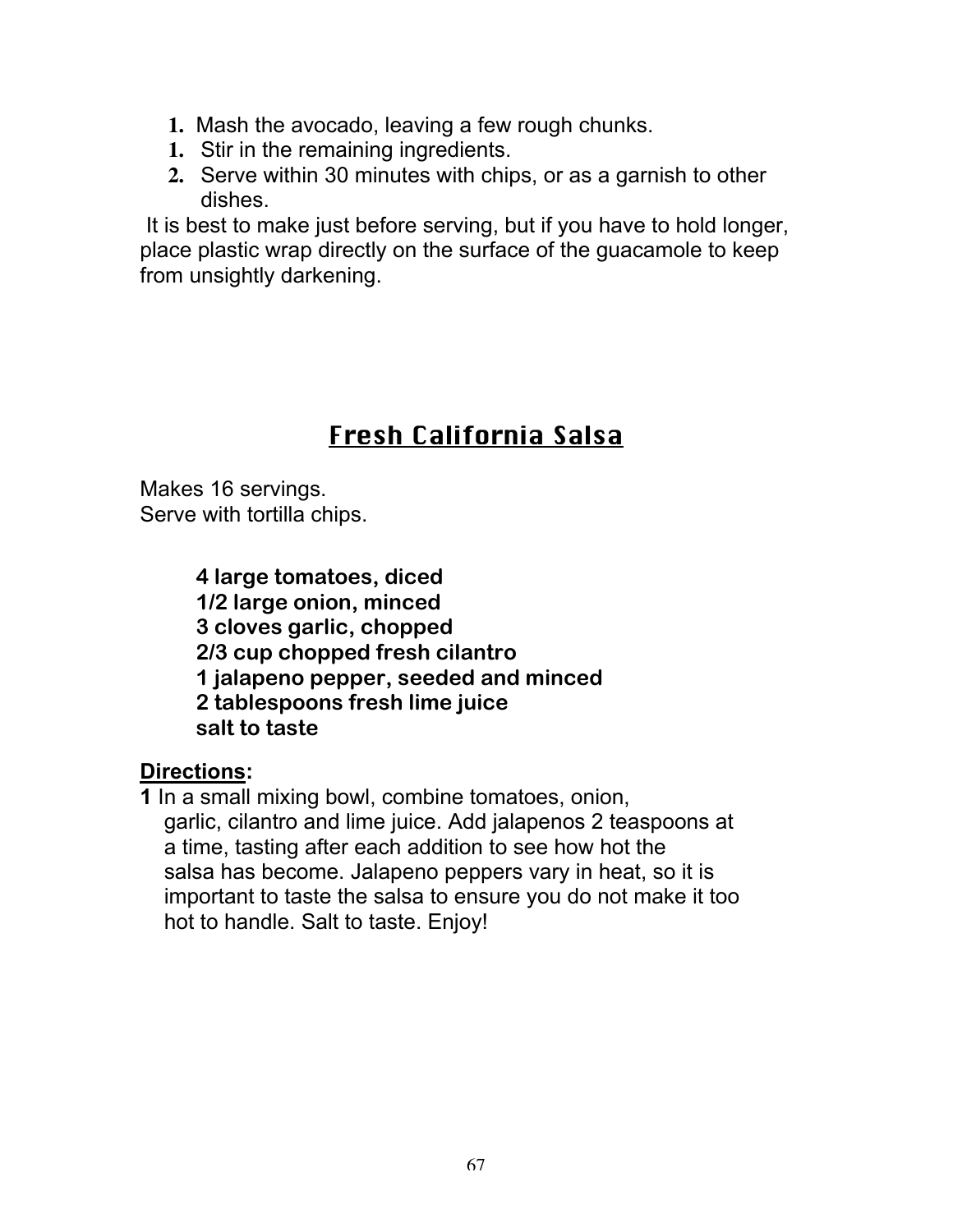1. Mash the avocado, leaving a few rough chunks.
1. Stir in the remaining ingredients.
2. Serve within 30 minutes with chips, or as a garnish to other dishes.

It is best to make just before serving, but if you have to hold longer, place plastic wrap directly on the surface of the guacamole to keep from unsightly darkening.

## Fresh California Salsa

Makes 16 servings.
Serve with tortilla chips.

**4 large tomatoes, diced**
**1/2 large onion, minced**
**3 cloves garlic, chopped**
**2/3 cup chopped fresh cilantro**
**1 jalapeno pepper, seeded and minced**
**2 tablespoons fresh lime juice**
**salt to taste**

**Directions:**

**1** In a small mixing bowl, combine tomatoes, onion, garlic, cilantro and lime juice. Add jalapenos 2 teaspoons at a time, tasting after each addition to see how hot the salsa has become. Jalapeno peppers vary in heat, so it is important to taste the salsa to ensure you do not make it too hot to handle. Salt to taste. Enjoy!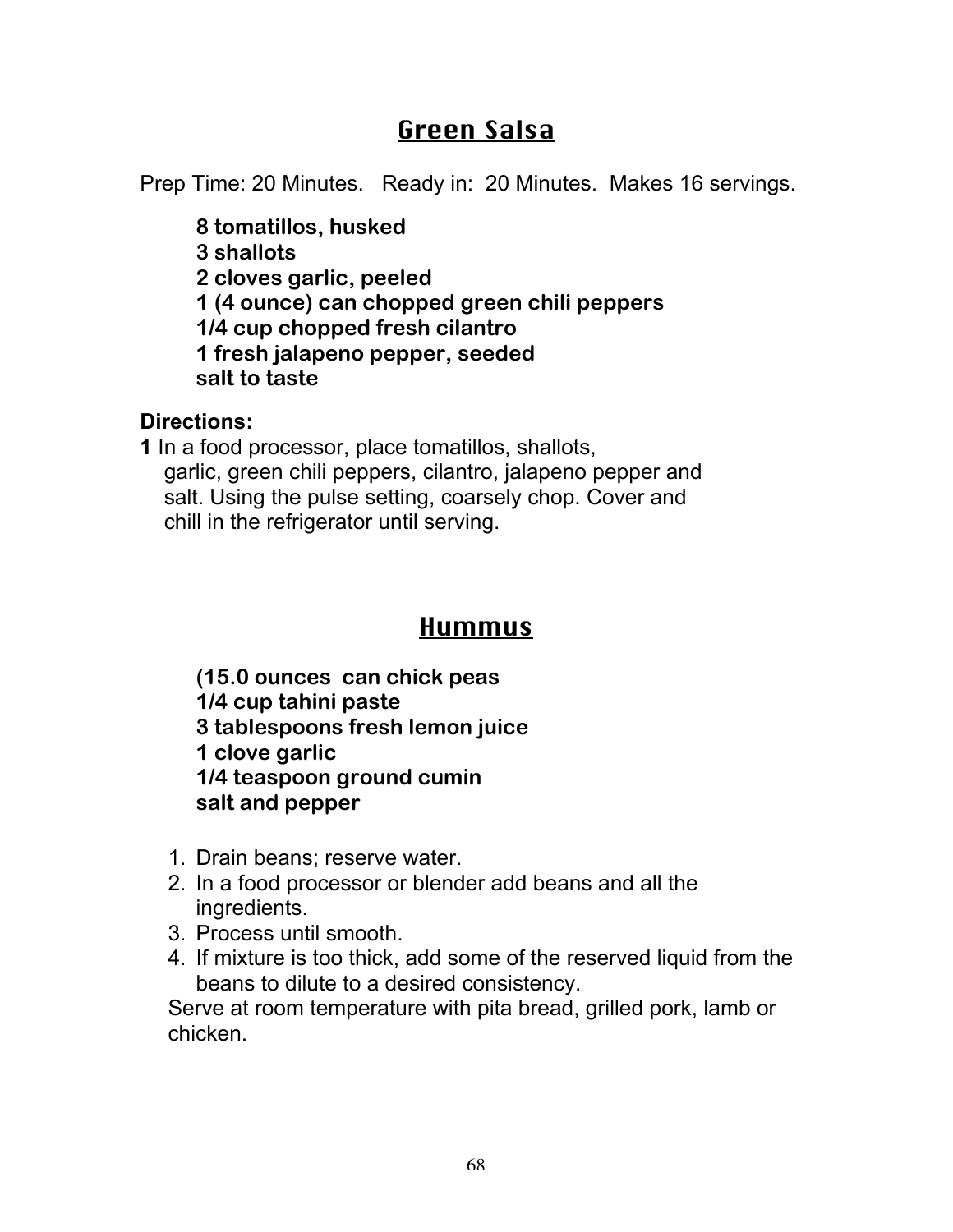## Green Salsa

Prep Time: 20 Minutes. Ready in: 20 Minutes. Makes 16 servings.

**8 tomatillos, husked**
**3 shallots**
**2 cloves garlic, peeled**
**1 (4 ounce) can chopped green chili peppers**
**1/4 cup chopped fresh cilantro**
**1 fresh jalapeno pepper, seeded**
**salt to taste**

**Directions:**

**1** In a food processor, place tomatillos, shallots, garlic, green chili peppers, cilantro, jalapeno pepper and salt. Using the pulse setting, coarsely chop. Cover and chill in the refrigerator until serving.

## Hummus

**(15.0 ounces can chick peas**
**1/4 cup tahini paste**
**3 tablespoons fresh lemon juice**
**1 clove garlic**
**1/4 teaspoon ground cumin**
**salt and pepper**

1. Drain beans; reserve water.
2. In a food processor or blender add beans and all the ingredients.
3. Process until smooth.
4. If mixture is too thick, add some of the reserved liquid from the beans to dilute to a desired consistency.

Serve at room temperature with pita bread, grilled pork, lamb or chicken.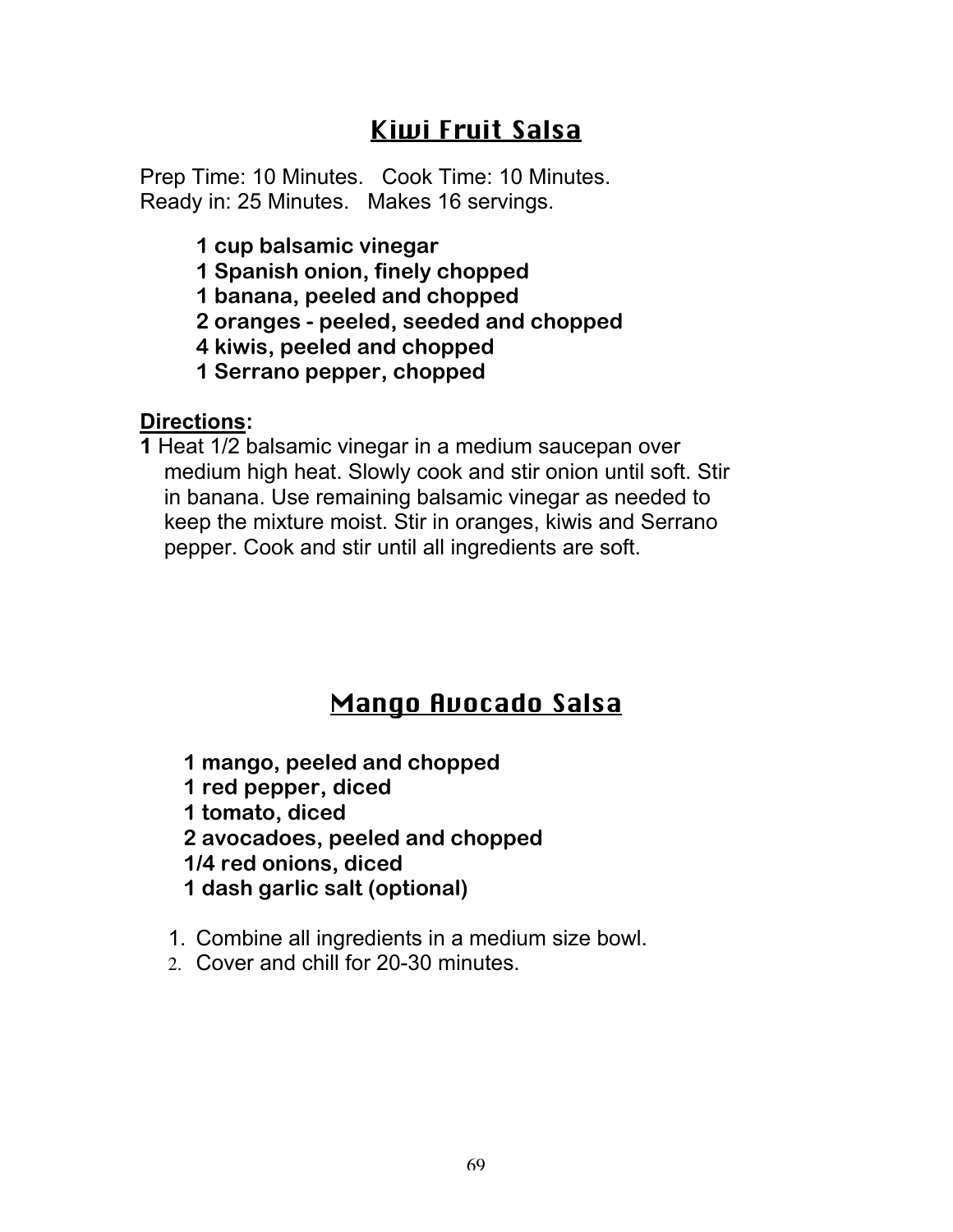## Kiwi Fruit Salsa

Prep Time: 10 Minutes. Cook Time: 10 Minutes.
Ready in: 25 Minutes. Makes 16 servings.

**1 cup balsamic vinegar**
**1 Spanish onion, finely chopped**
**1 banana, peeled and chopped**
**2 oranges - peeled, seeded and chopped**
**4 kiwis, peeled and chopped**
**1 Serrano pepper, chopped**

**Directions:**

**1** Heat 1/2 balsamic vinegar in a medium saucepan over medium high heat. Slowly cook and stir onion until soft. Stir in banana. Use remaining balsamic vinegar as needed to keep the mixture moist. Stir in oranges, kiwis and Serrano pepper. Cook and stir until all ingredients are soft.

## Mango Avocado Salsa

**1 mango, peeled and chopped**
**1 red pepper, diced**
**1 tomato, diced**
**2 avocadoes, peeled and chopped**
**1/4 red onions, diced**
**1 dash garlic salt (optional)**

1. Combine all ingredients in a medium size bowl.
2. Cover and chill for 20-30 minutes.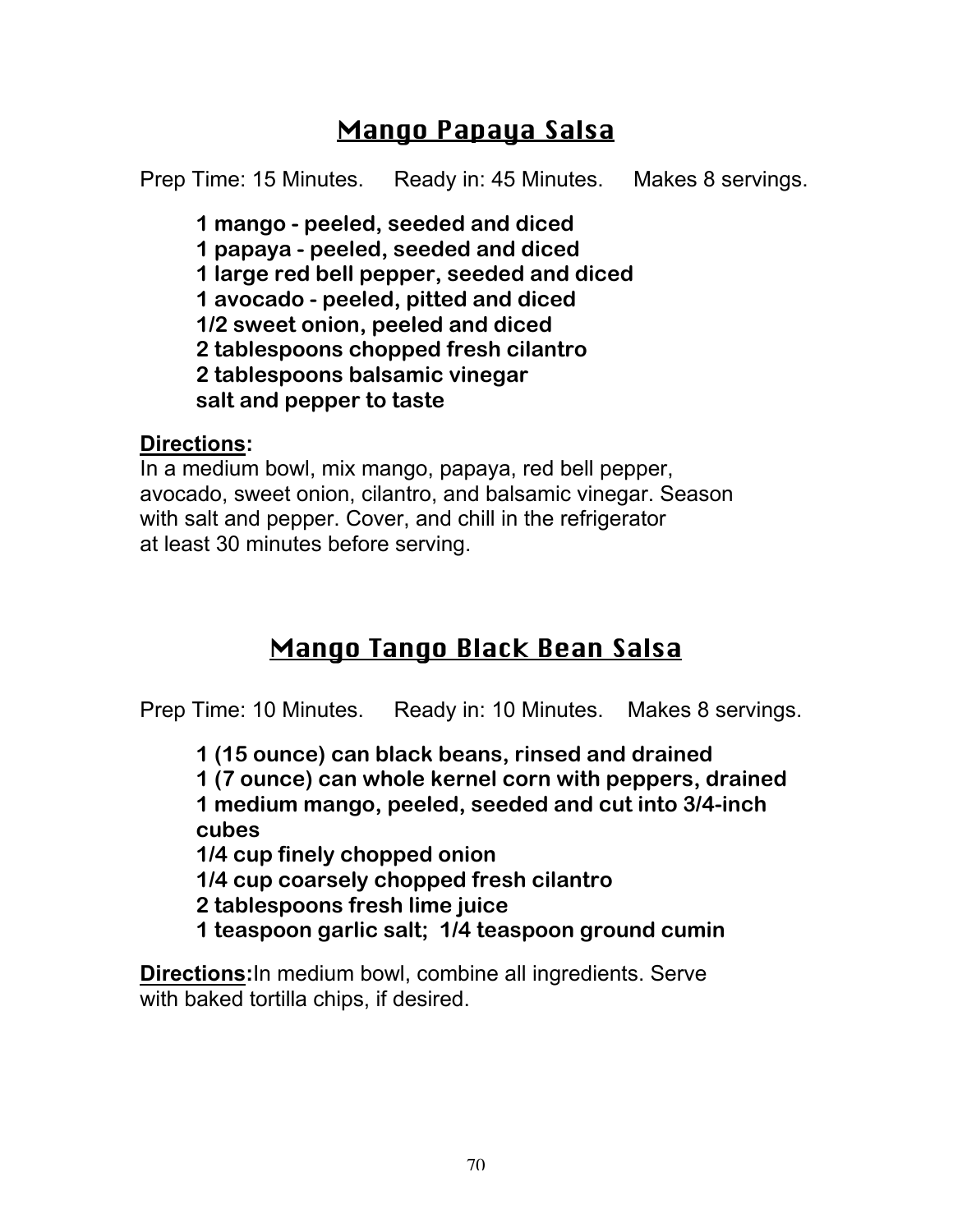## Mango Papaya Salsa

Prep Time: 15 Minutes. Ready in: 45 Minutes. Makes 8 servings.

**1 mango - peeled, seeded and diced**
**1 papaya - peeled, seeded and diced**
**1 large red bell pepper, seeded and diced**
**1 avocado - peeled, pitted and diced**
**1/2 sweet onion, peeled and diced**
**2 tablespoons chopped fresh cilantro**
**2 tablespoons balsamic vinegar**
**salt and pepper to taste**

**Directions:**
In a medium bowl, mix mango, papaya, red bell pepper, avocado, sweet onion, cilantro, and balsamic vinegar. Season with salt and pepper. Cover, and chill in the refrigerator at least 30 minutes before serving.

## Mango Tango Black Bean Salsa

Prep Time: 10 Minutes. Ready in: 10 Minutes. Makes 8 servings.

**1 (15 ounce) can black beans, rinsed and drained**
**1 (7 ounce) can whole kernel corn with peppers, drained**
**1 medium mango, peeled, seeded and cut into 3/4-inch cubes**
**1/4 cup finely chopped onion**
**1/4 cup coarsely chopped fresh cilantro**
**2 tablespoons fresh lime juice**
**1 teaspoon garlic salt; 1/4 teaspoon ground cumin**

**Directions:** In medium bowl, combine all ingredients. Serve with baked tortilla chips, if desired.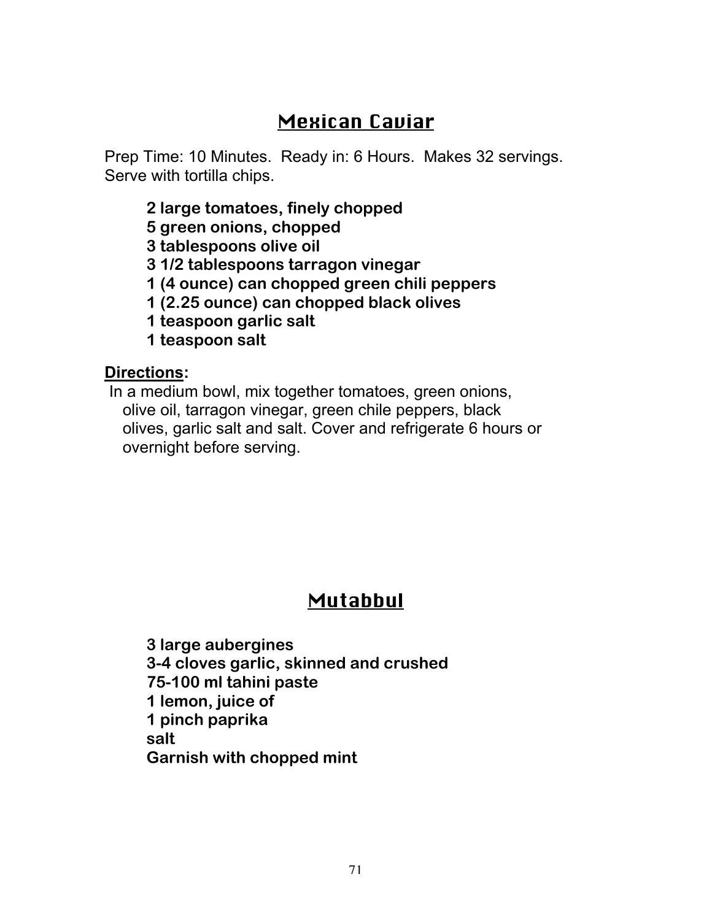## Mexican Caviar

Prep Time: 10 Minutes. Ready in: 6 Hours. Makes 32 servings. Serve with tortilla chips.

**2 large tomatoes, finely chopped**
**5 green onions, chopped**
**3 tablespoons olive oil**
**3 1/2 tablespoons tarragon vinegar**
**1 (4 ounce) can chopped green chili peppers**
**1 (2.25 ounce) can chopped black olives**
**1 teaspoon garlic salt**
**1 teaspoon salt**

**Directions:**

In a medium bowl, mix together tomatoes, green onions, olive oil, tarragon vinegar, green chile peppers, black olives, garlic salt and salt. Cover and refrigerate 6 hours or overnight before serving.

## Mutabbul

**3 large aubergines**
**3-4 cloves garlic, skinned and crushed**
**75-100 ml tahini paste**
**1 lemon, juice of**
**1 pinch paprika**
**salt**
**Garnish with chopped mint**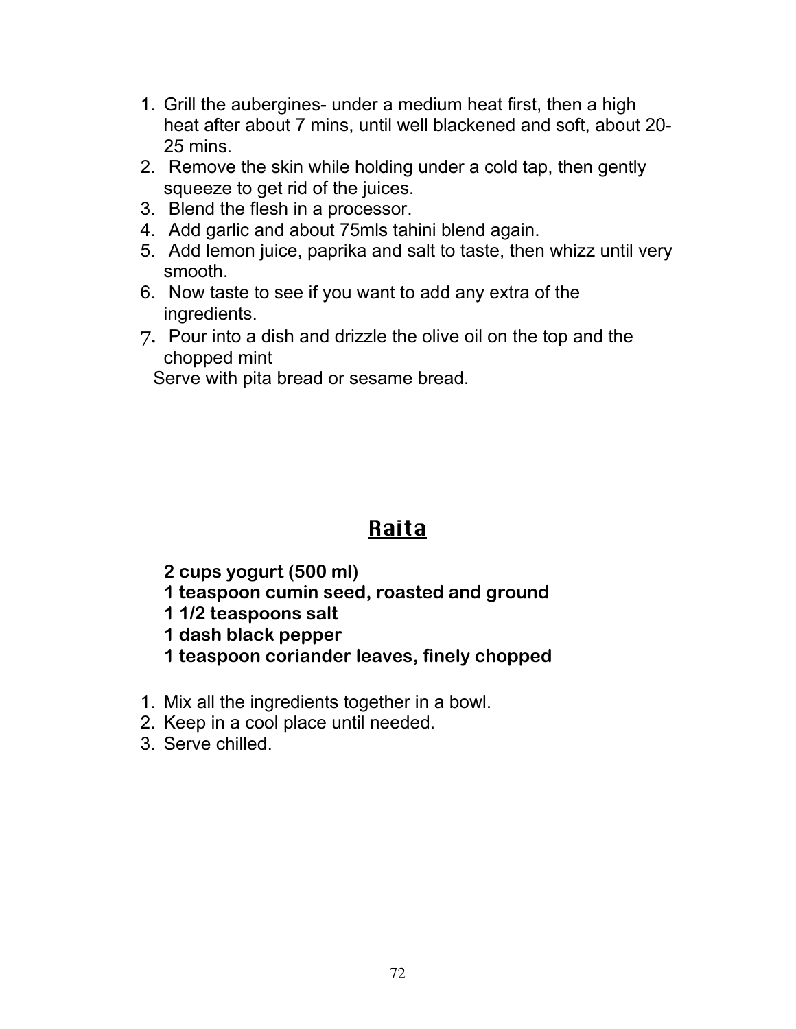1. Grill the aubergines- under a medium heat first, then a high heat after about 7 mins, until well blackened and soft, about 20-25 mins.
2. Remove the skin while holding under a cold tap, then gently squeeze to get rid of the juices.
3. Blend the flesh in a processor.
4. Add garlic and about 75mls tahini blend again.
5. Add lemon juice, paprika and salt to taste, then whizz until very smooth.
6. Now taste to see if you want to add any extra of the ingredients.
7. Pour into a dish and drizzle the olive oil on the top and the chopped mint

Serve with pita bread or sesame bread.

## Raita

**2 cups yogurt (500 ml)**
**1 teaspoon cumin seed, roasted and ground**
**1 1/2 teaspoons salt**
**1 dash black pepper**
**1 teaspoon coriander leaves, finely chopped**

1. Mix all the ingredients together in a bowl.
2. Keep in a cool place until needed.
3. Serve chilled.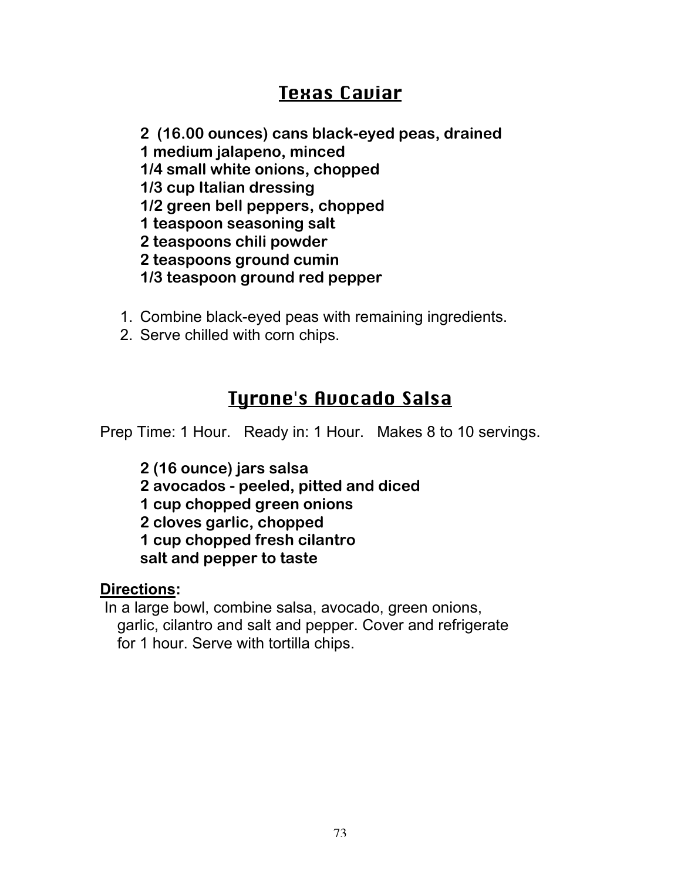## Texas Caviar

**2 (16.00 ounces) cans black-eyed peas, drained**
**1 medium jalapeno, minced**
**1/4 small white onions, chopped**
**1/3 cup Italian dressing**
**1/2 green bell peppers, chopped**
**1 teaspoon seasoning salt**
**2 teaspoons chili powder**
**2 teaspoons ground cumin**
**1/3 teaspoon ground red pepper**

1. Combine black-eyed peas with remaining ingredients.
2. Serve chilled with corn chips.

## Tyrone's Avocado Salsa

Prep Time: 1 Hour. Ready in: 1 Hour. Makes 8 to 10 servings.

**2 (16 ounce) jars salsa**
**2 avocados - peeled, pitted and diced**
**1 cup chopped green onions**
**2 cloves garlic, chopped**
**1 cup chopped fresh cilantro**
**salt and pepper to taste**

**Directions:**

In a large bowl, combine salsa, avocado, green onions, garlic, cilantro and salt and pepper. Cover and refrigerate for 1 hour. Serve with tortilla chips.